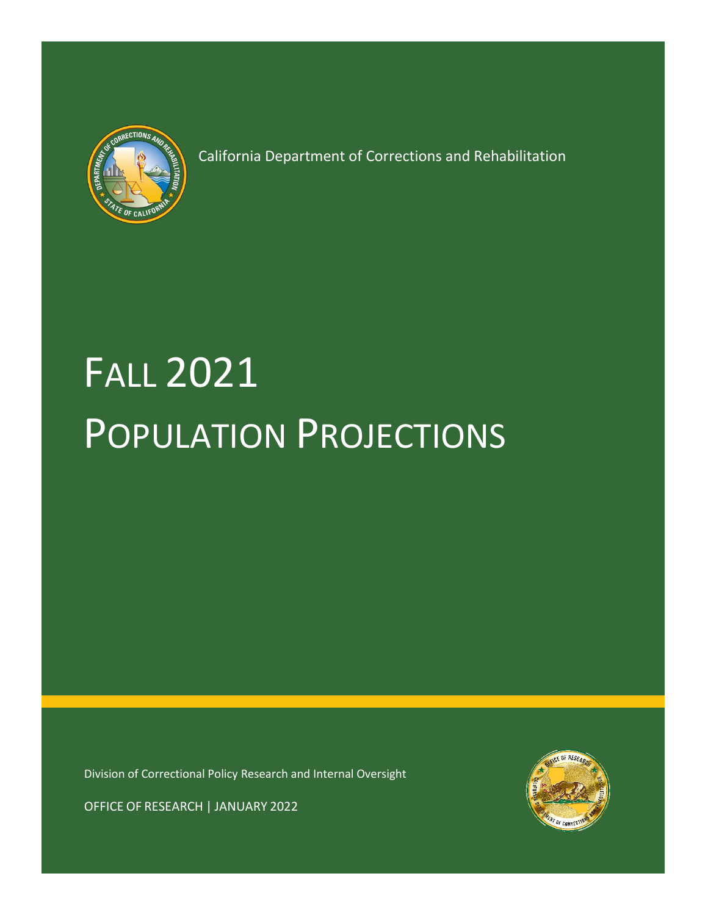California Department of Corrections and Rehabilitation

# FALL 2021 POPULATION PROJECTIONS

Division of Correctional Policy Research and Internal Oversight

OFFICE OF RESEARCH | JANUARY 2022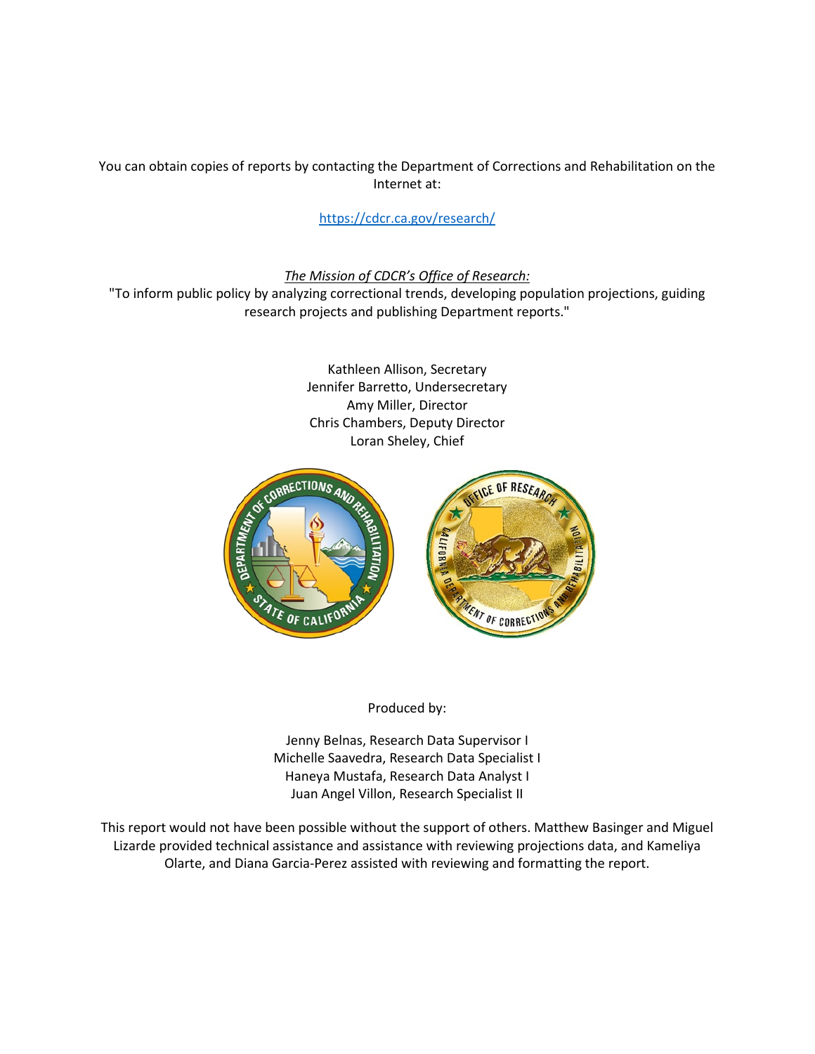You can obtain copies of reports by contacting the Department of Corrections and Rehabilitation on the Internet at:

https://cdcr.ca.gov/research/

*The Mission of CDCR's Office of Research:*

"To inform public policy by analyzing correctional trends, developing population projections, guiding research projects and publishing Department reports."

Kathleen Allison, Secretary
Jennifer Barretto, Undersecretary
Amy Miller, Director
Chris Chambers, Deputy Director
Loran Sheley, Chief

Produced by:

Jenny Belnas, Research Data Supervisor I
Michelle Saavedra, Research Data Specialist I
Haneya Mustafa, Research Data Analyst I
Juan Angel Villon, Research Specialist II

This report would not have been possible without the support of others. Matthew Basinger and Miguel Lizarde provided technical assistance and assistance with reviewing projections data, and Kameliya Olarte, and Diana Garcia-Perez assisted with reviewing and formatting the report.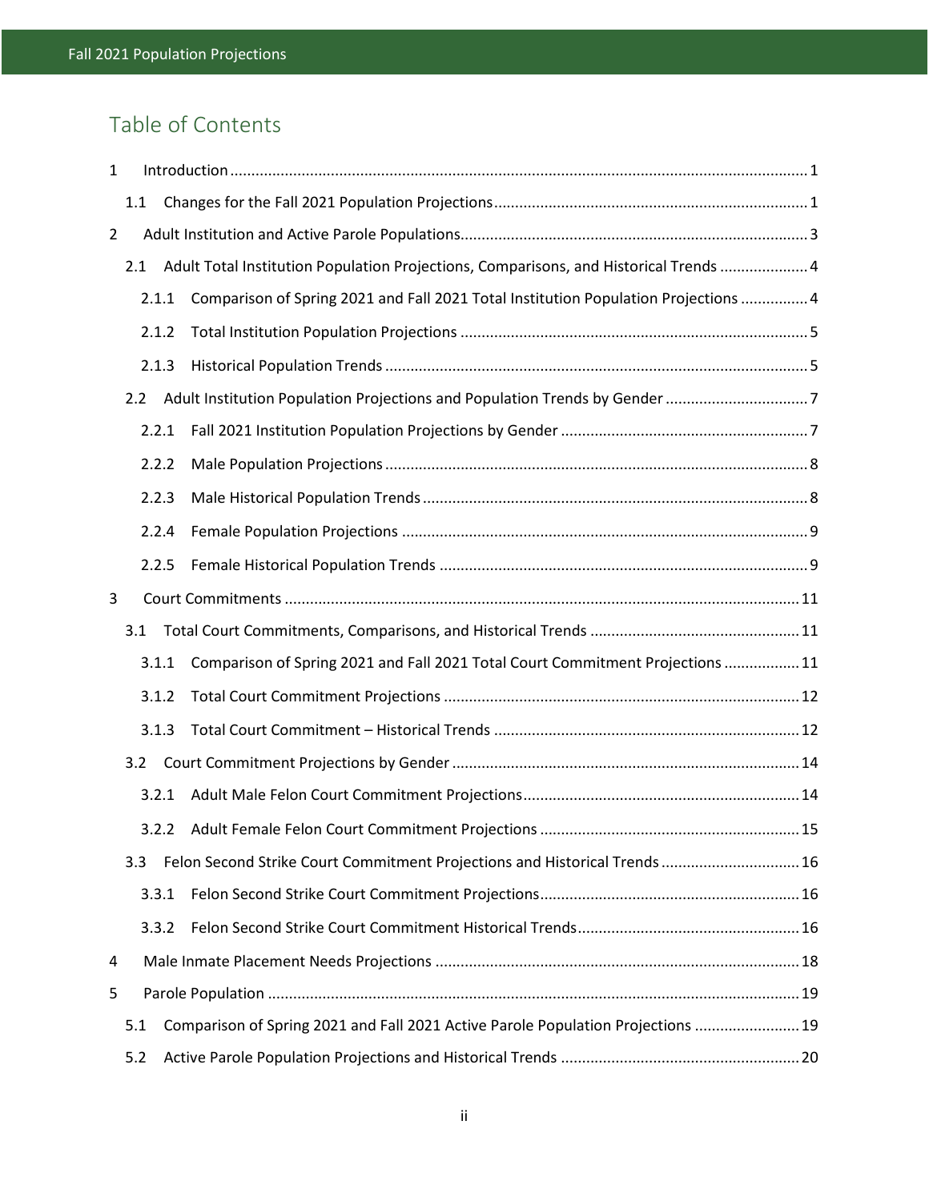# Table of Contents

1 Introduction ..... 1

- 1.1 Changes for the Fall 2021 Population Projections ..... 1

2 Adult Institution and Active Parole Populations ..... 3

- 2.1 Adult Total Institution Population Projections, Comparisons, and Historical Trends ..... 4
  - 2.1.1 Comparison of Spring 2021 and Fall 2021 Total Institution Population Projections ..... 4
  - 2.1.2 Total Institution Population Projections ..... 5
  - 2.1.3 Historical Population Trends ..... 5
- 2.2 Adult Institution Population Projections and Population Trends by Gender ..... 7
  - 2.2.1 Fall 2021 Institution Population Projections by Gender ..... 7
  - 2.2.2 Male Population Projections ..... 8
  - 2.2.3 Male Historical Population Trends ..... 8
  - 2.2.4 Female Population Projections ..... 9
  - 2.2.5 Female Historical Population Trends ..... 9

3 Court Commitments ..... 11

- 3.1 Total Court Commitments, Comparisons, and Historical Trends ..... 11
  - 3.1.1 Comparison of Spring 2021 and Fall 2021 Total Court Commitment Projections ..... 11
  - 3.1.2 Total Court Commitment Projections ..... 12
  - 3.1.3 Total Court Commitment – Historical Trends ..... 12
- 3.2 Court Commitment Projections by Gender ..... 14
  - 3.2.1 Adult Male Felon Court Commitment Projections ..... 14
  - 3.2.2 Adult Female Felon Court Commitment Projections ..... 15
- 3.3 Felon Second Strike Court Commitment Projections and Historical Trends ..... 16
  - 3.3.1 Felon Second Strike Court Commitment Projections ..... 16
  - 3.3.2 Felon Second Strike Court Commitment Historical Trends ..... 16

4 Male Inmate Placement Needs Projections ..... 18

5 Parole Population ..... 19

- 5.1 Comparison of Spring 2021 and Fall 2021 Active Parole Population Projections ..... 19
- 5.2 Active Parole Population Projections and Historical Trends ..... 20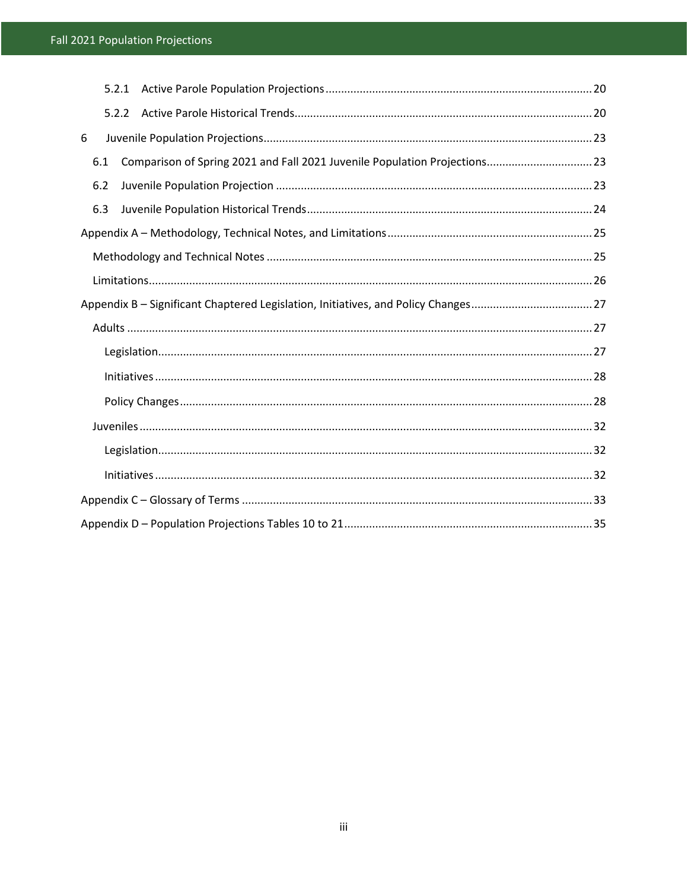- 5.2.1 Active Parole Population Projections ........ 20
- 5.2.2 Active Parole Historical Trends ........ 20

6 Juvenile Population Projections ........ 23

- 6.1 Comparison of Spring 2021 and Fall 2021 Juvenile Population Projections ........ 23
- 6.2 Juvenile Population Projection ........ 23
- 6.3 Juvenile Population Historical Trends ........ 24

Appendix A – Methodology, Technical Notes, and Limitations ........ 25

- Methodology and Technical Notes ........ 25
- Limitations ........ 26

Appendix B – Significant Chaptered Legislation, Initiatives, and Policy Changes ........ 27

- Adults ........ 27
  - Legislation ........ 27
  - Initiatives ........ 28
  - Policy Changes ........ 28
- Juveniles ........ 32
  - Legislation ........ 32
  - Initiatives ........ 32

Appendix C – Glossary of Terms ........ 33

Appendix D – Population Projections Tables 10 to 21 ........ 35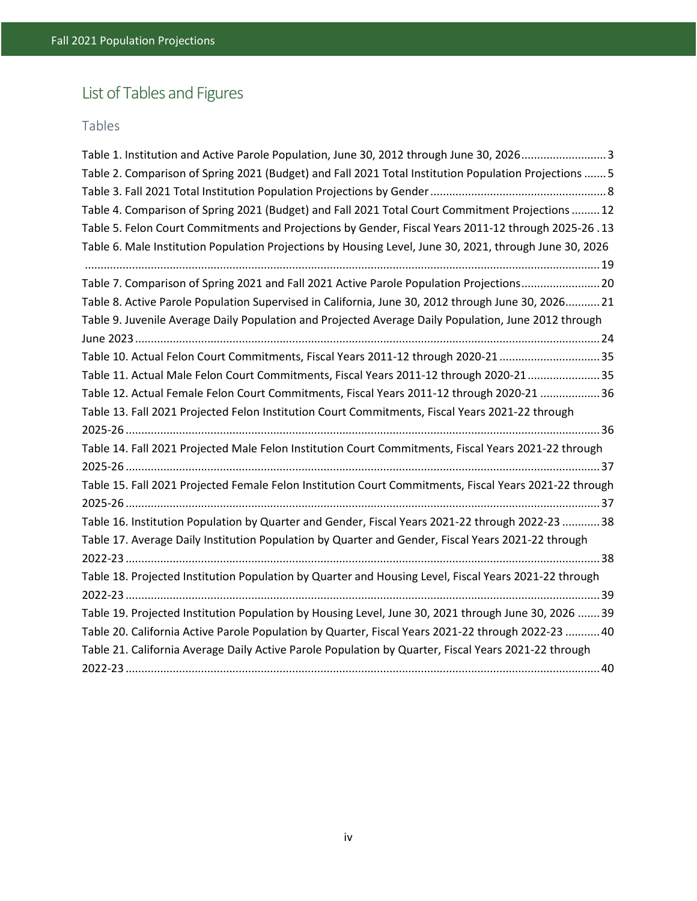# List of Tables and Figures

## Tables

Table 1. Institution and Active Parole Population, June 30, 2012 through June 30, 2026 .......................... 3
Table 2. Comparison of Spring 2021 (Budget) and Fall 2021 Total Institution Population Projections ....... 5
Table 3. Fall 2021 Total Institution Population Projections by Gender ....................................................... 8
Table 4. Comparison of Spring 2021 (Budget) and Fall 2021 Total Court Commitment Projections ......... 12
Table 5. Felon Court Commitments and Projections by Gender, Fiscal Years 2011-12 through 2025-26 . 13
Table 6. Male Institution Population Projections by Housing Level, June 30, 2021, through June 30, 2026 ................................................................................................................................................... 19
Table 7. Comparison of Spring 2021 and Fall 2021 Active Parole Population Projections ......................... 20
Table 8. Active Parole Population Supervised in California, June 30, 2012 through June 30, 2026........... 21
Table 9. Juvenile Average Daily Population and Projected Average Daily Population, June 2012 through June 2023 ................................................................................................................................................ 24
Table 10. Actual Felon Court Commitments, Fiscal Years 2011-12 through 2020-21 ................................ 35
Table 11. Actual Male Felon Court Commitments, Fiscal Years 2011-12 through 2020-21 ....................... 35
Table 12. Actual Female Felon Court Commitments, Fiscal Years 2011-12 through 2020-21 ................... 36
Table 13. Fall 2021 Projected Felon Institution Court Commitments, Fiscal Years 2021-22 through 2025-26 .................................................................................................................................................. 36
Table 14. Fall 2021 Projected Male Felon Institution Court Commitments, Fiscal Years 2021-22 through 2025-26 .................................................................................................................................................. 37
Table 15. Fall 2021 Projected Female Felon Institution Court Commitments, Fiscal Years 2021-22 through 2025-26 .................................................................................................................................................. 37
Table 16. Institution Population by Quarter and Gender, Fiscal Years 2021-22 through 2022-23 ............ 38
Table 17. Average Daily Institution Population by Quarter and Gender, Fiscal Years 2021-22 through 2022-23 .................................................................................................................................................. 38
Table 18. Projected Institution Population by Quarter and Housing Level, Fiscal Years 2021-22 through 2022-23 .................................................................................................................................................. 39
Table 19. Projected Institution Population by Housing Level, June 30, 2021 through June 30, 2026 ....... 39
Table 20. California Active Parole Population by Quarter, Fiscal Years 2021-22 through 2022-23 ........... 40
Table 21. California Average Daily Active Parole Population by Quarter, Fiscal Years 2021-22 through 2022-23 .................................................................................................................................................. 40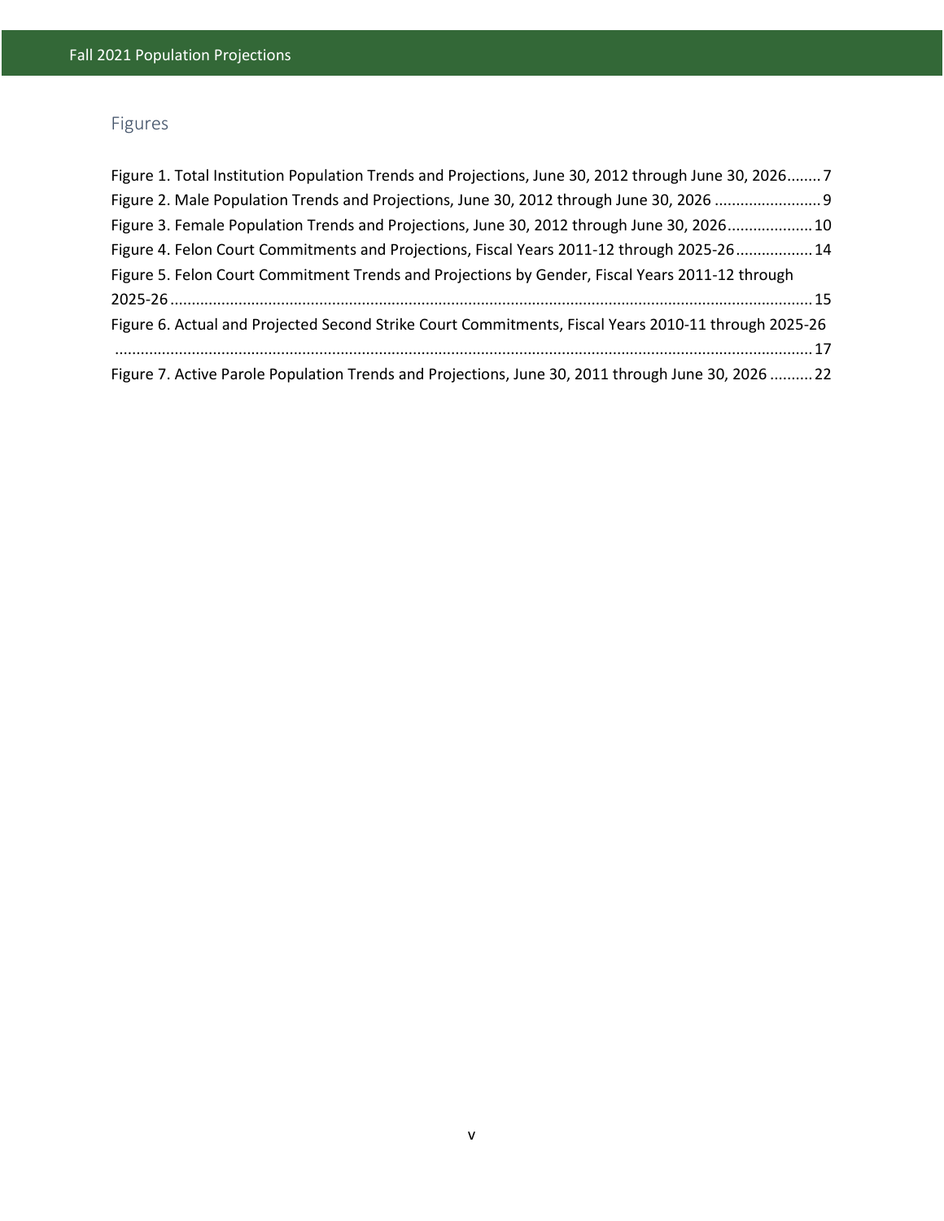## Figures

Figure 1. Total Institution Population Trends and Projections, June 30, 2012 through June 30, 2026........7

Figure 2. Male Population Trends and Projections, June 30, 2012 through June 30, 2026 .........................9

Figure 3. Female Population Trends and Projections, June 30, 2012 through June 30, 2026....................10

Figure 4. Felon Court Commitments and Projections, Fiscal Years 2011-12 through 2025-26..................14

Figure 5. Felon Court Commitment Trends and Projections by Gender, Fiscal Years 2011-12 through 2025-26......................................................................................................................................................15

Figure 6. Actual and Projected Second Strike Court Commitments, Fiscal Years 2010-11 through 2025-26 ..................................................................................................................................................17

Figure 7. Active Parole Population Trends and Projections, June 30, 2011 through June 30, 2026 ..........22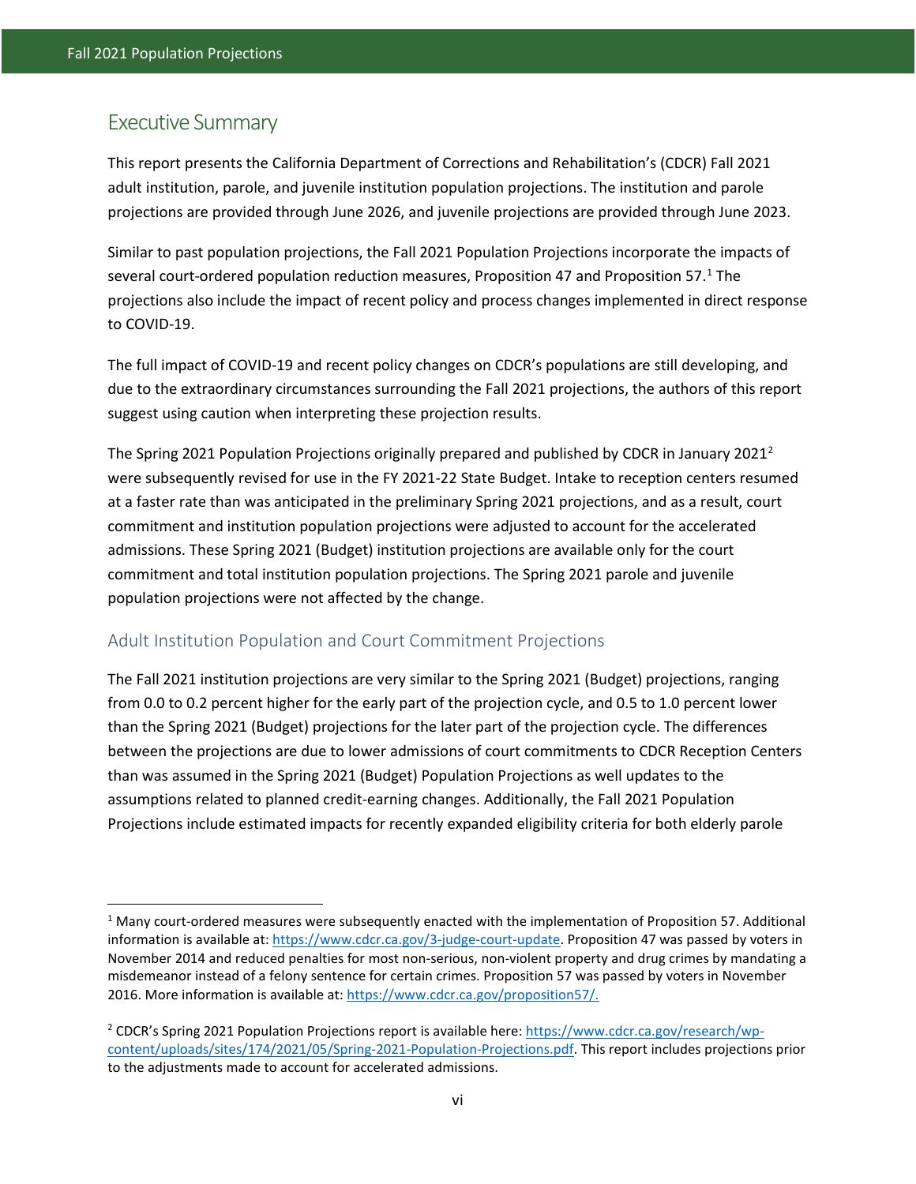## Executive Summary

This report presents the California Department of Corrections and Rehabilitation's (CDCR) Fall 2021 adult institution, parole, and juvenile institution population projections. The institution and parole projections are provided through June 2026, and juvenile projections are provided through June 2023.

Similar to past population projections, the Fall 2021 Population Projections incorporate the impacts of several court-ordered population reduction measures, Proposition 47 and Proposition 57.[1] The projections also include the impact of recent policy and process changes implemented in direct response to COVID-19.

The full impact of COVID-19 and recent policy changes on CDCR's populations are still developing, and due to the extraordinary circumstances surrounding the Fall 2021 projections, the authors of this report suggest using caution when interpreting these projection results.

The Spring 2021 Population Projections originally prepared and published by CDCR in January 2021[2] were subsequently revised for use in the FY 2021-22 State Budget. Intake to reception centers resumed at a faster rate than was anticipated in the preliminary Spring 2021 projections, and as a result, court commitment and institution population projections were adjusted to account for the accelerated admissions. These Spring 2021 (Budget) institution projections are available only for the court commitment and total institution population projections. The Spring 2021 parole and juvenile population projections were not affected by the change.

### Adult Institution Population and Court Commitment Projections

The Fall 2021 institution projections are very similar to the Spring 2021 (Budget) projections, ranging from 0.0 to 0.2 percent higher for the early part of the projection cycle, and 0.5 to 1.0 percent lower than the Spring 2021 (Budget) projections for the later part of the projection cycle. The differences between the projections are due to lower admissions of court commitments to CDCR Reception Centers than was assumed in the Spring 2021 (Budget) Population Projections as well updates to the assumptions related to planned credit-earning changes. Additionally, the Fall 2021 Population Projections include estimated impacts for recently expanded eligibility criteria for both elderly parole

---

[1] Many court-ordered measures were subsequently enacted with the implementation of Proposition 57. Additional information is available at: https://www.cdcr.ca.gov/3-judge-court-update. Proposition 47 was passed by voters in November 2014 and reduced penalties for most non-serious, non-violent property and drug crimes by mandating a misdemeanor instead of a felony sentence for certain crimes. Proposition 57 was passed by voters in November 2016. More information is available at: https://www.cdcr.ca.gov/proposition57/.

[2] CDCR's Spring 2021 Population Projections report is available here: https://www.cdcr.ca.gov/research/wp-content/uploads/sites/174/2021/05/Spring-2021-Population-Projections.pdf. This report includes projections prior to the adjustments made to account for accelerated admissions.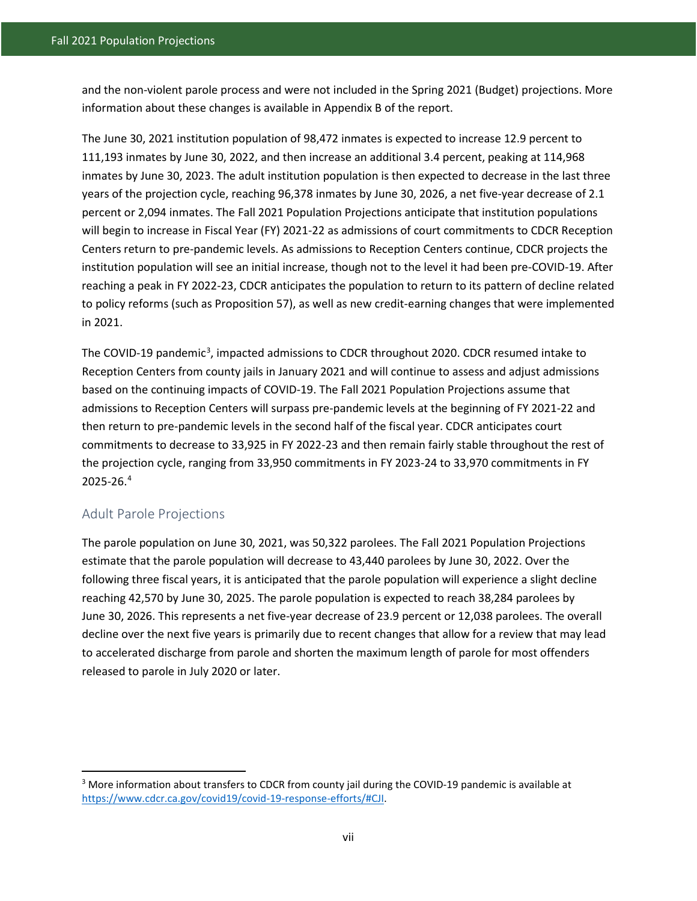and the non-violent parole process and were not included in the Spring 2021 (Budget) projections. More information about these changes is available in Appendix B of the report.

The June 30, 2021 institution population of 98,472 inmates is expected to increase 12.9 percent to 111,193 inmates by June 30, 2022, and then increase an additional 3.4 percent, peaking at 114,968 inmates by June 30, 2023. The adult institution population is then expected to decrease in the last three years of the projection cycle, reaching 96,378 inmates by June 30, 2026, a net five-year decrease of 2.1 percent or 2,094 inmates. The Fall 2021 Population Projections anticipate that institution populations will begin to increase in Fiscal Year (FY) 2021-22 as admissions of court commitments to CDCR Reception Centers return to pre-pandemic levels. As admissions to Reception Centers continue, CDCR projects the institution population will see an initial increase, though not to the level it had been pre-COVID-19. After reaching a peak in FY 2022-23, CDCR anticipates the population to return to its pattern of decline related to policy reforms (such as Proposition 57), as well as new credit-earning changes that were implemented in 2021.

The COVID-19 pandemic[3], impacted admissions to CDCR throughout 2020. CDCR resumed intake to Reception Centers from county jails in January 2021 and will continue to assess and adjust admissions based on the continuing impacts of COVID-19. The Fall 2021 Population Projections assume that admissions to Reception Centers will surpass pre-pandemic levels at the beginning of FY 2021-22 and then return to pre-pandemic levels in the second half of the fiscal year. CDCR anticipates court commitments to decrease to 33,925 in FY 2022-23 and then remain fairly stable throughout the rest of the projection cycle, ranging from 33,950 commitments in FY 2023-24 to 33,970 commitments in FY 2025-26.[4]

## Adult Parole Projections

The parole population on June 30, 2021, was 50,322 parolees. The Fall 2021 Population Projections estimate that the parole population will decrease to 43,440 parolees by June 30, 2022. Over the following three fiscal years, it is anticipated that the parole population will experience a slight decline reaching 42,570 by June 30, 2025. The parole population is expected to reach 38,284 parolees by June 30, 2026. This represents a net five-year decrease of 23.9 percent or 12,038 parolees. The overall decline over the next five years is primarily due to recent changes that allow for a review that may lead to accelerated discharge from parole and shorten the maximum length of parole for most offenders released to parole in July 2020 or later.

---

[3] More information about transfers to CDCR from county jail during the COVID-19 pandemic is available at https://www.cdcr.ca.gov/covid19/covid-19-response-efforts/#CJI.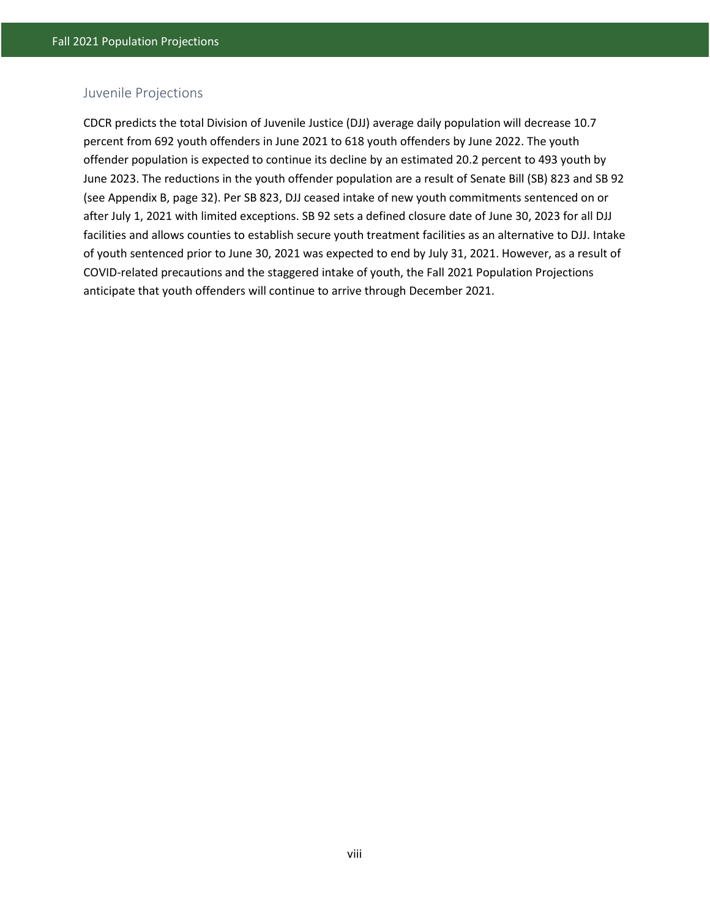## Juvenile Projections

CDCR predicts the total Division of Juvenile Justice (DJJ) average daily population will decrease 10.7 percent from 692 youth offenders in June 2021 to 618 youth offenders by June 2022. The youth offender population is expected to continue its decline by an estimated 20.2 percent to 493 youth by June 2023. The reductions in the youth offender population are a result of Senate Bill (SB) 823 and SB 92 (see Appendix B, page 32). Per SB 823, DJJ ceased intake of new youth commitments sentenced on or after July 1, 2021 with limited exceptions. SB 92 sets a defined closure date of June 30, 2023 for all DJJ facilities and allows counties to establish secure youth treatment facilities as an alternative to DJJ. Intake of youth sentenced prior to June 30, 2021 was expected to end by July 31, 2021. However, as a result of COVID-related precautions and the staggered intake of youth, the Fall 2021 Population Projections anticipate that youth offenders will continue to arrive through December 2021.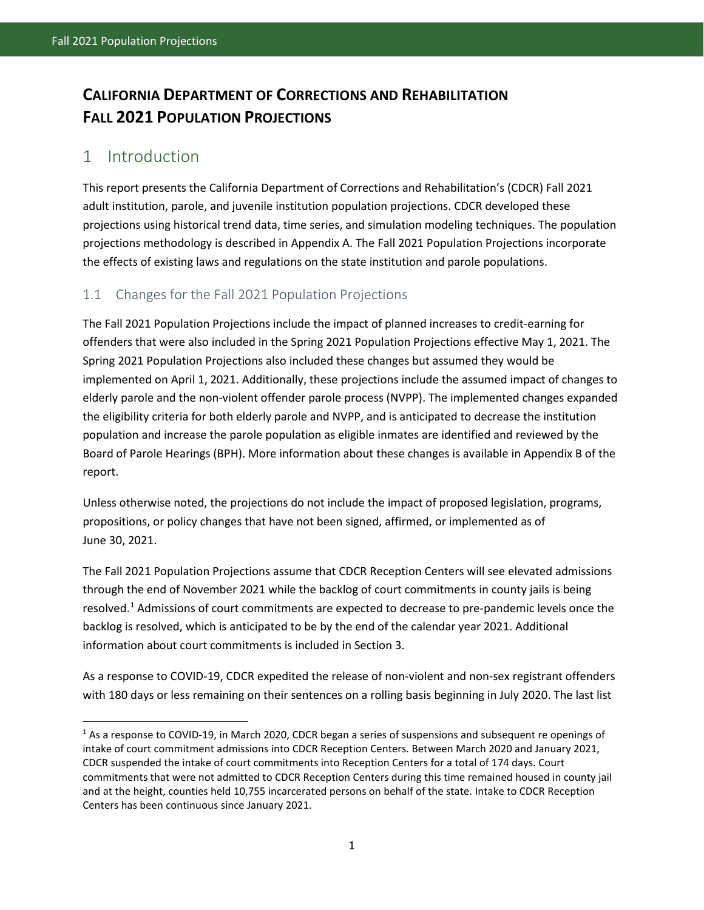# CALIFORNIA DEPARTMENT OF CORRECTIONS AND REHABILITATION
# FALL 2021 POPULATION PROJECTIONS

## 1 Introduction

This report presents the California Department of Corrections and Rehabilitation's (CDCR) Fall 2021 adult institution, parole, and juvenile institution population projections. CDCR developed these projections using historical trend data, time series, and simulation modeling techniques. The population projections methodology is described in Appendix A. The Fall 2021 Population Projections incorporate the effects of existing laws and regulations on the state institution and parole populations.

### 1.1 Changes for the Fall 2021 Population Projections

The Fall 2021 Population Projections include the impact of planned increases to credit-earning for offenders that were also included in the Spring 2021 Population Projections effective May 1, 2021. The Spring 2021 Population Projections also included these changes but assumed they would be implemented on April 1, 2021. Additionally, these projections include the assumed impact of changes to elderly parole and the non-violent offender parole process (NVPP). The implemented changes expanded the eligibility criteria for both elderly parole and NVPP, and is anticipated to decrease the institution population and increase the parole population as eligible inmates are identified and reviewed by the Board of Parole Hearings (BPH). More information about these changes is available in Appendix B of the report.

Unless otherwise noted, the projections do not include the impact of proposed legislation, programs, propositions, or policy changes that have not been signed, affirmed, or implemented as of June 30, 2021.

The Fall 2021 Population Projections assume that CDCR Reception Centers will see elevated admissions through the end of November 2021 while the backlog of court commitments in county jails is being resolved.[1] Admissions of court commitments are expected to decrease to pre-pandemic levels once the backlog is resolved, which is anticipated to be by the end of the calendar year 2021. Additional information about court commitments is included in Section 3.

As a response to COVID-19, CDCR expedited the release of non-violent and non-sex registrant offenders with 180 days or less remaining on their sentences on a rolling basis beginning in July 2020. The last list

---

[1] As a response to COVID-19, in March 2020, CDCR began a series of suspensions and subsequent re openings of intake of court commitment admissions into CDCR Reception Centers. Between March 2020 and January 2021, CDCR suspended the intake of court commitments into Reception Centers for a total of 174 days. Court commitments that were not admitted to CDCR Reception Centers during this time remained housed in county jail and at the height, counties held 10,755 incarcerated persons on behalf of the state. Intake to CDCR Reception Centers has been continuous since January 2021.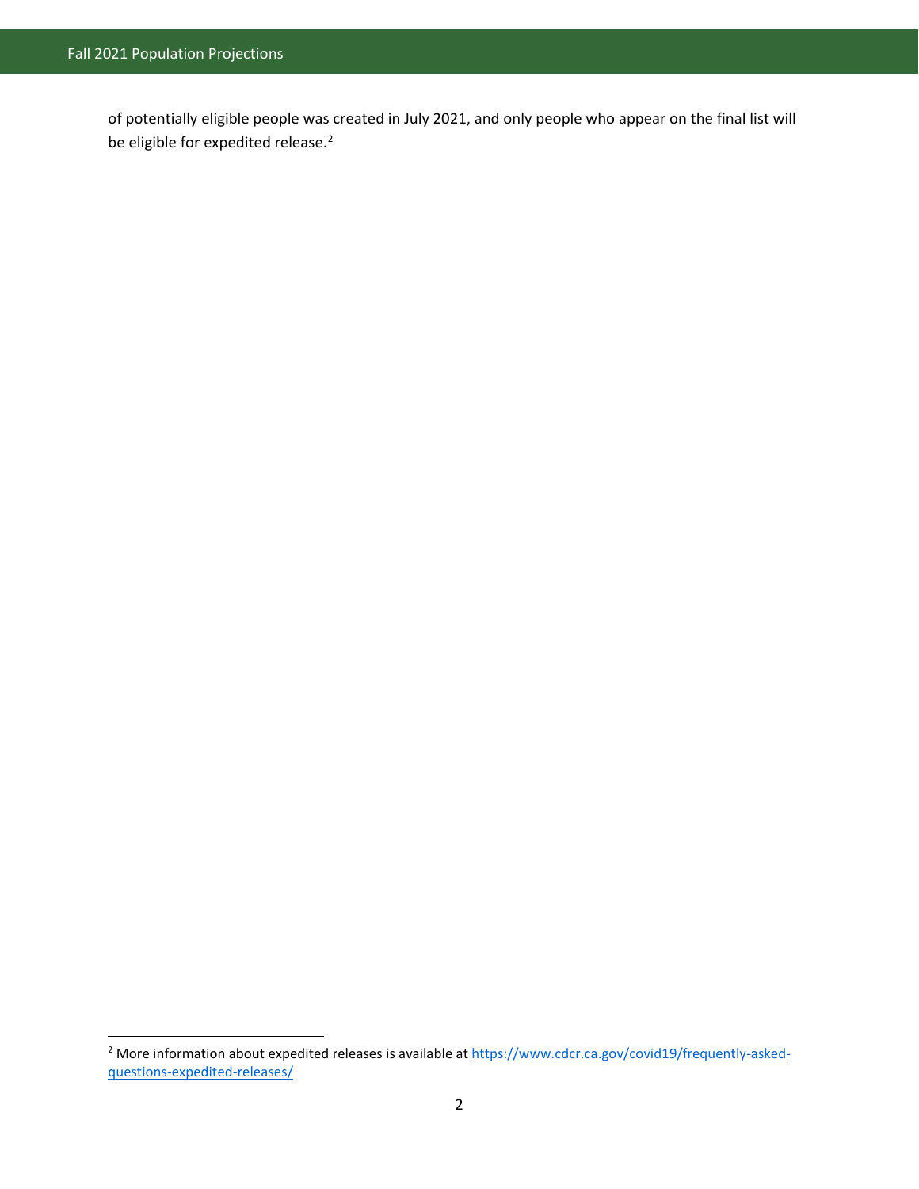of potentially eligible people was created in July 2021, and only people who appear on the final list will be eligible for expedited release.[2]

[2] More information about expedited releases is available at https://www.cdcr.ca.gov/covid19/frequently-asked-questions-expedited-releases/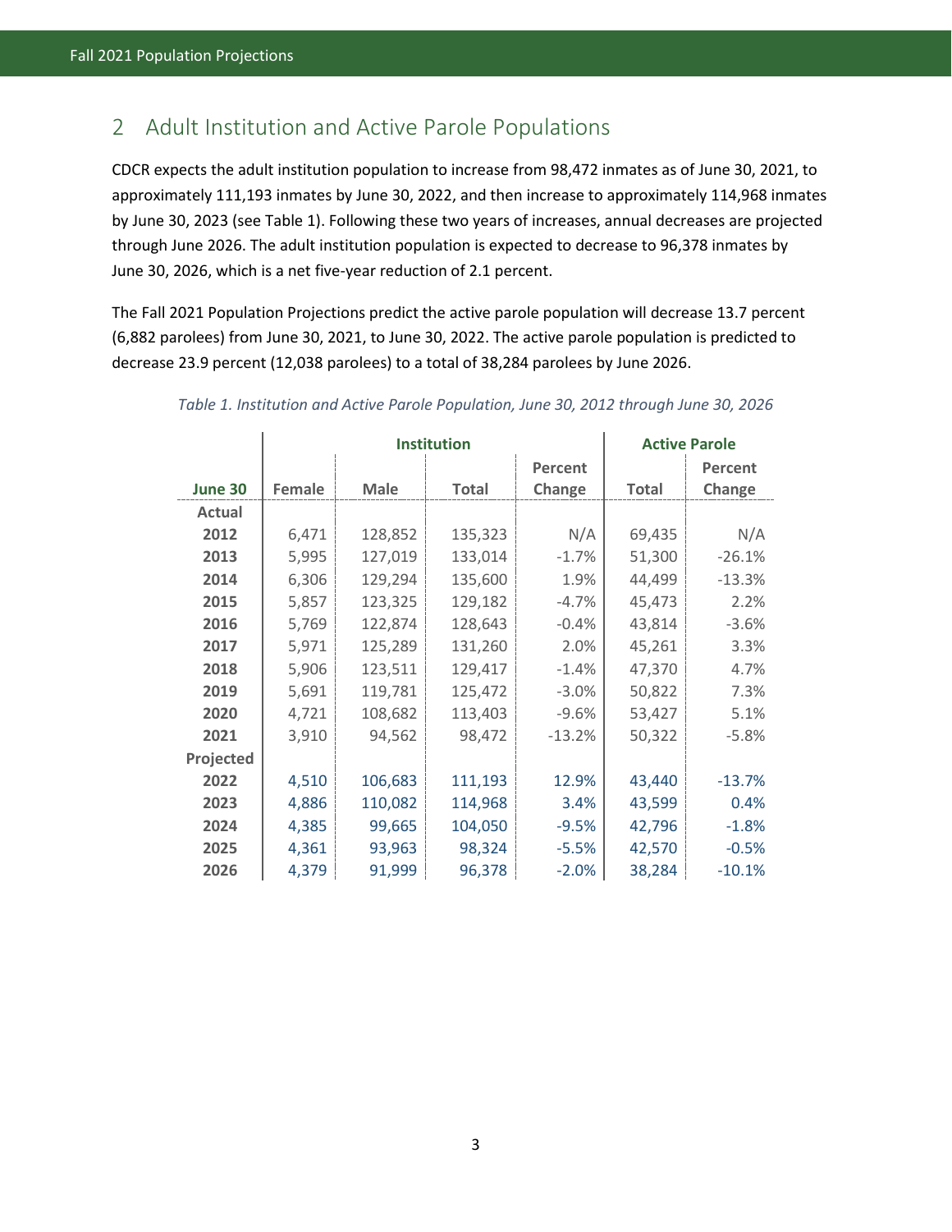## 2 Adult Institution and Active Parole Populations

CDCR expects the adult institution population to increase from 98,472 inmates as of June 30, 2021, to approximately 111,193 inmates by June 30, 2022, and then increase to approximately 114,968 inmates by June 30, 2023 (see Table 1). Following these two years of increases, annual decreases are projected through June 2026. The adult institution population is expected to decrease to 96,378 inmates by June 30, 2026, which is a net five-year reduction of 2.1 percent.

The Fall 2021 Population Projections predict the active parole population will decrease 13.7 percent (6,882 parolees) from June 30, 2021, to June 30, 2022. The active parole population is predicted to decrease 23.9 percent (12,038 parolees) to a total of 38,284 parolees by June 2026.

*Table 1. Institution and Active Parole Population, June 30, 2012 through June 30, 2026*

| | Institution | | | | Active Parole | |
|---|---|---|---|---|---|---|
| **June 30** | **Female** | **Male** | **Total** | **Percent Change** | **Total** | **Percent Change** |
| **Actual** | | | | | | |
| **2012** | 6,471 | 128,852 | 135,323 | N/A | 69,435 | N/A |
| **2013** | 5,995 | 127,019 | 133,014 | -1.7% | 51,300 | -26.1% |
| **2014** | 6,306 | 129,294 | 135,600 | 1.9% | 44,499 | -13.3% |
| **2015** | 5,857 | 123,325 | 129,182 | -4.7% | 45,473 | 2.2% |
| **2016** | 5,769 | 122,874 | 128,643 | -0.4% | 43,814 | -3.6% |
| **2017** | 5,971 | 125,289 | 131,260 | 2.0% | 45,261 | 3.3% |
| **2018** | 5,906 | 123,511 | 129,417 | -1.4% | 47,370 | 4.7% |
| **2019** | 5,691 | 119,781 | 125,472 | -3.0% | 50,822 | 7.3% |
| **2020** | 4,721 | 108,682 | 113,403 | -9.6% | 53,427 | 5.1% |
| **2021** | 3,910 | 94,562 | 98,472 | -13.2% | 50,322 | -5.8% |
| **Projected** | | | | | | |
| **2022** | 4,510 | 106,683 | 111,193 | 12.9% | 43,440 | -13.7% |
| **2023** | 4,886 | 110,082 | 114,968 | 3.4% | 43,599 | 0.4% |
| **2024** | 4,385 | 99,665 | 104,050 | -9.5% | 42,796 | -1.8% |
| **2025** | 4,361 | 93,963 | 98,324 | -5.5% | 42,570 | -0.5% |
| **2026** | 4,379 | 91,999 | 96,378 | -2.0% | 38,284 | -10.1% |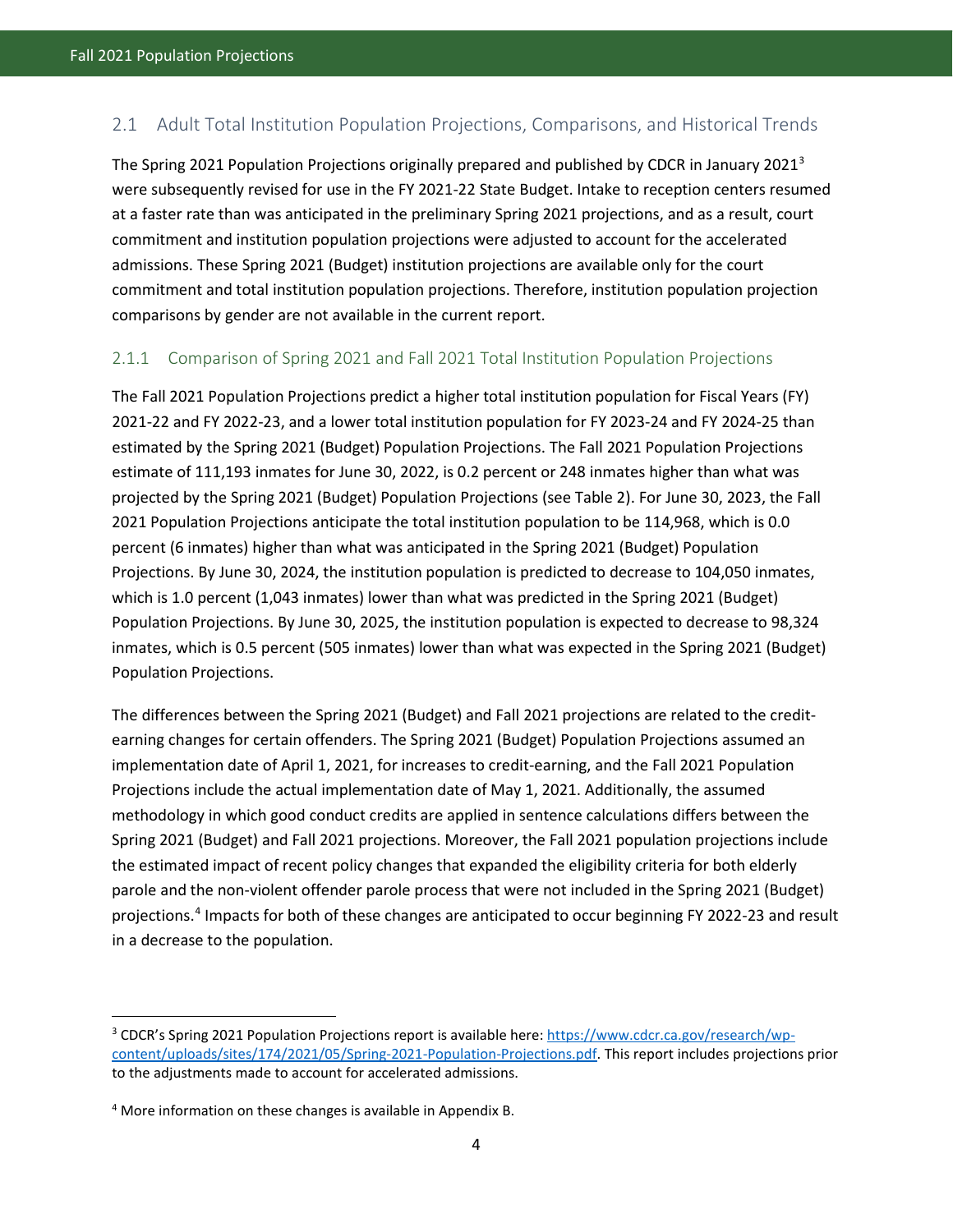## 2.1 Adult Total Institution Population Projections, Comparisons, and Historical Trends

The Spring 2021 Population Projections originally prepared and published by CDCR in January 2021[3] were subsequently revised for use in the FY 2021-22 State Budget. Intake to reception centers resumed at a faster rate than was anticipated in the preliminary Spring 2021 projections, and as a result, court commitment and institution population projections were adjusted to account for the accelerated admissions. These Spring 2021 (Budget) institution projections are available only for the court commitment and total institution population projections. Therefore, institution population projection comparisons by gender are not available in the current report.

### 2.1.1 Comparison of Spring 2021 and Fall 2021 Total Institution Population Projections

The Fall 2021 Population Projections predict a higher total institution population for Fiscal Years (FY) 2021-22 and FY 2022-23, and a lower total institution population for FY 2023-24 and FY 2024-25 than estimated by the Spring 2021 (Budget) Population Projections. The Fall 2021 Population Projections estimate of 111,193 inmates for June 30, 2022, is 0.2 percent or 248 inmates higher than what was projected by the Spring 2021 (Budget) Population Projections (see Table 2). For June 30, 2023, the Fall 2021 Population Projections anticipate the total institution population to be 114,968, which is 0.0 percent (6 inmates) higher than what was anticipated in the Spring 2021 (Budget) Population Projections. By June 30, 2024, the institution population is predicted to decrease to 104,050 inmates, which is 1.0 percent (1,043 inmates) lower than what was predicted in the Spring 2021 (Budget) Population Projections. By June 30, 2025, the institution population is expected to decrease to 98,324 inmates, which is 0.5 percent (505 inmates) lower than what was expected in the Spring 2021 (Budget) Population Projections.

The differences between the Spring 2021 (Budget) and Fall 2021 projections are related to the credit-earning changes for certain offenders. The Spring 2021 (Budget) Population Projections assumed an implementation date of April 1, 2021, for increases to credit-earning, and the Fall 2021 Population Projections include the actual implementation date of May 1, 2021. Additionally, the assumed methodology in which good conduct credits are applied in sentence calculations differs between the Spring 2021 (Budget) and Fall 2021 projections. Moreover, the Fall 2021 population projections include the estimated impact of recent policy changes that expanded the eligibility criteria for both elderly parole and the non-violent offender parole process that were not included in the Spring 2021 (Budget) projections.[4] Impacts for both of these changes are anticipated to occur beginning FY 2022-23 and result in a decrease to the population.

---

[3] CDCR's Spring 2021 Population Projections report is available here: https://www.cdcr.ca.gov/research/wp-content/uploads/sites/174/2021/05/Spring-2021-Population-Projections.pdf. This report includes projections prior to the adjustments made to account for accelerated admissions.

[4] More information on these changes is available in Appendix B.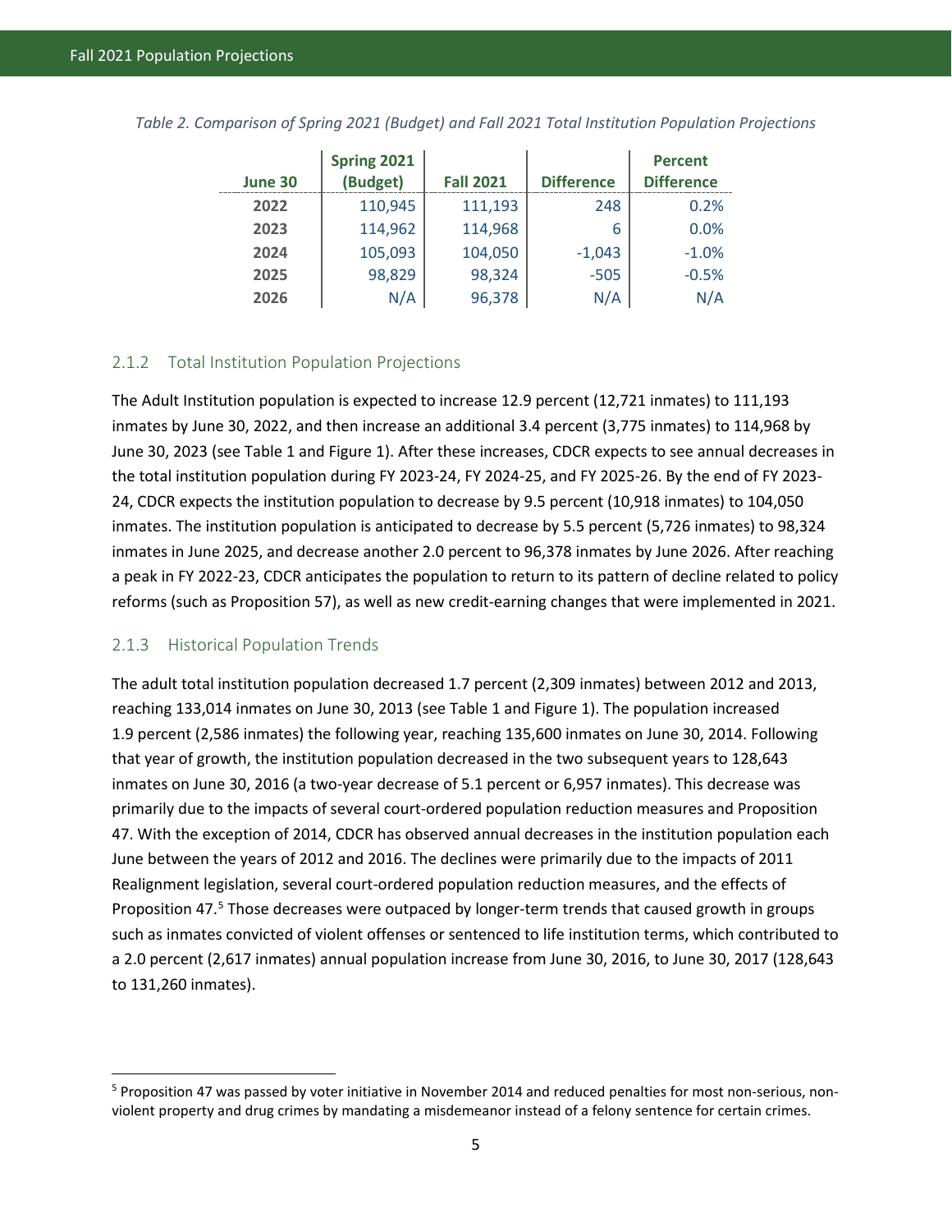*Table 2. Comparison of Spring 2021 (Budget) and Fall 2021 Total Institution Population Projections*

| June 30 | Spring 2021 (Budget) | Fall 2021 | Difference | Percent Difference |
|---|---|---|---|---|
| 2022 | 110,945 | 111,193 | 248 | 0.2% |
| 2023 | 114,962 | 114,968 | 6 | 0.0% |
| 2024 | 105,093 | 104,050 | -1,043 | -1.0% |
| 2025 | 98,829 | 98,324 | -505 | -0.5% |
| 2026 | N/A | 96,378 | N/A | N/A |

### 2.1.2 Total Institution Population Projections

The Adult Institution population is expected to increase 12.9 percent (12,721 inmates) to 111,193 inmates by June 30, 2022, and then increase an additional 3.4 percent (3,775 inmates) to 114,968 by June 30, 2023 (see Table 1 and Figure 1). After these increases, CDCR expects to see annual decreases in the total institution population during FY 2023-24, FY 2024-25, and FY 2025-26. By the end of FY 2023-24, CDCR expects the institution population to decrease by 9.5 percent (10,918 inmates) to 104,050 inmates. The institution population is anticipated to decrease by 5.5 percent (5,726 inmates) to 98,324 inmates in June 2025, and decrease another 2.0 percent to 96,378 inmates by June 2026. After reaching a peak in FY 2022-23, CDCR anticipates the population to return to its pattern of decline related to policy reforms (such as Proposition 57), as well as new credit-earning changes that were implemented in 2021.

### 2.1.3 Historical Population Trends

The adult total institution population decreased 1.7 percent (2,309 inmates) between 2012 and 2013, reaching 133,014 inmates on June 30, 2013 (see Table 1 and Figure 1). The population increased 1.9 percent (2,586 inmates) the following year, reaching 135,600 inmates on June 30, 2014. Following that year of growth, the institution population decreased in the two subsequent years to 128,643 inmates on June 30, 2016 (a two-year decrease of 5.1 percent or 6,957 inmates). This decrease was primarily due to the impacts of several court-ordered population reduction measures and Proposition 47. With the exception of 2014, CDCR has observed annual decreases in the institution population each June between the years of 2012 and 2016. The declines were primarily due to the impacts of 2011 Realignment legislation, several court-ordered population reduction measures, and the effects of Proposition 47.[5] Those decreases were outpaced by longer-term trends that caused growth in groups such as inmates convicted of violent offenses or sentenced to life institution terms, which contributed to a 2.0 percent (2,617 inmates) annual population increase from June 30, 2016, to June 30, 2017 (128,643 to 131,260 inmates).

[5] Proposition 47 was passed by voter initiative in November 2014 and reduced penalties for most non-serious, non-violent property and drug crimes by mandating a misdemeanor instead of a felony sentence for certain crimes.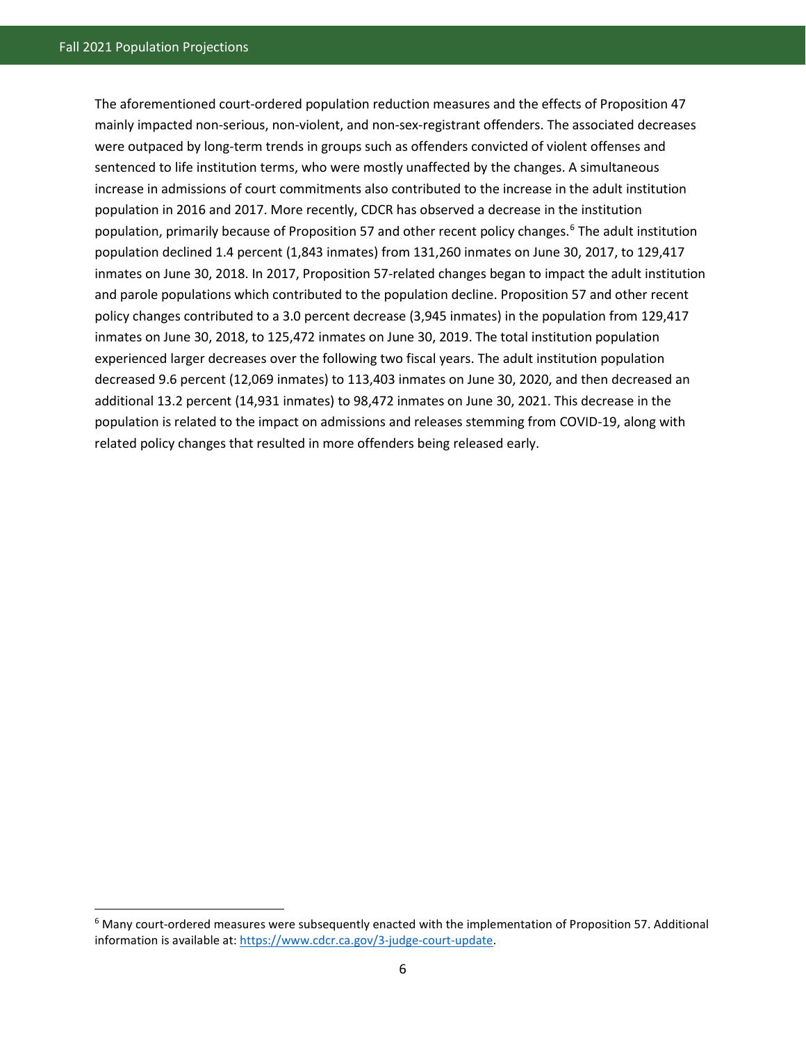The aforementioned court-ordered population reduction measures and the effects of Proposition 47 mainly impacted non-serious, non-violent, and non-sex-registrant offenders. The associated decreases were outpaced by long-term trends in groups such as offenders convicted of violent offenses and sentenced to life institution terms, who were mostly unaffected by the changes. A simultaneous increase in admissions of court commitments also contributed to the increase in the adult institution population in 2016 and 2017. More recently, CDCR has observed a decrease in the institution population, primarily because of Proposition 57 and other recent policy changes.[6] The adult institution population declined 1.4 percent (1,843 inmates) from 131,260 inmates on June 30, 2017, to 129,417 inmates on June 30, 2018. In 2017, Proposition 57-related changes began to impact the adult institution and parole populations which contributed to the population decline. Proposition 57 and other recent policy changes contributed to a 3.0 percent decrease (3,945 inmates) in the population from 129,417 inmates on June 30, 2018, to 125,472 inmates on June 30, 2019. The total institution population experienced larger decreases over the following two fiscal years. The adult institution population decreased 9.6 percent (12,069 inmates) to 113,403 inmates on June 30, 2020, and then decreased an additional 13.2 percent (14,931 inmates) to 98,472 inmates on June 30, 2021. This decrease in the population is related to the impact on admissions and releases stemming from COVID-19, along with related policy changes that resulted in more offenders being released early.

[6] Many court-ordered measures were subsequently enacted with the implementation of Proposition 57. Additional information is available at: https://www.cdcr.ca.gov/3-judge-court-update.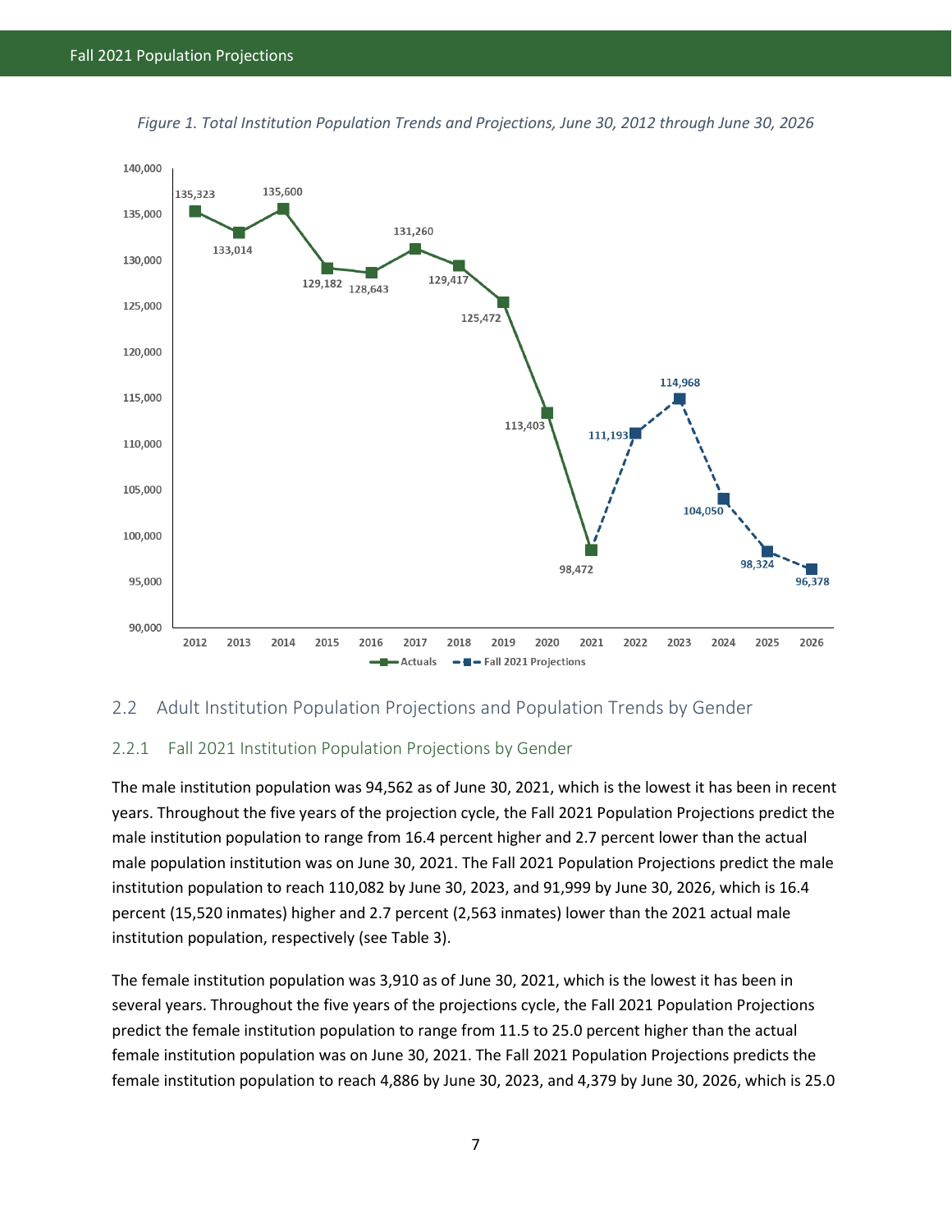*Figure 1. Total Institution Population Trends and Projections, June 30, 2012 through June 30, 2026*

## 2.2 Adult Institution Population Projections and Population Trends by Gender

### 2.2.1 Fall 2021 Institution Population Projections by Gender

The male institution population was 94,562 as of June 30, 2021, which is the lowest it has been in recent years. Throughout the five years of the projection cycle, the Fall 2021 Population Projections predict the male institution population to range from 16.4 percent higher and 2.7 percent lower than the actual male population institution was on June 30, 2021. The Fall 2021 Population Projections predict the male institution population to reach 110,082 by June 30, 2023, and 91,999 by June 30, 2026, which is 16.4 percent (15,520 inmates) higher and 2.7 percent (2,563 inmates) lower than the 2021 actual male institution population, respectively (see Table 3).

The female institution population was 3,910 as of June 30, 2021, which is the lowest it has been in several years. Throughout the five years of the projections cycle, the Fall 2021 Population Projections predict the female institution population to range from 11.5 to 25.0 percent higher than the actual female institution population was on June 30, 2021. The Fall 2021 Population Projections predicts the female institution population to reach 4,886 by June 30, 2023, and 4,379 by June 30, 2026, which is 25.0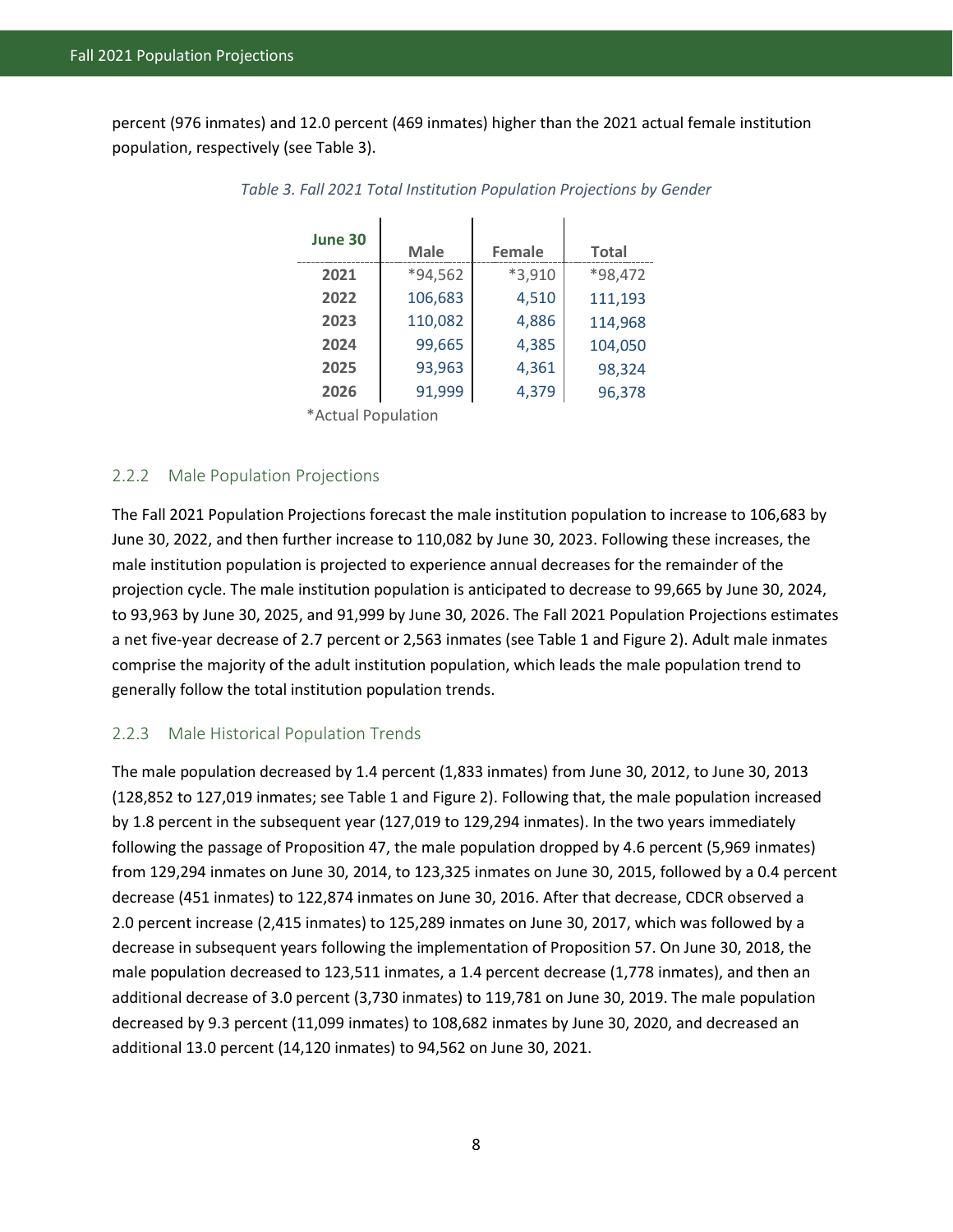percent (976 inmates) and 12.0 percent (469 inmates) higher than the 2021 actual female institution population, respectively (see Table 3).

*Table 3. Fall 2021 Total Institution Population Projections by Gender*

| June 30 | Male | Female | Total |
|---|---|---|---|
| 2021 | *94,562 | *3,910 | *98,472 |
| 2022 | 106,683 | 4,510 | 111,193 |
| 2023 | 110,082 | 4,886 | 114,968 |
| 2024 | 99,665 | 4,385 | 104,050 |
| 2025 | 93,963 | 4,361 | 98,324 |
| 2026 | 91,999 | 4,379 | 96,378 |

*Actual Population

### 2.2.2 Male Population Projections

The Fall 2021 Population Projections forecast the male institution population to increase to 106,683 by June 30, 2022, and then further increase to 110,082 by June 30, 2023. Following these increases, the male institution population is projected to experience annual decreases for the remainder of the projection cycle. The male institution population is anticipated to decrease to 99,665 by June 30, 2024, to 93,963 by June 30, 2025, and 91,999 by June 30, 2026. The Fall 2021 Population Projections estimates a net five-year decrease of 2.7 percent or 2,563 inmates (see Table 1 and Figure 2). Adult male inmates comprise the majority of the adult institution population, which leads the male population trend to generally follow the total institution population trends.

### 2.2.3 Male Historical Population Trends

The male population decreased by 1.4 percent (1,833 inmates) from June 30, 2012, to June 30, 2013 (128,852 to 127,019 inmates; see Table 1 and Figure 2). Following that, the male population increased by 1.8 percent in the subsequent year (127,019 to 129,294 inmates). In the two years immediately following the passage of Proposition 47, the male population dropped by 4.6 percent (5,969 inmates) from 129,294 inmates on June 30, 2014, to 123,325 inmates on June 30, 2015, followed by a 0.4 percent decrease (451 inmates) to 122,874 inmates on June 30, 2016. After that decrease, CDCR observed a 2.0 percent increase (2,415 inmates) to 125,289 inmates on June 30, 2017, which was followed by a decrease in subsequent years following the implementation of Proposition 57. On June 30, 2018, the male population decreased to 123,511 inmates, a 1.4 percent decrease (1,778 inmates), and then an additional decrease of 3.0 percent (3,730 inmates) to 119,781 on June 30, 2019. The male population decreased by 9.3 percent (11,099 inmates) to 108,682 inmates by June 30, 2020, and decreased an additional 13.0 percent (14,120 inmates) to 94,562 on June 30, 2021.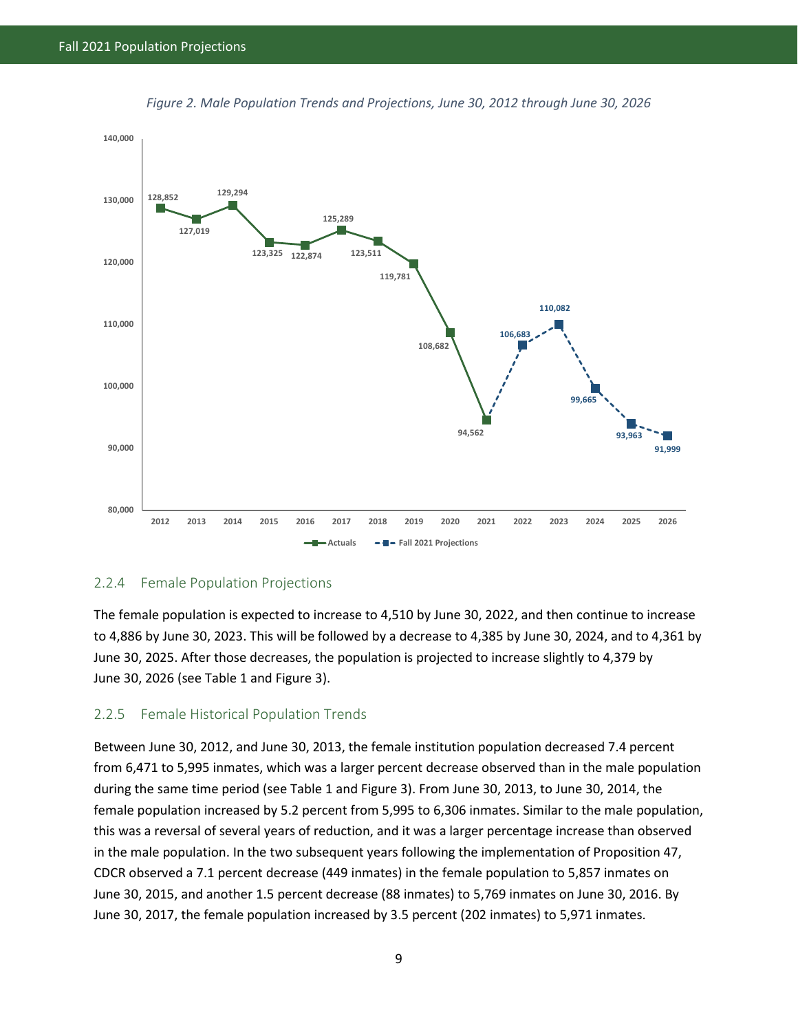*Figure 2. Male Population Trends and Projections, June 30, 2012 through June 30, 2026*

| Year | Actuals | Fall 2021 Projections |
|---|---|---|
| 2012 | 128,852 | |
| 2013 | 127,019 | |
| 2014 | 129,294 | |
| 2015 | 123,325 | |
| 2016 | 122,874 | |
| 2017 | 125,289 | |
| 2018 | 123,511 | |
| 2019 | 119,781 | |
| 2020 | 108,682 | |
| 2021 | 94,562 | |
| 2022 | | 106,683 |
| 2023 | | 110,082 |
| 2024 | | 99,665 |
| 2025 | | 93,963 |
| 2026 | | 91,999 |

### 2.2.4 Female Population Projections

The female population is expected to increase to 4,510 by June 30, 2022, and then continue to increase to 4,886 by June 30, 2023. This will be followed by a decrease to 4,385 by June 30, 2024, and to 4,361 by June 30, 2025. After those decreases, the population is projected to increase slightly to 4,379 by June 30, 2026 (see Table 1 and Figure 3).

### 2.2.5 Female Historical Population Trends

Between June 30, 2012, and June 30, 2013, the female institution population decreased 7.4 percent from 6,471 to 5,995 inmates, which was a larger percent decrease observed than in the male population during the same time period (see Table 1 and Figure 3). From June 30, 2013, to June 30, 2014, the female population increased by 5.2 percent from 5,995 to 6,306 inmates. Similar to the male population, this was a reversal of several years of reduction, and it was a larger percentage increase than observed in the male population. In the two subsequent years following the implementation of Proposition 47, CDCR observed a 7.1 percent decrease (449 inmates) in the female population to 5,857 inmates on June 30, 2015, and another 1.5 percent decrease (88 inmates) to 5,769 inmates on June 30, 2016. By June 30, 2017, the female population increased by 3.5 percent (202 inmates) to 5,971 inmates.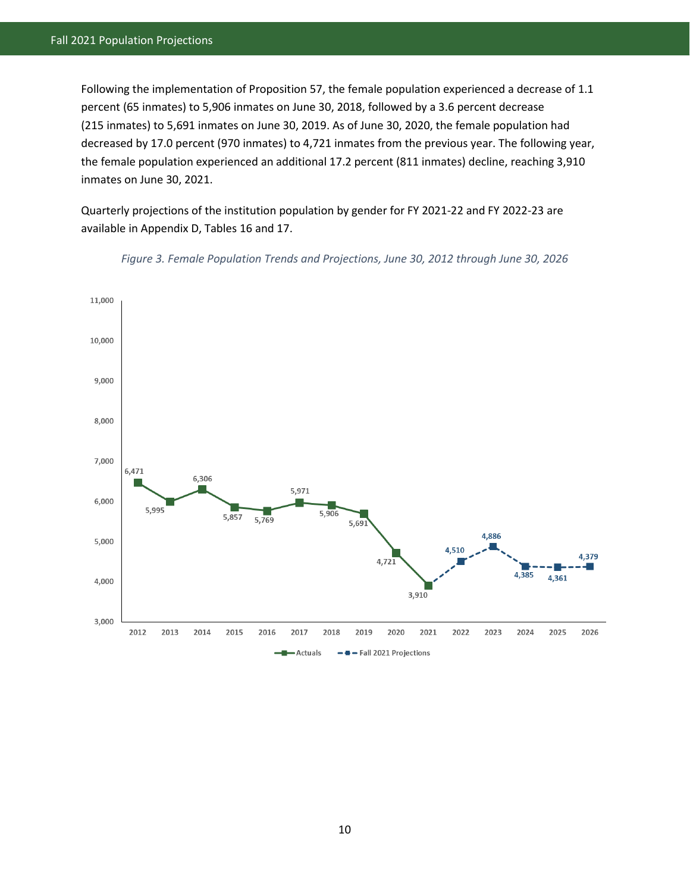Following the implementation of Proposition 57, the female population experienced a decrease of 1.1 percent (65 inmates) to 5,906 inmates on June 30, 2018, followed by a 3.6 percent decrease (215 inmates) to 5,691 inmates on June 30, 2019. As of June 30, 2020, the female population had decreased by 17.0 percent (970 inmates) to 4,721 inmates from the previous year. The following year, the female population experienced an additional 17.2 percent (811 inmates) decline, reaching 3,910 inmates on June 30, 2021.

Quarterly projections of the institution population by gender for FY 2021-22 and FY 2022-23 are available in Appendix D, Tables 16 and 17.

*Figure 3. Female Population Trends and Projections, June 30, 2012 through June 30, 2026*

| Year | Actuals | Fall 2021 Projections |
|---|---|---|
| 2012 | 6,471 | |
| 2013 | 5,995 | |
| 2014 | 6,306 | |
| 2015 | 5,857 | |
| 2016 | 5,769 | |
| 2017 | 5,971 | |
| 2018 | 5,906 | |
| 2019 | 5,691 | |
| 2020 | 4,721 | |
| 2021 | 3,910 | |
| 2022 | | 4,510 |
| 2023 | | 4,886 |
| 2024 | | 4,385 |
| 2025 | | 4,361 |
| 2026 | | 4,379 |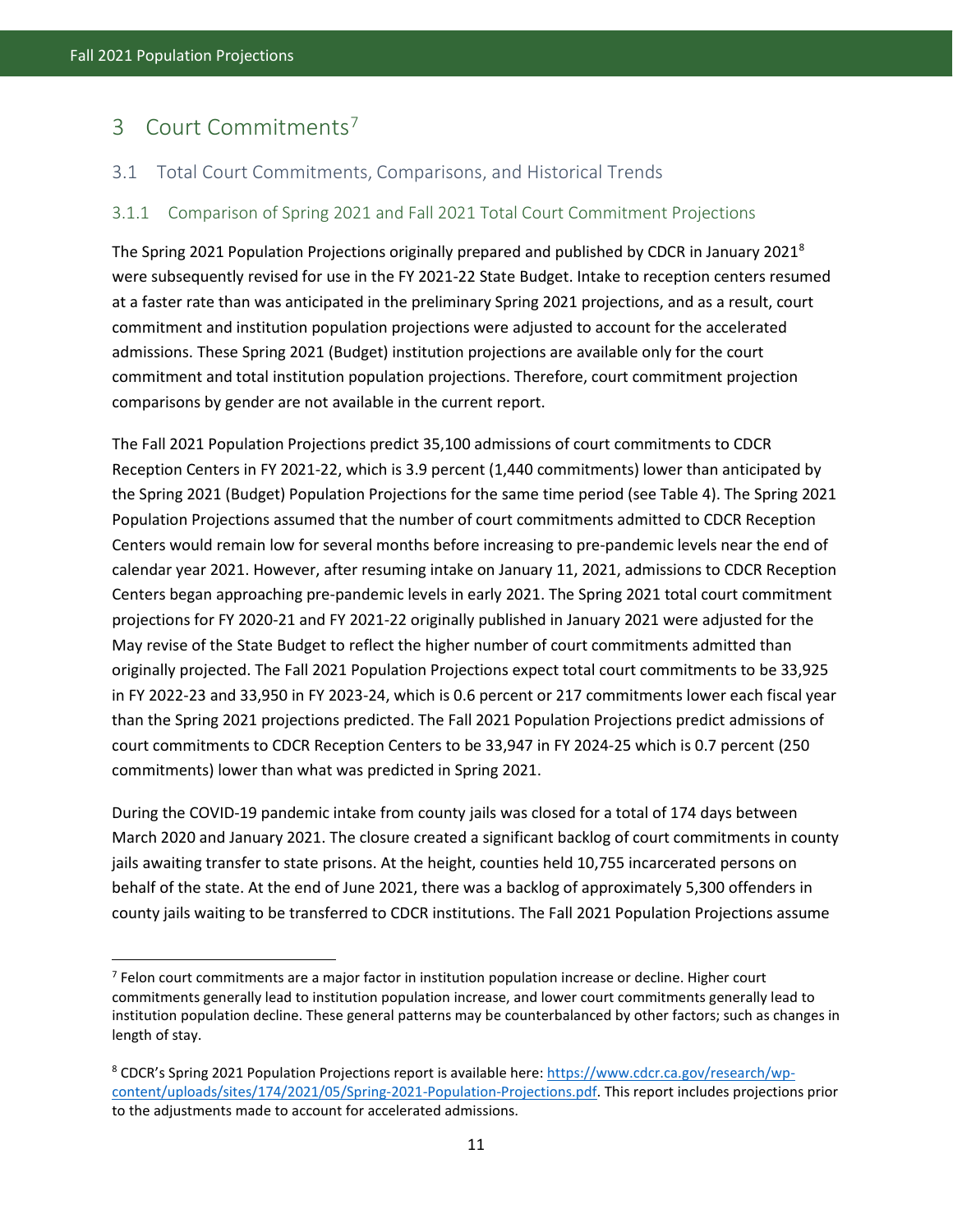# 3 Court Commitments[7]

## 3.1 Total Court Commitments, Comparisons, and Historical Trends

### 3.1.1 Comparison of Spring 2021 and Fall 2021 Total Court Commitment Projections

The Spring 2021 Population Projections originally prepared and published by CDCR in January 2021[8] were subsequently revised for use in the FY 2021-22 State Budget. Intake to reception centers resumed at a faster rate than was anticipated in the preliminary Spring 2021 projections, and as a result, court commitment and institution population projections were adjusted to account for the accelerated admissions. These Spring 2021 (Budget) institution projections are available only for the court commitment and total institution population projections. Therefore, court commitment projection comparisons by gender are not available in the current report.

The Fall 2021 Population Projections predict 35,100 admissions of court commitments to CDCR Reception Centers in FY 2021-22, which is 3.9 percent (1,440 commitments) lower than anticipated by the Spring 2021 (Budget) Population Projections for the same time period (see Table 4). The Spring 2021 Population Projections assumed that the number of court commitments admitted to CDCR Reception Centers would remain low for several months before increasing to pre-pandemic levels near the end of calendar year 2021. However, after resuming intake on January 11, 2021, admissions to CDCR Reception Centers began approaching pre-pandemic levels in early 2021. The Spring 2021 total court commitment projections for FY 2020-21 and FY 2021-22 originally published in January 2021 were adjusted for the May revise of the State Budget to reflect the higher number of court commitments admitted than originally projected. The Fall 2021 Population Projections expect total court commitments to be 33,925 in FY 2022-23 and 33,950 in FY 2023-24, which is 0.6 percent or 217 commitments lower each fiscal year than the Spring 2021 projections predicted. The Fall 2021 Population Projections predict admissions of court commitments to CDCR Reception Centers to be 33,947 in FY 2024-25 which is 0.7 percent (250 commitments) lower than what was predicted in Spring 2021.

During the COVID-19 pandemic intake from county jails was closed for a total of 174 days between March 2020 and January 2021. The closure created a significant backlog of court commitments in county jails awaiting transfer to state prisons. At the height, counties held 10,755 incarcerated persons on behalf of the state. At the end of June 2021, there was a backlog of approximately 5,300 offenders in county jails waiting to be transferred to CDCR institutions. The Fall 2021 Population Projections assume

---

[7] Felon court commitments are a major factor in institution population increase or decline. Higher court commitments generally lead to institution population increase, and lower court commitments generally lead to institution population decline. These general patterns may be counterbalanced by other factors; such as changes in length of stay.

[8] CDCR's Spring 2021 Population Projections report is available here: https://www.cdcr.ca.gov/research/wp-content/uploads/sites/174/2021/05/Spring-2021-Population-Projections.pdf. This report includes projections prior to the adjustments made to account for accelerated admissions.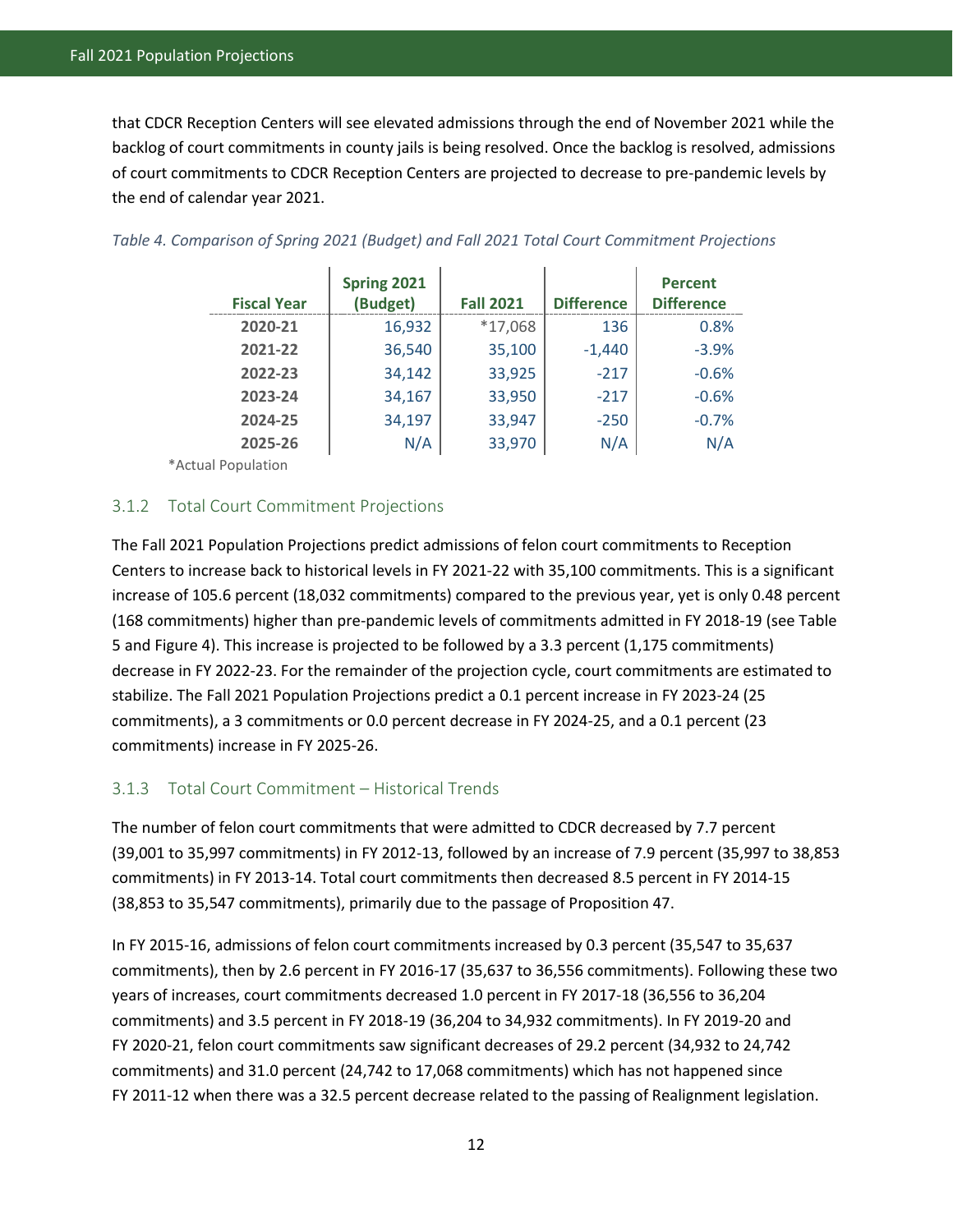that CDCR Reception Centers will see elevated admissions through the end of November 2021 while the backlog of court commitments in county jails is being resolved. Once the backlog is resolved, admissions of court commitments to CDCR Reception Centers are projected to decrease to pre-pandemic levels by the end of calendar year 2021.

*Table 4. Comparison of Spring 2021 (Budget) and Fall 2021 Total Court Commitment Projections*

| Fiscal Year | Spring 2021 (Budget) | Fall 2021 | Difference | Percent Difference |
|---|---|---|---|---|
| 2020-21 | 16,932 | *17,068 | 136 | 0.8% |
| 2021-22 | 36,540 | 35,100 | -1,440 | -3.9% |
| 2022-23 | 34,142 | 33,925 | -217 | -0.6% |
| 2023-24 | 34,167 | 33,950 | -217 | -0.6% |
| 2024-25 | 34,197 | 33,947 | -250 | -0.7% |
| 2025-26 | N/A | 33,970 | N/A | N/A |

*Actual Population

### 3.1.2 Total Court Commitment Projections

The Fall 2021 Population Projections predict admissions of felon court commitments to Reception Centers to increase back to historical levels in FY 2021-22 with 35,100 commitments. This is a significant increase of 105.6 percent (18,032 commitments) compared to the previous year, yet is only 0.48 percent (168 commitments) higher than pre-pandemic levels of commitments admitted in FY 2018-19 (see Table 5 and Figure 4). This increase is projected to be followed by a 3.3 percent (1,175 commitments) decrease in FY 2022-23. For the remainder of the projection cycle, court commitments are estimated to stabilize. The Fall 2021 Population Projections predict a 0.1 percent increase in FY 2023-24 (25 commitments), a 3 commitments or 0.0 percent decrease in FY 2024-25, and a 0.1 percent (23 commitments) increase in FY 2025-26.

### 3.1.3 Total Court Commitment – Historical Trends

The number of felon court commitments that were admitted to CDCR decreased by 7.7 percent (39,001 to 35,997 commitments) in FY 2012-13, followed by an increase of 7.9 percent (35,997 to 38,853 commitments) in FY 2013-14. Total court commitments then decreased 8.5 percent in FY 2014-15 (38,853 to 35,547 commitments), primarily due to the passage of Proposition 47.

In FY 2015-16, admissions of felon court commitments increased by 0.3 percent (35,547 to 35,637 commitments), then by 2.6 percent in FY 2016-17 (35,637 to 36,556 commitments). Following these two years of increases, court commitments decreased 1.0 percent in FY 2017-18 (36,556 to 36,204 commitments) and 3.5 percent in FY 2018-19 (36,204 to 34,932 commitments). In FY 2019-20 and FY 2020-21, felon court commitments saw significant decreases of 29.2 percent (34,932 to 24,742 commitments) and 31.0 percent (24,742 to 17,068 commitments) which has not happened since FY 2011-12 when there was a 32.5 percent decrease related to the passing of Realignment legislation.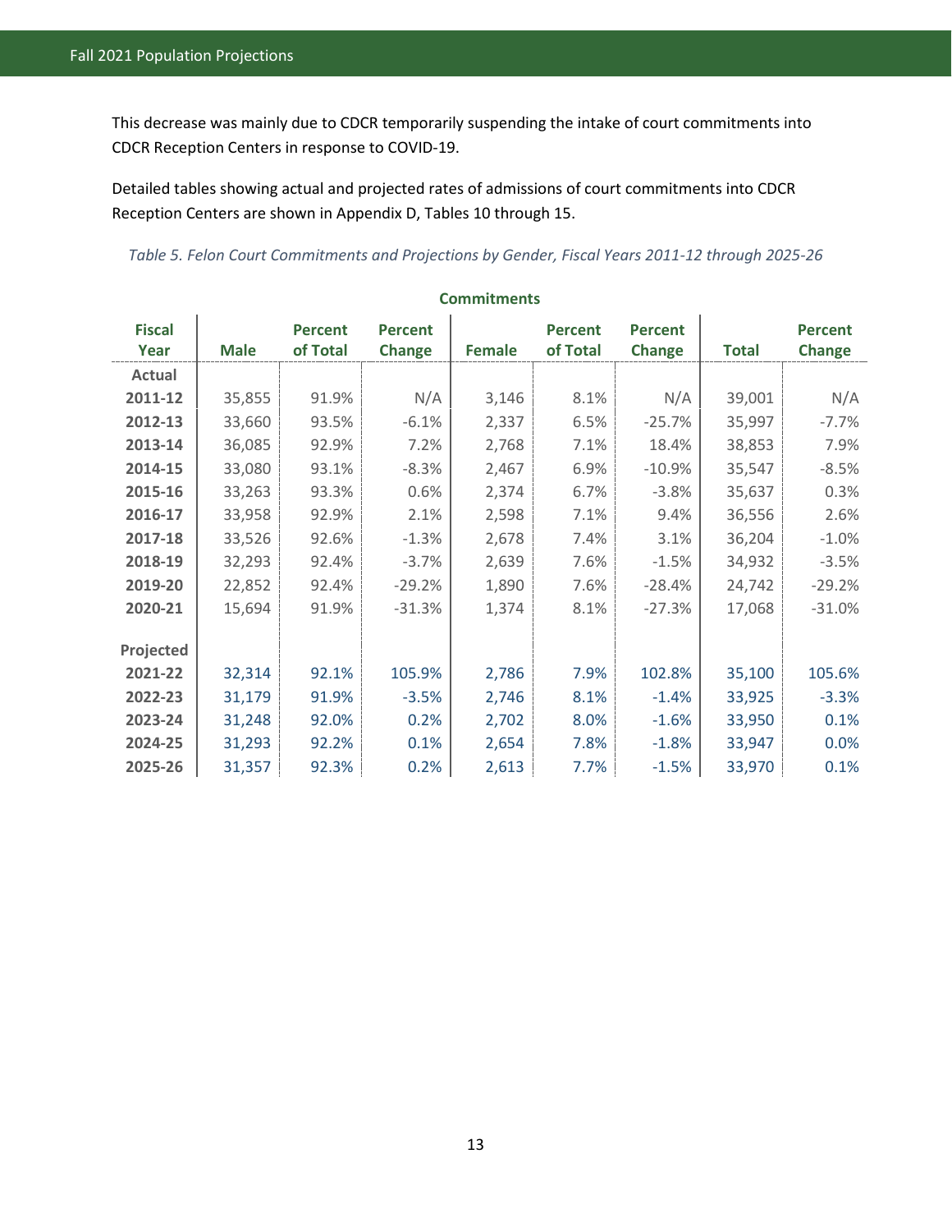This decrease was mainly due to CDCR temporarily suspending the intake of court commitments into CDCR Reception Centers in response to COVID-19.

Detailed tables showing actual and projected rates of admissions of court commitments into CDCR Reception Centers are shown in Appendix D, Tables 10 through 15.

*Table 5. Felon Court Commitments and Projections by Gender, Fiscal Years 2011-12 through 2025-26*

| | Commitments | | | | | | | |
|---|---|---|---|---|---|---|---|---|
| Fiscal Year | Male | Percent of Total | Percent Change | Female | Percent of Total | Percent Change | Total | Percent Change |
| **Actual** | | | | | | | | |
| **2011-12** | 35,855 | 91.9% | N/A | 3,146 | 8.1% | N/A | 39,001 | N/A |
| **2012-13** | 33,660 | 93.5% | -6.1% | 2,337 | 6.5% | -25.7% | 35,997 | -7.7% |
| **2013-14** | 36,085 | 92.9% | 7.2% | 2,768 | 7.1% | 18.4% | 38,853 | 7.9% |
| **2014-15** | 33,080 | 93.1% | -8.3% | 2,467 | 6.9% | -10.9% | 35,547 | -8.5% |
| **2015-16** | 33,263 | 93.3% | 0.6% | 2,374 | 6.7% | -3.8% | 35,637 | 0.3% |
| **2016-17** | 33,958 | 92.9% | 2.1% | 2,598 | 7.1% | 9.4% | 36,556 | 2.6% |
| **2017-18** | 33,526 | 92.6% | -1.3% | 2,678 | 7.4% | 3.1% | 36,204 | -1.0% |
| **2018-19** | 32,293 | 92.4% | -3.7% | 2,639 | 7.6% | -1.5% | 34,932 | -3.5% |
| **2019-20** | 22,852 | 92.4% | -29.2% | 1,890 | 7.6% | -28.4% | 24,742 | -29.2% |
| **2020-21** | 15,694 | 91.9% | -31.3% | 1,374 | 8.1% | -27.3% | 17,068 | -31.0% |
| **Projected** | | | | | | | | |
| **2021-22** | 32,314 | 92.1% | 105.9% | 2,786 | 7.9% | 102.8% | 35,100 | 105.6% |
| **2022-23** | 31,179 | 91.9% | -3.5% | 2,746 | 8.1% | -1.4% | 33,925 | -3.3% |
| **2023-24** | 31,248 | 92.0% | 0.2% | 2,702 | 8.0% | -1.6% | 33,950 | 0.1% |
| **2024-25** | 31,293 | 92.2% | 0.1% | 2,654 | 7.8% | -1.8% | 33,947 | 0.0% |
| **2025-26** | 31,357 | 92.3% | 0.2% | 2,613 | 7.7% | -1.5% | 33,970 | 0.1% |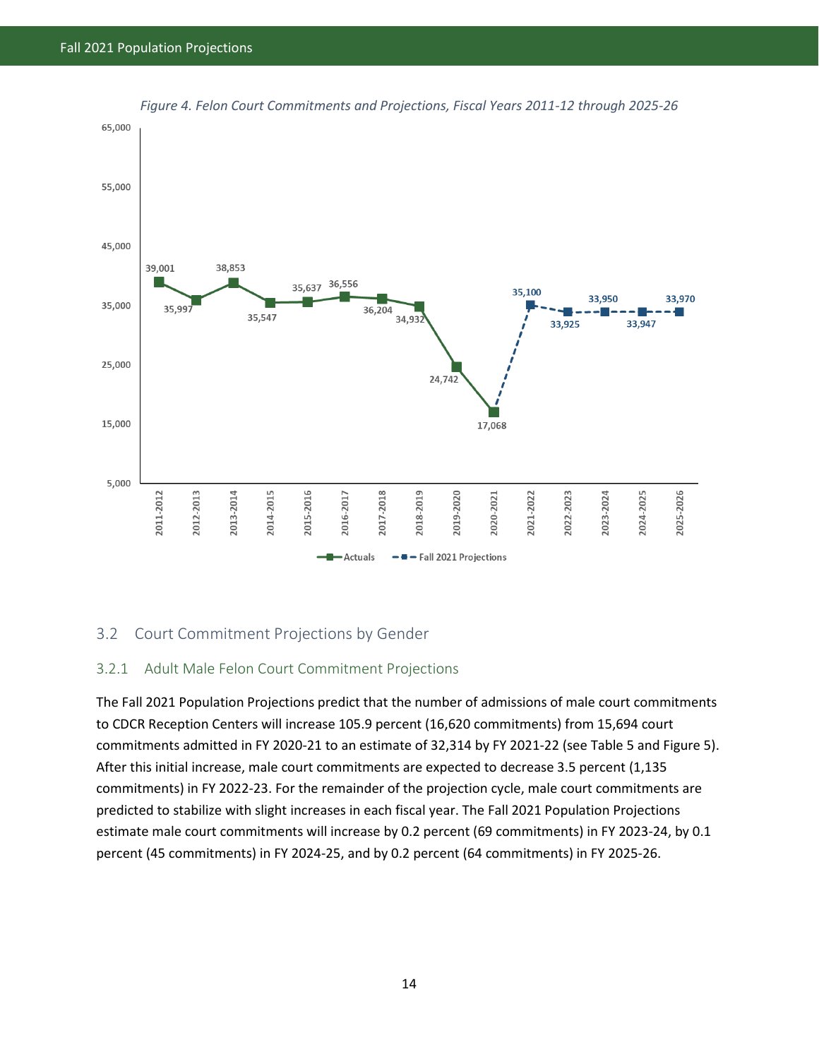*Figure 4. Felon Court Commitments and Projections, Fiscal Years 2011-12 through 2025-26*

| Fiscal Year | Actuals | Fall 2021 Projections |
|---|---|---|
| 2011-2012 | 39,001 | |
| 2012-2013 | 35,997 | |
| 2013-2014 | 38,853 | |
| 2014-2015 | 35,547 | |
| 2015-2016 | 35,637 | |
| 2016-2017 | 36,556 | |
| 2017-2018 | 36,204 | |
| 2018-2019 | 34,932 | |
| 2019-2020 | 24,742 | |
| 2020-2021 | 17,068 | |
| 2021-2022 | | 35,100 |
| 2022-2023 | | 33,925 |
| 2023-2024 | | 33,950 |
| 2024-2025 | | 33,947 |
| 2025-2026 | | 33,970 |

## 3.2 Court Commitment Projections by Gender

### 3.2.1 Adult Male Felon Court Commitment Projections

The Fall 2021 Population Projections predict that the number of admissions of male court commitments to CDCR Reception Centers will increase 105.9 percent (16,620 commitments) from 15,694 court commitments admitted in FY 2020-21 to an estimate of 32,314 by FY 2021-22 (see Table 5 and Figure 5). After this initial increase, male court commitments are expected to decrease 3.5 percent (1,135 commitments) in FY 2022-23. For the remainder of the projection cycle, male court commitments are predicted to stabilize with slight increases in each fiscal year. The Fall 2021 Population Projections estimate male court commitments will increase by 0.2 percent (69 commitments) in FY 2023-24, by 0.1 percent (45 commitments) in FY 2024-25, and by 0.2 percent (64 commitments) in FY 2025-26.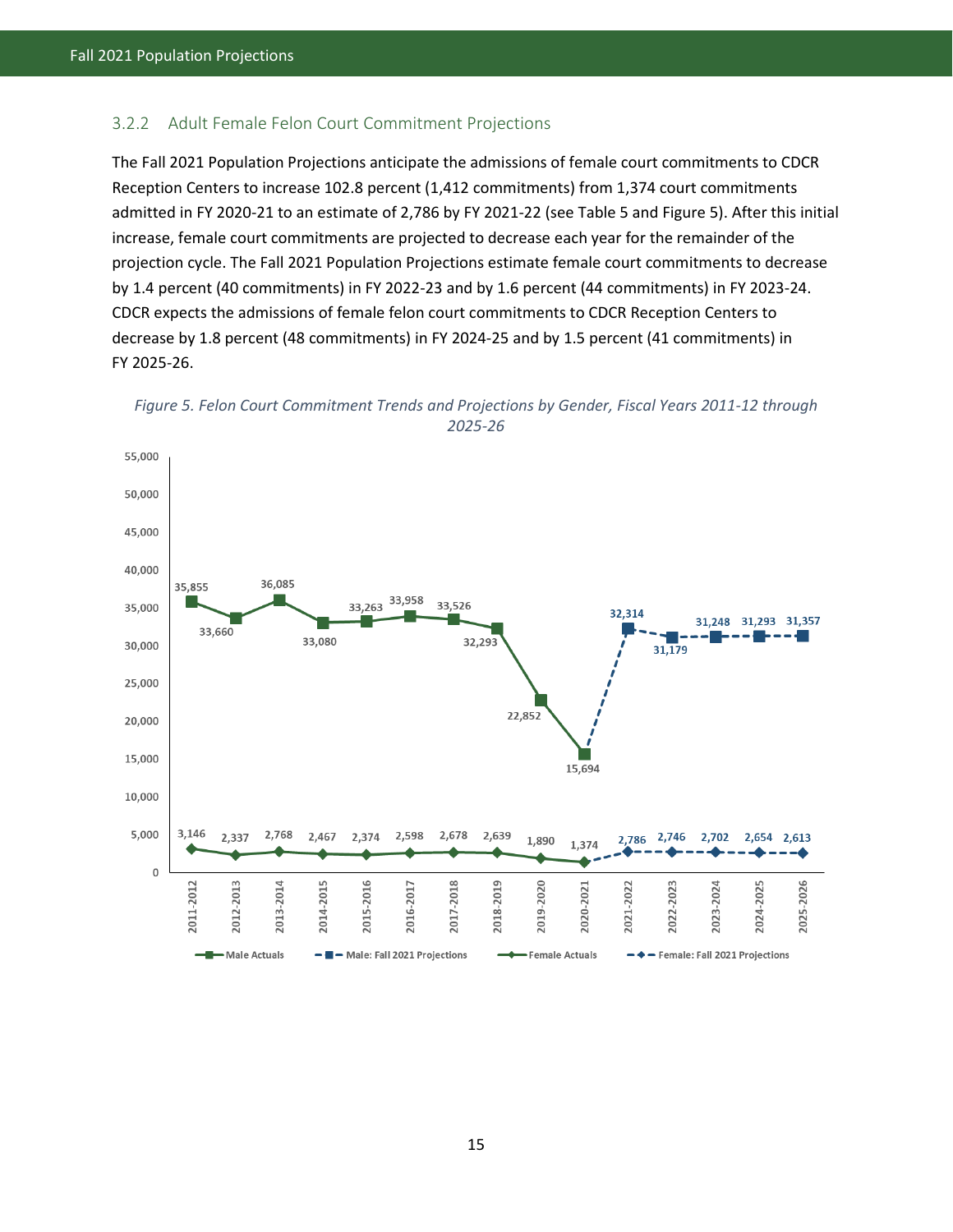### 3.2.2 Adult Female Felon Court Commitment Projections

The Fall 2021 Population Projections anticipate the admissions of female court commitments to CDCR Reception Centers to increase 102.8 percent (1,412 commitments) from 1,374 court commitments admitted in FY 2020-21 to an estimate of 2,786 by FY 2021-22 (see Table 5 and Figure 5). After this initial increase, female court commitments are projected to decrease each year for the remainder of the projection cycle. The Fall 2021 Population Projections estimate female court commitments to decrease by 1.4 percent (40 commitments) in FY 2022-23 and by 1.6 percent (44 commitments) in FY 2023-24. CDCR expects the admissions of female felon court commitments to CDCR Reception Centers to decrease by 1.8 percent (48 commitments) in FY 2024-25 and by 1.5 percent (41 commitments) in FY 2025-26.

*Figure 5. Felon Court Commitment Trends and Projections by Gender, Fiscal Years 2011-12 through 2025-26*

| Fiscal Year | Male Actuals | Male: Fall 2021 Projections | Female Actuals | Female: Fall 2021 Projections |
|---|---|---|---|---|
| 2011-2012 | 35,855 | | 3,146 | |
| 2012-2013 | 33,660 | | 2,337 | |
| 2013-2014 | 36,085 | | 2,768 | |
| 2014-2015 | 33,080 | | 2,467 | |
| 2015-2016 | 33,263 | | 2,374 | |
| 2016-2017 | 33,958 | | 2,598 | |
| 2017-2018 | 33,526 | | 2,678 | |
| 2018-2019 | 32,293 | | 2,639 | |
| 2019-2020 | 22,852 | | 1,890 | |
| 2020-2021 | 15,694 | | 1,374 | |
| 2021-2022 | | 32,314 | | 2,786 |
| 2022-2023 | | 31,179 | | 2,746 |
| 2023-2024 | | 31,248 | | 2,702 |
| 2024-2025 | | 31,293 | | 2,654 |
| 2025-2026 | | 31,357 | | 2,613 |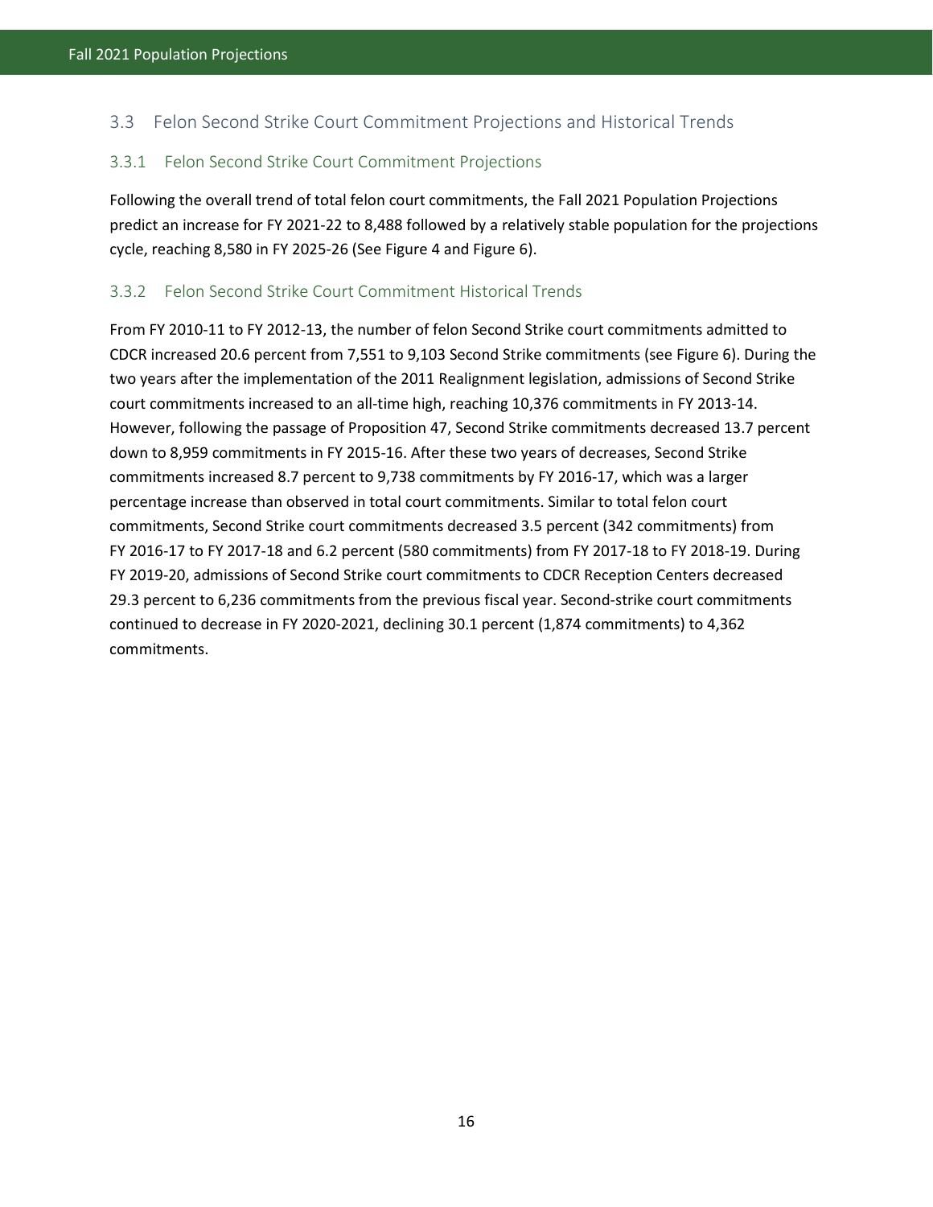## 3.3 Felon Second Strike Court Commitment Projections and Historical Trends

### 3.3.1 Felon Second Strike Court Commitment Projections

Following the overall trend of total felon court commitments, the Fall 2021 Population Projections predict an increase for FY 2021-22 to 8,488 followed by a relatively stable population for the projections cycle, reaching 8,580 in FY 2025-26 (See Figure 4 and Figure 6).

### 3.3.2 Felon Second Strike Court Commitment Historical Trends

From FY 2010-11 to FY 2012-13, the number of felon Second Strike court commitments admitted to CDCR increased 20.6 percent from 7,551 to 9,103 Second Strike commitments (see Figure 6). During the two years after the implementation of the 2011 Realignment legislation, admissions of Second Strike court commitments increased to an all-time high, reaching 10,376 commitments in FY 2013-14. However, following the passage of Proposition 47, Second Strike commitments decreased 13.7 percent down to 8,959 commitments in FY 2015-16. After these two years of decreases, Second Strike commitments increased 8.7 percent to 9,738 commitments by FY 2016-17, which was a larger percentage increase than observed in total court commitments. Similar to total felon court commitments, Second Strike court commitments decreased 3.5 percent (342 commitments) from FY 2016-17 to FY 2017-18 and 6.2 percent (580 commitments) from FY 2017-18 to FY 2018-19. During FY 2019-20, admissions of Second Strike court commitments to CDCR Reception Centers decreased 29.3 percent to 6,236 commitments from the previous fiscal year. Second-strike court commitments continued to decrease in FY 2020-2021, declining 30.1 percent (1,874 commitments) to 4,362 commitments.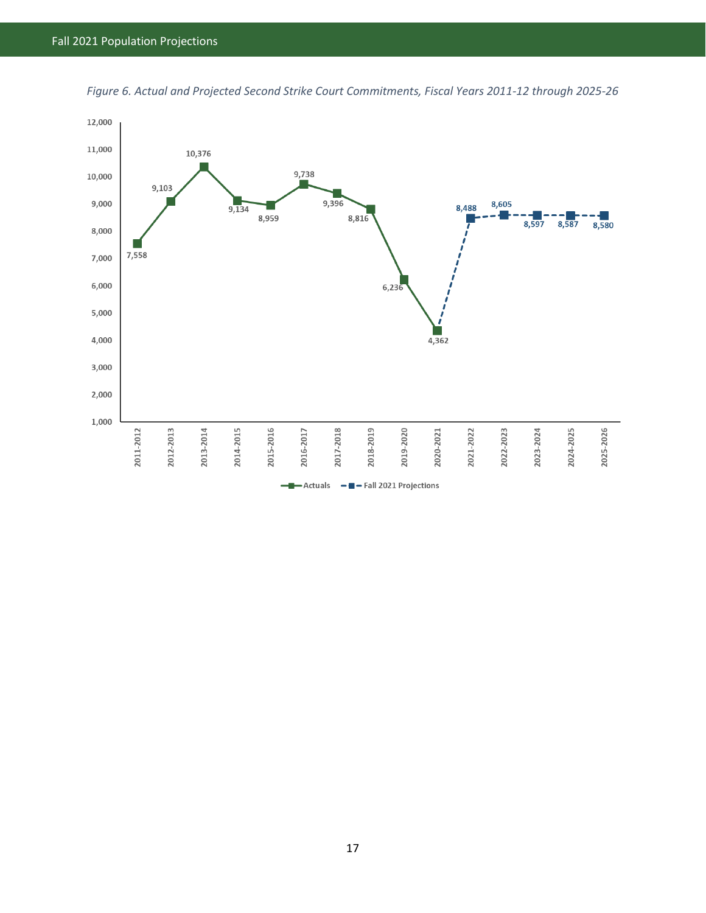*Figure 6. Actual and Projected Second Strike Court Commitments, Fiscal Years 2011-12 through 2025-26*

| Fiscal Year | Actuals | Fall 2021 Projections |
| --- | --- | --- |
| 2011-2012 | 7,558 | |
| 2012-2013 | 9,103 | |
| 2013-2014 | 10,376 | |
| 2014-2015 | 9,134 | |
| 2015-2016 | 8,959 | |
| 2016-2017 | 9,738 | |
| 2017-2018 | 9,396 | |
| 2018-2019 | 8,816 | |
| 2019-2020 | 6,236 | |
| 2020-2021 | 4,362 | |
| 2021-2022 | | 8,488 |
| 2022-2023 | | 8,605 |
| 2023-2024 | | 8,597 |
| 2024-2025 | | 8,587 |
| 2025-2026 | | 8,580 |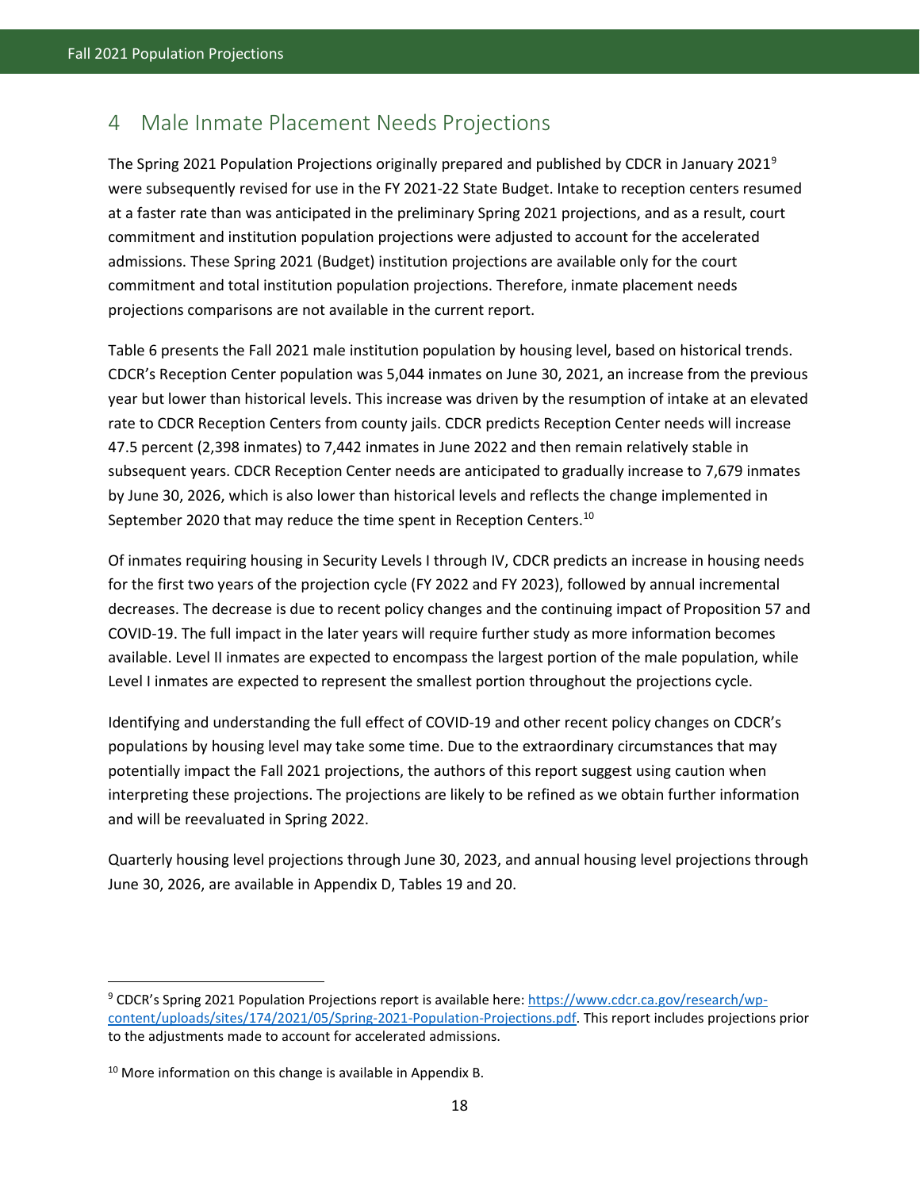# 4 Male Inmate Placement Needs Projections

The Spring 2021 Population Projections originally prepared and published by CDCR in January 2021[9] were subsequently revised for use in the FY 2021-22 State Budget. Intake to reception centers resumed at a faster rate than was anticipated in the preliminary Spring 2021 projections, and as a result, court commitment and institution population projections were adjusted to account for the accelerated admissions. These Spring 2021 (Budget) institution projections are available only for the court commitment and total institution population projections. Therefore, inmate placement needs projections comparisons are not available in the current report.

Table 6 presents the Fall 2021 male institution population by housing level, based on historical trends. CDCR's Reception Center population was 5,044 inmates on June 30, 2021, an increase from the previous year but lower than historical levels. This increase was driven by the resumption of intake at an elevated rate to CDCR Reception Centers from county jails. CDCR predicts Reception Center needs will increase 47.5 percent (2,398 inmates) to 7,442 inmates in June 2022 and then remain relatively stable in subsequent years. CDCR Reception Center needs are anticipated to gradually increase to 7,679 inmates by June 30, 2026, which is also lower than historical levels and reflects the change implemented in September 2020 that may reduce the time spent in Reception Centers.[10]

Of inmates requiring housing in Security Levels I through IV, CDCR predicts an increase in housing needs for the first two years of the projection cycle (FY 2022 and FY 2023), followed by annual incremental decreases. The decrease is due to recent policy changes and the continuing impact of Proposition 57 and COVID-19. The full impact in the later years will require further study as more information becomes available. Level II inmates are expected to encompass the largest portion of the male population, while Level I inmates are expected to represent the smallest portion throughout the projections cycle.

Identifying and understanding the full effect of COVID-19 and other recent policy changes on CDCR's populations by housing level may take some time. Due to the extraordinary circumstances that may potentially impact the Fall 2021 projections, the authors of this report suggest using caution when interpreting these projections. The projections are likely to be refined as we obtain further information and will be reevaluated in Spring 2022.

Quarterly housing level projections through June 30, 2023, and annual housing level projections through June 30, 2026, are available in Appendix D, Tables 19 and 20.

---

[9] CDCR's Spring 2021 Population Projections report is available here: https://www.cdcr.ca.gov/research/wp-content/uploads/sites/174/2021/05/Spring-2021-Population-Projections.pdf. This report includes projections prior to the adjustments made to account for accelerated admissions.

[10] More information on this change is available in Appendix B.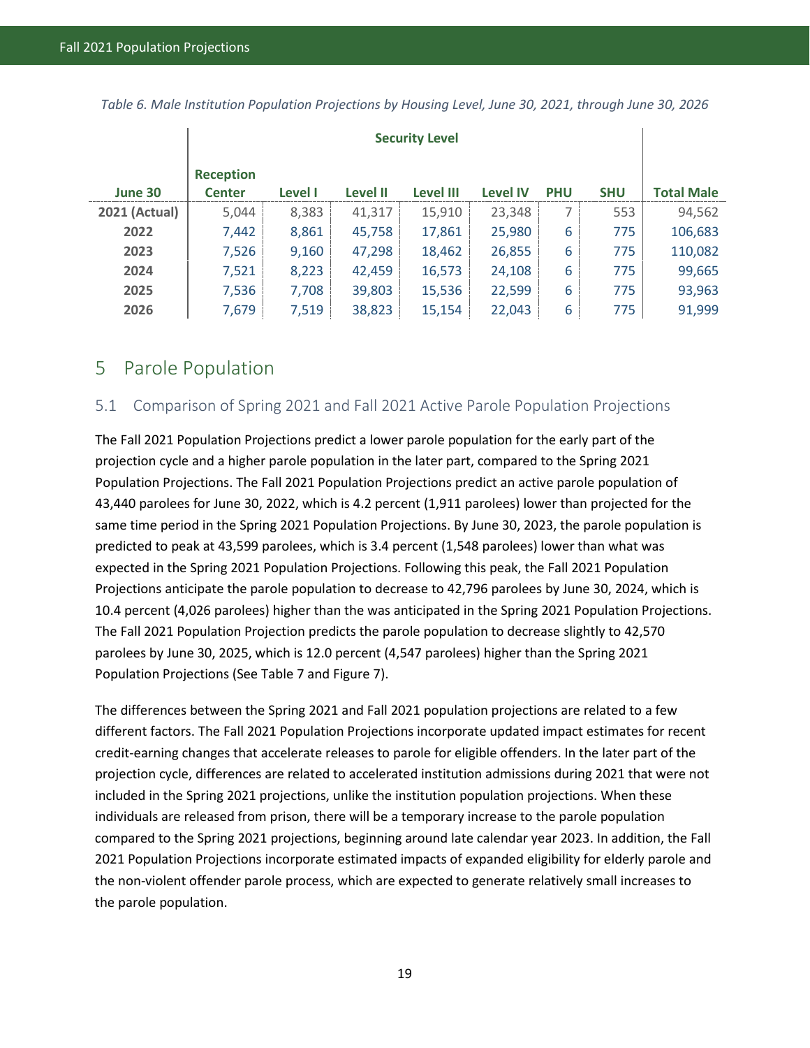*Table 6. Male Institution Population Projections by Housing Level, June 30, 2021, through June 30, 2026*

| | Security Level | | | | | | | |
|---|---|---|---|---|---|---|---|---|
| **June 30** | **Reception Center** | **Level I** | **Level II** | **Level III** | **Level IV** | **PHU** | **SHU** | **Total Male** |
| **2021 (Actual)** | 5,044 | 8,383 | 41,317 | 15,910 | 23,348 | 7 | 553 | 94,562 |
| **2022** | 7,442 | 8,861 | 45,758 | 17,861 | 25,980 | 6 | 775 | 106,683 |
| **2023** | 7,526 | 9,160 | 47,298 | 18,462 | 26,855 | 6 | 775 | 110,082 |
| **2024** | 7,521 | 8,223 | 42,459 | 16,573 | 24,108 | 6 | 775 | 99,665 |
| **2025** | 7,536 | 7,708 | 39,803 | 15,536 | 22,599 | 6 | 775 | 93,963 |
| **2026** | 7,679 | 7,519 | 38,823 | 15,154 | 22,043 | 6 | 775 | 91,999 |

# 5 Parole Population

## 5.1 Comparison of Spring 2021 and Fall 2021 Active Parole Population Projections

The Fall 2021 Population Projections predict a lower parole population for the early part of the projection cycle and a higher parole population in the later part, compared to the Spring 2021 Population Projections. The Fall 2021 Population Projections predict an active parole population of 43,440 parolees for June 30, 2022, which is 4.2 percent (1,911 parolees) lower than projected for the same time period in the Spring 2021 Population Projections. By June 30, 2023, the parole population is predicted to peak at 43,599 parolees, which is 3.4 percent (1,548 parolees) lower than what was expected in the Spring 2021 Population Projections. Following this peak, the Fall 2021 Population Projections anticipate the parole population to decrease to 42,796 parolees by June 30, 2024, which is 10.4 percent (4,026 parolees) higher than the was anticipated in the Spring 2021 Population Projections. The Fall 2021 Population Projection predicts the parole population to decrease slightly to 42,570 parolees by June 30, 2025, which is 12.0 percent (4,547 parolees) higher than the Spring 2021 Population Projections (See Table 7 and Figure 7).

The differences between the Spring 2021 and Fall 2021 population projections are related to a few different factors. The Fall 2021 Population Projections incorporate updated impact estimates for recent credit-earning changes that accelerate releases to parole for eligible offenders. In the later part of the projection cycle, differences are related to accelerated institution admissions during 2021 that were not included in the Spring 2021 projections, unlike the institution population projections. When these individuals are released from prison, there will be a temporary increase to the parole population compared to the Spring 2021 projections, beginning around late calendar year 2023. In addition, the Fall 2021 Population Projections incorporate estimated impacts of expanded eligibility for elderly parole and the non-violent offender parole process, which are expected to generate relatively small increases to the parole population.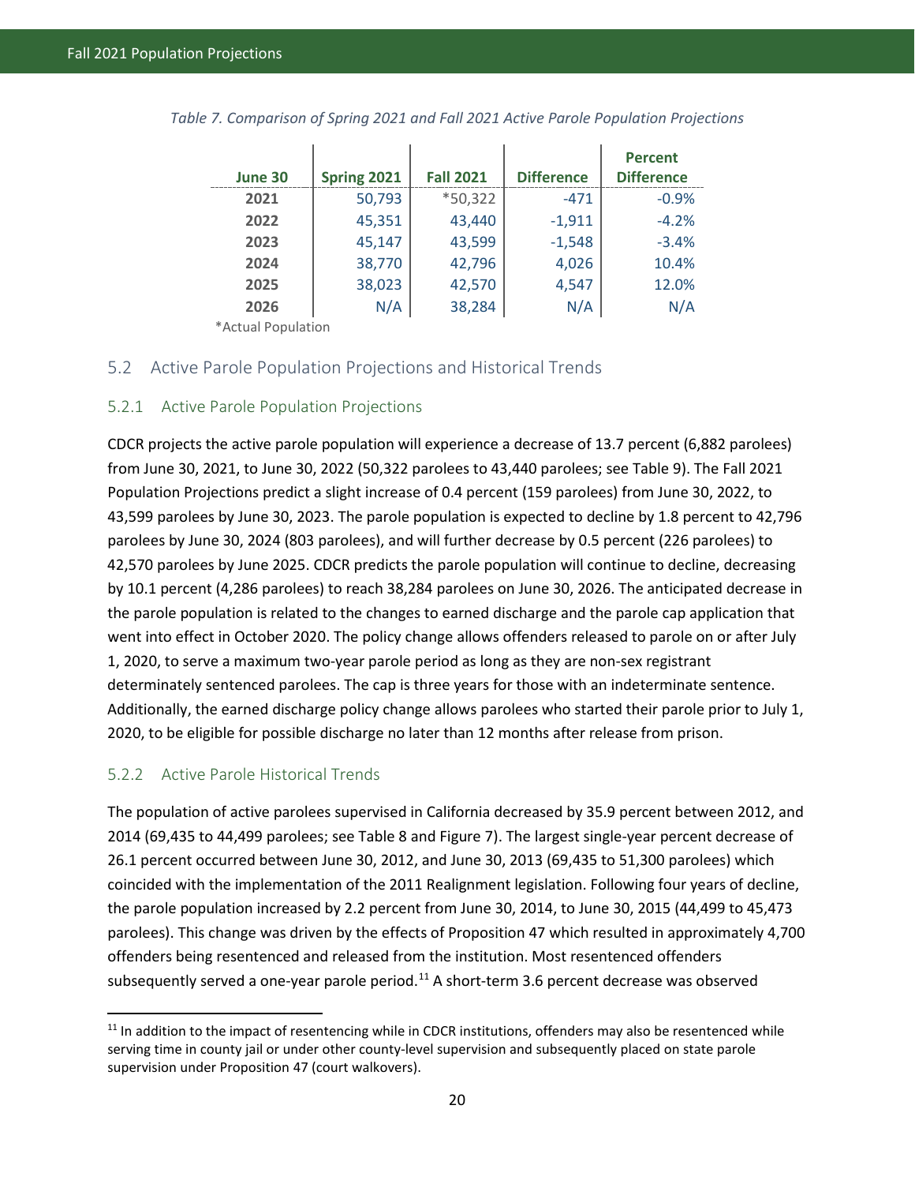*Table 7. Comparison of Spring 2021 and Fall 2021 Active Parole Population Projections*

| June 30 | Spring 2021 | Fall 2021 | Difference | Percent Difference |
|---|---|---|---|---|
| 2021 | 50,793 | *50,322 | -471 | -0.9% |
| 2022 | 45,351 | 43,440 | -1,911 | -4.2% |
| 2023 | 45,147 | 43,599 | -1,548 | -3.4% |
| 2024 | 38,770 | 42,796 | 4,026 | 10.4% |
| 2025 | 38,023 | 42,570 | 4,547 | 12.0% |
| 2026 | N/A | 38,284 | N/A | N/A |

*Actual Population

## 5.2 Active Parole Population Projections and Historical Trends

### 5.2.1 Active Parole Population Projections

CDCR projects the active parole population will experience a decrease of 13.7 percent (6,882 parolees) from June 30, 2021, to June 30, 2022 (50,322 parolees to 43,440 parolees; see Table 9). The Fall 2021 Population Projections predict a slight increase of 0.4 percent (159 parolees) from June 30, 2022, to 43,599 parolees by June 30, 2023. The parole population is expected to decline by 1.8 percent to 42,796 parolees by June 30, 2024 (803 parolees), and will further decrease by 0.5 percent (226 parolees) to 42,570 parolees by June 2025. CDCR predicts the parole population will continue to decline, decreasing by 10.1 percent (4,286 parolees) to reach 38,284 parolees on June 30, 2026. The anticipated decrease in the parole population is related to the changes to earned discharge and the parole cap application that went into effect in October 2020. The policy change allows offenders released to parole on or after July 1, 2020, to serve a maximum two-year parole period as long as they are non-sex registrant determinately sentenced parolees. The cap is three years for those with an indeterminate sentence. Additionally, the earned discharge policy change allows parolees who started their parole prior to July 1, 2020, to be eligible for possible discharge no later than 12 months after release from prison.

### 5.2.2 Active Parole Historical Trends

The population of active parolees supervised in California decreased by 35.9 percent between 2012, and 2014 (69,435 to 44,499 parolees; see Table 8 and Figure 7). The largest single-year percent decrease of 26.1 percent occurred between June 30, 2012, and June 30, 2013 (69,435 to 51,300 parolees) which coincided with the implementation of the 2011 Realignment legislation. Following four years of decline, the parole population increased by 2.2 percent from June 30, 2014, to June 30, 2015 (44,499 to 45,473 parolees). This change was driven by the effects of Proposition 47 which resulted in approximately 4,700 offenders being resentenced and released from the institution. Most resentenced offenders subsequently served a one-year parole period.[11] A short-term 3.6 percent decrease was observed

[11] In addition to the impact of resentencing while in CDCR institutions, offenders may also be resentenced while serving time in county jail or under other county-level supervision and subsequently placed on state parole supervision under Proposition 47 (court walkovers).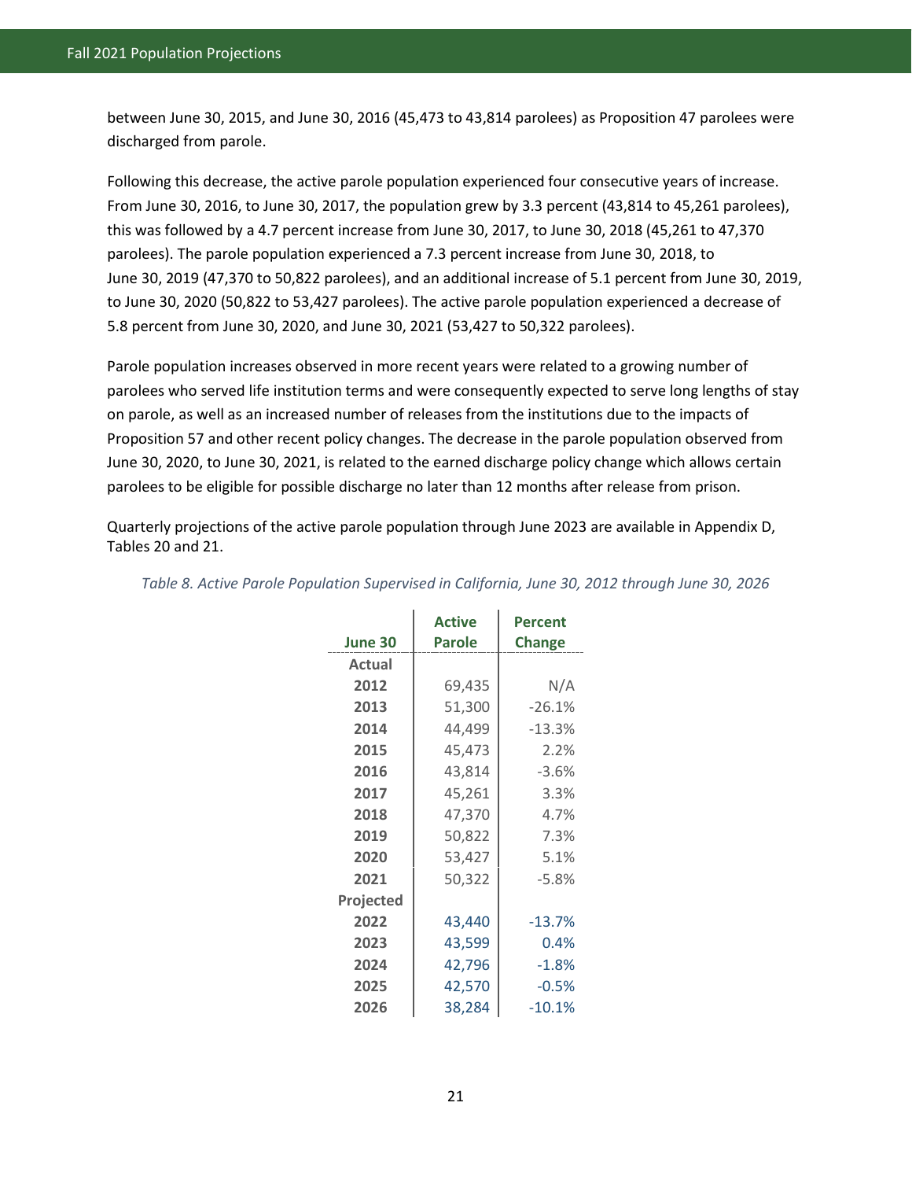between June 30, 2015, and June 30, 2016 (45,473 to 43,814 parolees) as Proposition 47 parolees were discharged from parole.

Following this decrease, the active parole population experienced four consecutive years of increase. From June 30, 2016, to June 30, 2017, the population grew by 3.3 percent (43,814 to 45,261 parolees), this was followed by a 4.7 percent increase from June 30, 2017, to June 30, 2018 (45,261 to 47,370 parolees). The parole population experienced a 7.3 percent increase from June 30, 2018, to June 30, 2019 (47,370 to 50,822 parolees), and an additional increase of 5.1 percent from June 30, 2019, to June 30, 2020 (50,822 to 53,427 parolees). The active parole population experienced a decrease of 5.8 percent from June 30, 2020, and June 30, 2021 (53,427 to 50,322 parolees).

Parole population increases observed in more recent years were related to a growing number of parolees who served life institution terms and were consequently expected to serve long lengths of stay on parole, as well as an increased number of releases from the institutions due to the impacts of Proposition 57 and other recent policy changes. The decrease in the parole population observed from June 30, 2020, to June 30, 2021, is related to the earned discharge policy change which allows certain parolees to be eligible for possible discharge no later than 12 months after release from prison.

Quarterly projections of the active parole population through June 2023 are available in Appendix D, Tables 20 and 21.

*Table 8. Active Parole Population Supervised in California, June 30, 2012 through June 30, 2026*

| June 30 | Active Parole | Percent Change |
|---|---|---|
| **Actual** | | |
| 2012 | 69,435 | N/A |
| 2013 | 51,300 | -26.1% |
| 2014 | 44,499 | -13.3% |
| 2015 | 45,473 | 2.2% |
| 2016 | 43,814 | -3.6% |
| 2017 | 45,261 | 3.3% |
| 2018 | 47,370 | 4.7% |
| 2019 | 50,822 | 7.3% |
| 2020 | 53,427 | 5.1% |
| 2021 | 50,322 | -5.8% |
| **Projected** | | |
| 2022 | 43,440 | -13.7% |
| 2023 | 43,599 | 0.4% |
| 2024 | 42,796 | -1.8% |
| 2025 | 42,570 | -0.5% |
| 2026 | 38,284 | -10.1% |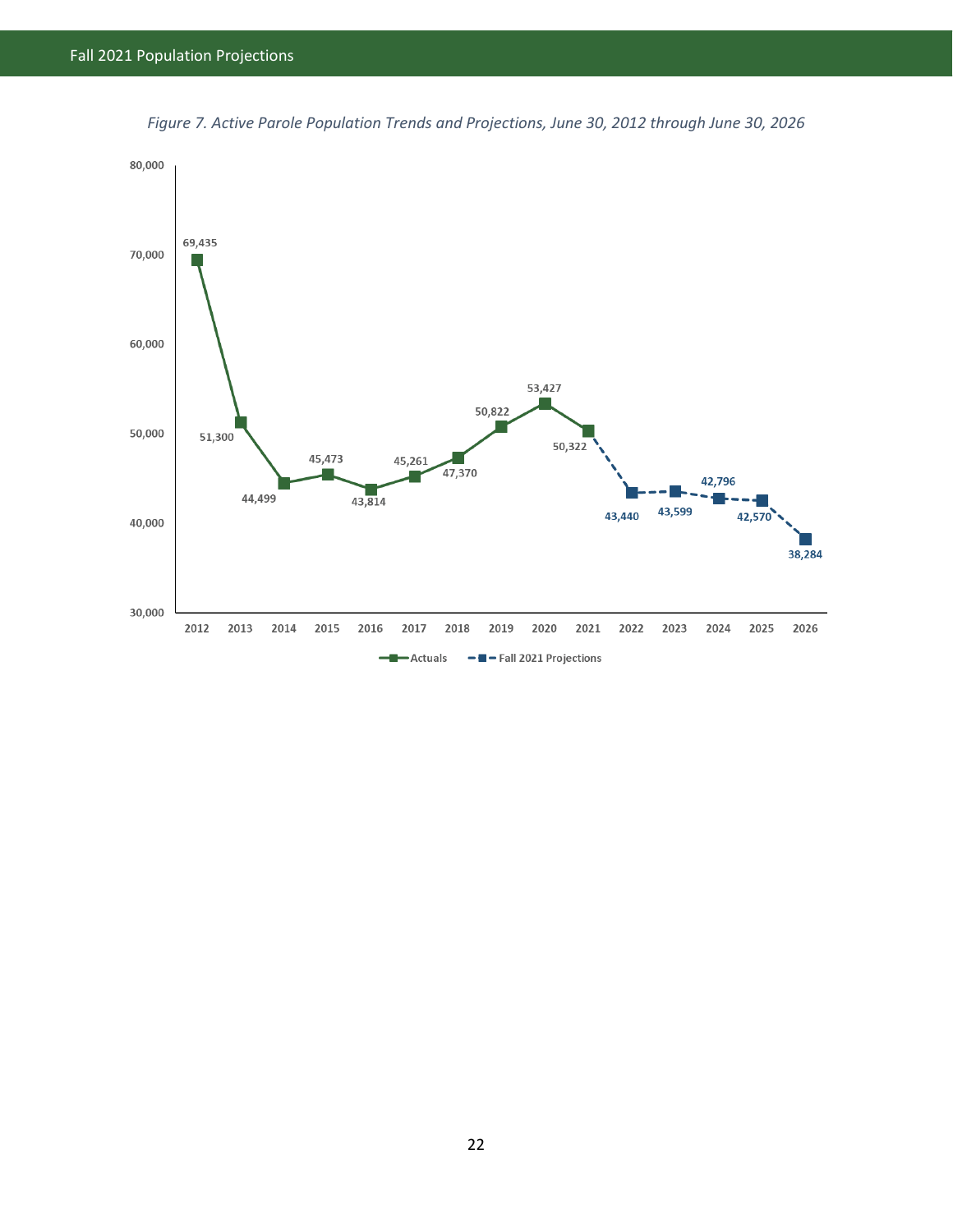*Figure 7. Active Parole Population Trends and Projections, June 30, 2012 through June 30, 2026*

| Year | Actuals | Fall 2021 Projections |
|---|---|---|
| 2012 | 69,435 | |
| 2013 | 51,300 | |
| 2014 | 44,499 | |
| 2015 | 45,473 | |
| 2016 | 43,814 | |
| 2017 | 45,261 | |
| 2018 | 47,370 | |
| 2019 | 50,822 | |
| 2020 | 53,427 | |
| 2021 | 50,322 | |
| 2022 | | 43,440 |
| 2023 | | 43,599 |
| 2024 | | 42,796 |
| 2025 | | 42,570 |
| 2026 | | 38,284 |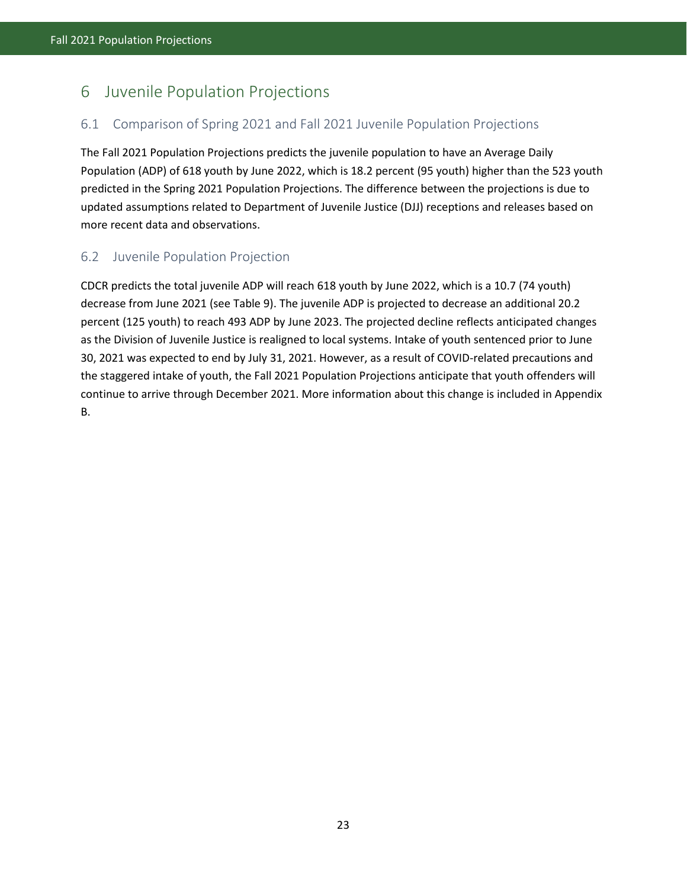# 6 Juvenile Population Projections

## 6.1 Comparison of Spring 2021 and Fall 2021 Juvenile Population Projections

The Fall 2021 Population Projections predicts the juvenile population to have an Average Daily Population (ADP) of 618 youth by June 2022, which is 18.2 percent (95 youth) higher than the 523 youth predicted in the Spring 2021 Population Projections. The difference between the projections is due to updated assumptions related to Department of Juvenile Justice (DJJ) receptions and releases based on more recent data and observations.

## 6.2 Juvenile Population Projection

CDCR predicts the total juvenile ADP will reach 618 youth by June 2022, which is a 10.7 (74 youth) decrease from June 2021 (see Table 9). The juvenile ADP is projected to decrease an additional 20.2 percent (125 youth) to reach 493 ADP by June 2023. The projected decline reflects anticipated changes as the Division of Juvenile Justice is realigned to local systems. Intake of youth sentenced prior to June 30, 2021 was expected to end by July 31, 2021. However, as a result of COVID-related precautions and the staggered intake of youth, the Fall 2021 Population Projections anticipate that youth offenders will continue to arrive through December 2021. More information about this change is included in Appendix B.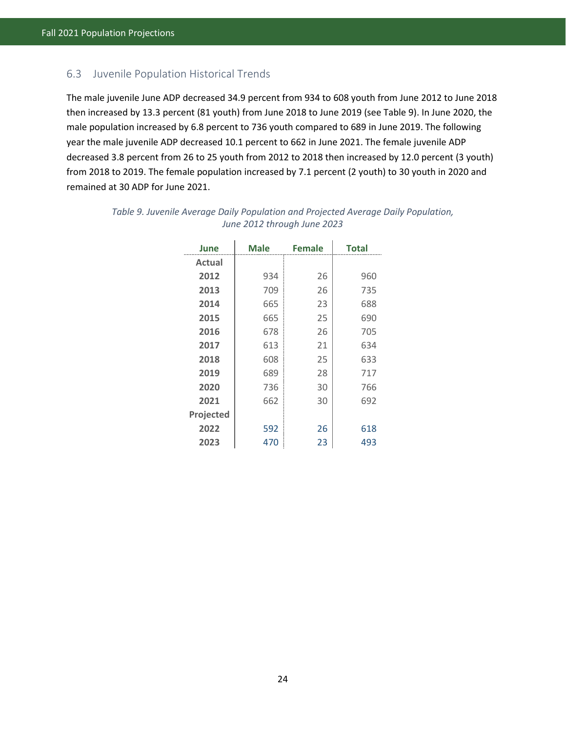### 6.3 Juvenile Population Historical Trends

The male juvenile June ADP decreased 34.9 percent from 934 to 608 youth from June 2012 to June 2018 then increased by 13.3 percent (81 youth) from June 2018 to June 2019 (see Table 9). In June 2020, the male population increased by 6.8 percent to 736 youth compared to 689 in June 2019. The following year the male juvenile ADP decreased 10.1 percent to 662 in June 2021. The female juvenile ADP decreased 3.8 percent from 26 to 25 youth from 2012 to 2018 then increased by 12.0 percent (3 youth) from 2018 to 2019. The female population increased by 7.1 percent (2 youth) to 30 youth in 2020 and remained at 30 ADP for June 2021.

*Table 9. Juvenile Average Daily Population and Projected Average Daily Population, June 2012 through June 2023*

| June | Male | Female | Total |
|---|---|---|---|
| **Actual** | | | |
| **2012** | 934 | 26 | 960 |
| **2013** | 709 | 26 | 735 |
| **2014** | 665 | 23 | 688 |
| **2015** | 665 | 25 | 690 |
| **2016** | 678 | 26 | 705 |
| **2017** | 613 | 21 | 634 |
| **2018** | 608 | 25 | 633 |
| **2019** | 689 | 28 | 717 |
| **2020** | 736 | 30 | 766 |
| **2021** | 662 | 30 | 692 |
| **Projected** | | | |
| **2022** | 592 | 26 | 618 |
| **2023** | 470 | 23 | 493 |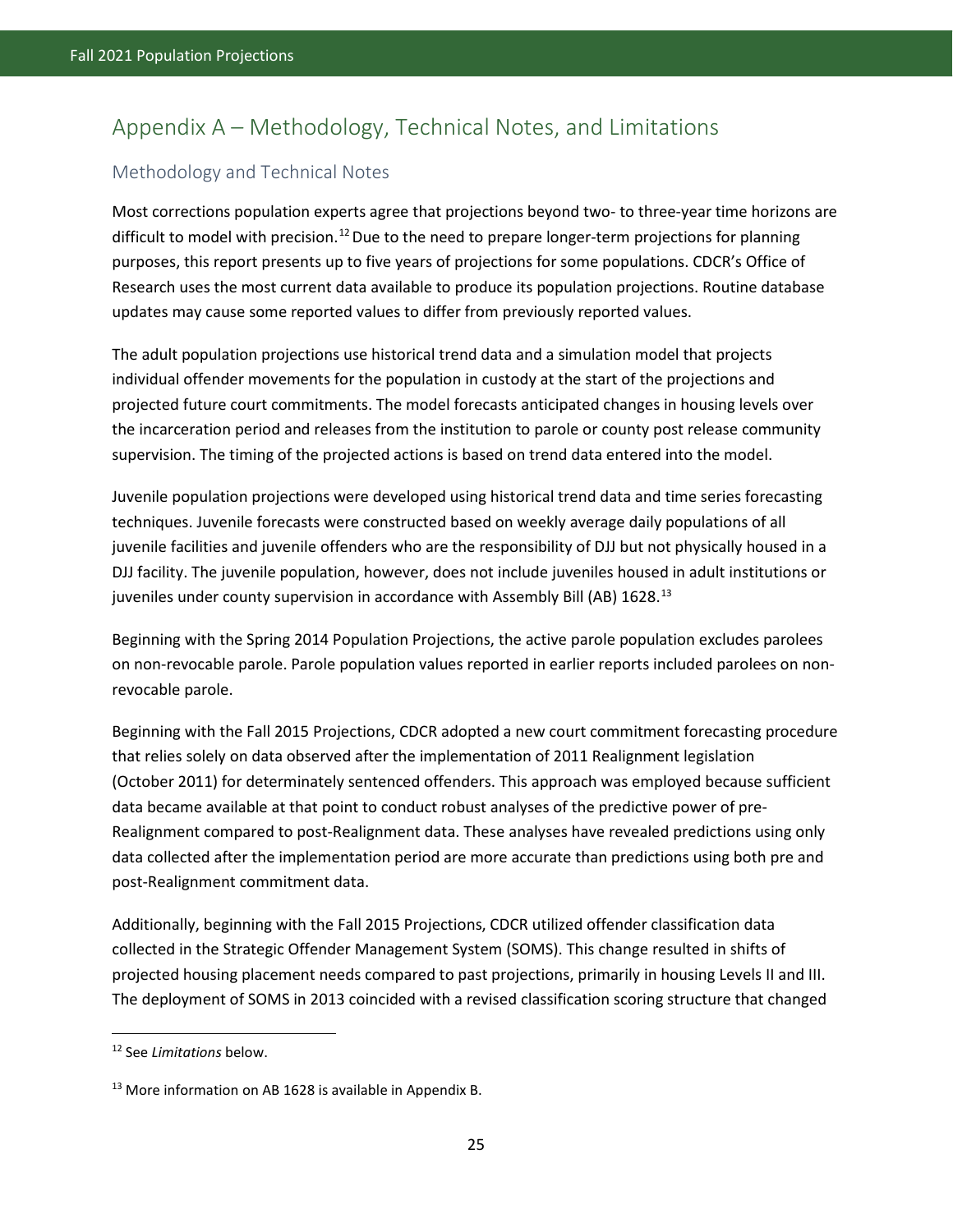# Appendix A – Methodology, Technical Notes, and Limitations

## Methodology and Technical Notes

Most corrections population experts agree that projections beyond two- to three-year time horizons are difficult to model with precision.[12] Due to the need to prepare longer-term projections for planning purposes, this report presents up to five years of projections for some populations. CDCR's Office of Research uses the most current data available to produce its population projections. Routine database updates may cause some reported values to differ from previously reported values.

The adult population projections use historical trend data and a simulation model that projects individual offender movements for the population in custody at the start of the projections and projected future court commitments. The model forecasts anticipated changes in housing levels over the incarceration period and releases from the institution to parole or county post release community supervision. The timing of the projected actions is based on trend data entered into the model.

Juvenile population projections were developed using historical trend data and time series forecasting techniques. Juvenile forecasts were constructed based on weekly average daily populations of all juvenile facilities and juvenile offenders who are the responsibility of DJJ but not physically housed in a DJJ facility. The juvenile population, however, does not include juveniles housed in adult institutions or juveniles under county supervision in accordance with Assembly Bill (AB) 1628.[13]

Beginning with the Spring 2014 Population Projections, the active parole population excludes parolees on non-revocable parole. Parole population values reported in earlier reports included parolees on non-revocable parole.

Beginning with the Fall 2015 Projections, CDCR adopted a new court commitment forecasting procedure that relies solely on data observed after the implementation of 2011 Realignment legislation (October 2011) for determinately sentenced offenders. This approach was employed because sufficient data became available at that point to conduct robust analyses of the predictive power of pre-Realignment compared to post-Realignment data. These analyses have revealed predictions using only data collected after the implementation period are more accurate than predictions using both pre and post-Realignment commitment data.

Additionally, beginning with the Fall 2015 Projections, CDCR utilized offender classification data collected in the Strategic Offender Management System (SOMS). This change resulted in shifts of projected housing placement needs compared to past projections, primarily in housing Levels II and III. The deployment of SOMS in 2013 coincided with a revised classification scoring structure that changed

---

[12] See *Limitations* below.

[13] More information on AB 1628 is available in Appendix B.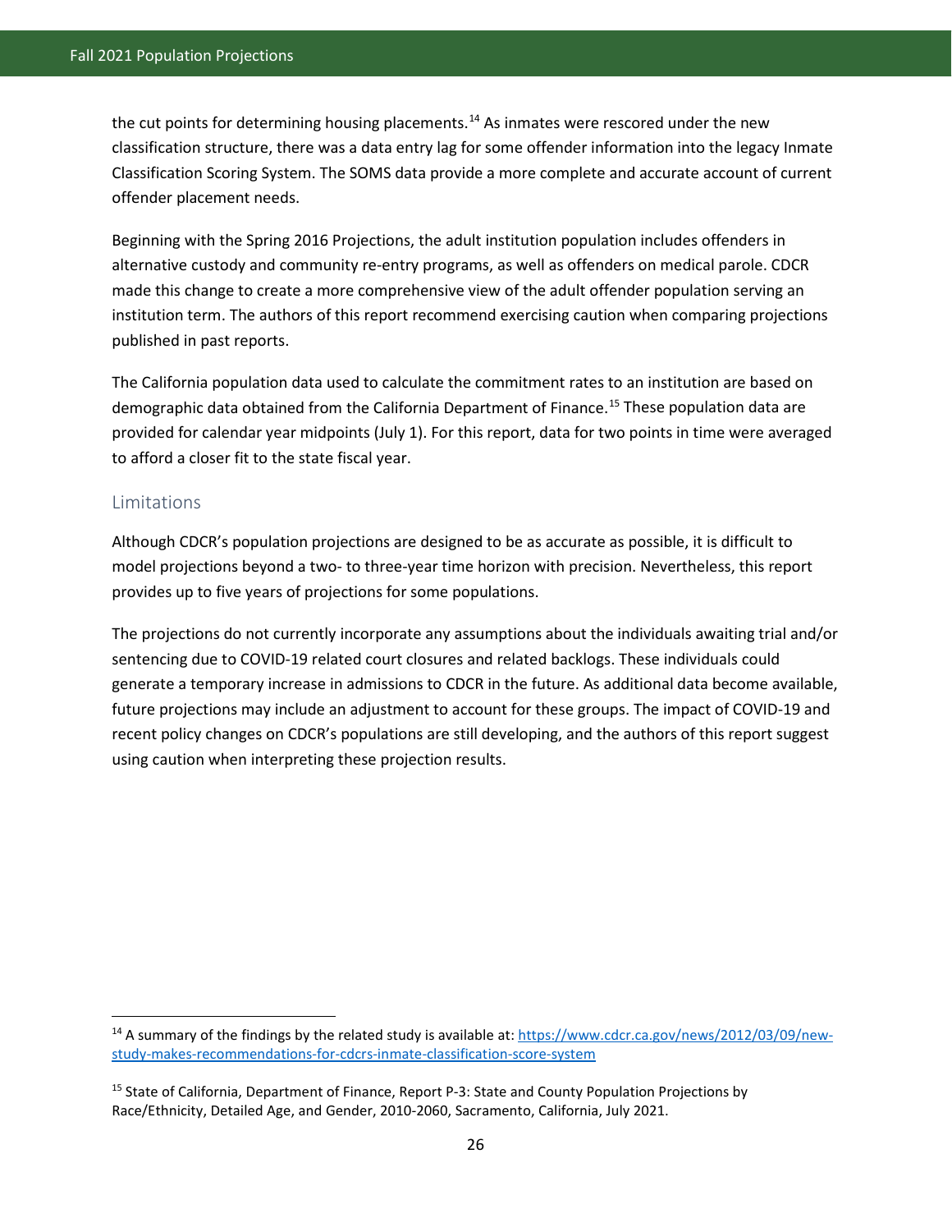the cut points for determining housing placements.[14] As inmates were rescored under the new classification structure, there was a data entry lag for some offender information into the legacy Inmate Classification Scoring System. The SOMS data provide a more complete and accurate account of current offender placement needs.

Beginning with the Spring 2016 Projections, the adult institution population includes offenders in alternative custody and community re-entry programs, as well as offenders on medical parole. CDCR made this change to create a more comprehensive view of the adult offender population serving an institution term. The authors of this report recommend exercising caution when comparing projections published in past reports.

The California population data used to calculate the commitment rates to an institution are based on demographic data obtained from the California Department of Finance.[15] These population data are provided for calendar year midpoints (July 1). For this report, data for two points in time were averaged to afford a closer fit to the state fiscal year.

## Limitations

Although CDCR's population projections are designed to be as accurate as possible, it is difficult to model projections beyond a two- to three-year time horizon with precision. Nevertheless, this report provides up to five years of projections for some populations.

The projections do not currently incorporate any assumptions about the individuals awaiting trial and/or sentencing due to COVID-19 related court closures and related backlogs. These individuals could generate a temporary increase in admissions to CDCR in the future. As additional data become available, future projections may include an adjustment to account for these groups. The impact of COVID-19 and recent policy changes on CDCR's populations are still developing, and the authors of this report suggest using caution when interpreting these projection results.

---

[14] A summary of the findings by the related study is available at: https://www.cdcr.ca.gov/news/2012/03/09/new-study-makes-recommendations-for-cdcrs-inmate-classification-score-system

[15] State of California, Department of Finance, Report P-3: State and County Population Projections by Race/Ethnicity, Detailed Age, and Gender, 2010-2060, Sacramento, California, July 2021.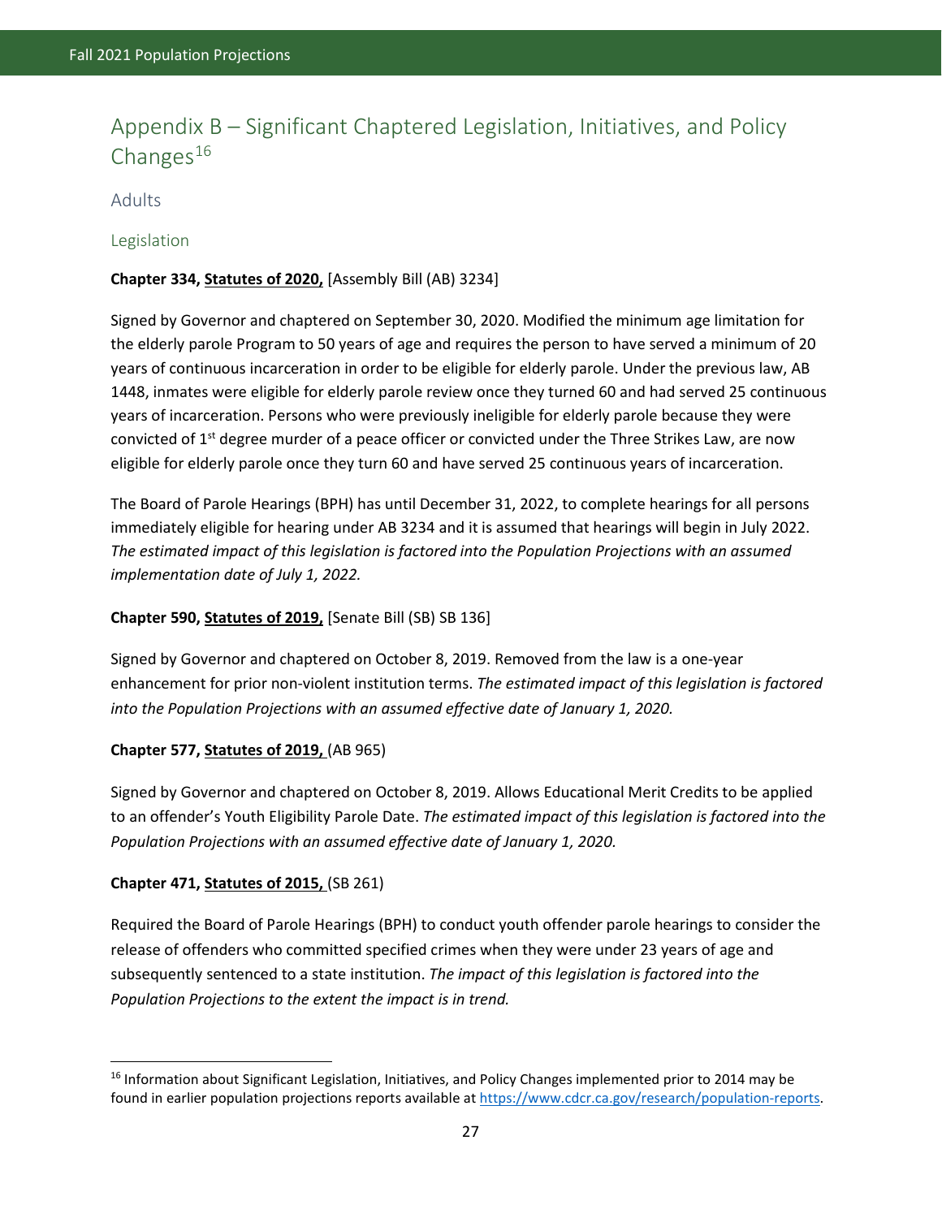# Appendix B – Significant Chaptered Legislation, Initiatives, and Policy Changes[16]

## Adults

### Legislation

**Chapter 334, Statutes of 2020,** [Assembly Bill (AB) 3234]

Signed by Governor and chaptered on September 30, 2020. Modified the minimum age limitation for the elderly parole Program to 50 years of age and requires the person to have served a minimum of 20 years of continuous incarceration in order to be eligible for elderly parole. Under the previous law, AB 1448, inmates were eligible for elderly parole review once they turned 60 and had served 25 continuous years of incarceration. Persons who were previously ineligible for elderly parole because they were convicted of 1st degree murder of a peace officer or convicted under the Three Strikes Law, are now eligible for elderly parole once they turn 60 and have served 25 continuous years of incarceration.

The Board of Parole Hearings (BPH) has until December 31, 2022, to complete hearings for all persons immediately eligible for hearing under AB 3234 and it is assumed that hearings will begin in July 2022. *The estimated impact of this legislation is factored into the Population Projections with an assumed implementation date of July 1, 2022.*

**Chapter 590, Statutes of 2019,** [Senate Bill (SB) SB 136]

Signed by Governor and chaptered on October 8, 2019. Removed from the law is a one-year enhancement for prior non-violent institution terms. *The estimated impact of this legislation is factored into the Population Projections with an assumed effective date of January 1, 2020.*

**Chapter 577, Statutes of 2019,** (AB 965)

Signed by Governor and chaptered on October 8, 2019. Allows Educational Merit Credits to be applied to an offender's Youth Eligibility Parole Date. *The estimated impact of this legislation is factored into the Population Projections with an assumed effective date of January 1, 2020.*

**Chapter 471, Statutes of 2015,** (SB 261)

Required the Board of Parole Hearings (BPH) to conduct youth offender parole hearings to consider the release of offenders who committed specified crimes when they were under 23 years of age and subsequently sentenced to a state institution. *The impact of this legislation is factored into the Population Projections to the extent the impact is in trend.*

---

[16] Information about Significant Legislation, Initiatives, and Policy Changes implemented prior to 2014 may be found in earlier population projections reports available at https://www.cdcr.ca.gov/research/population-reports.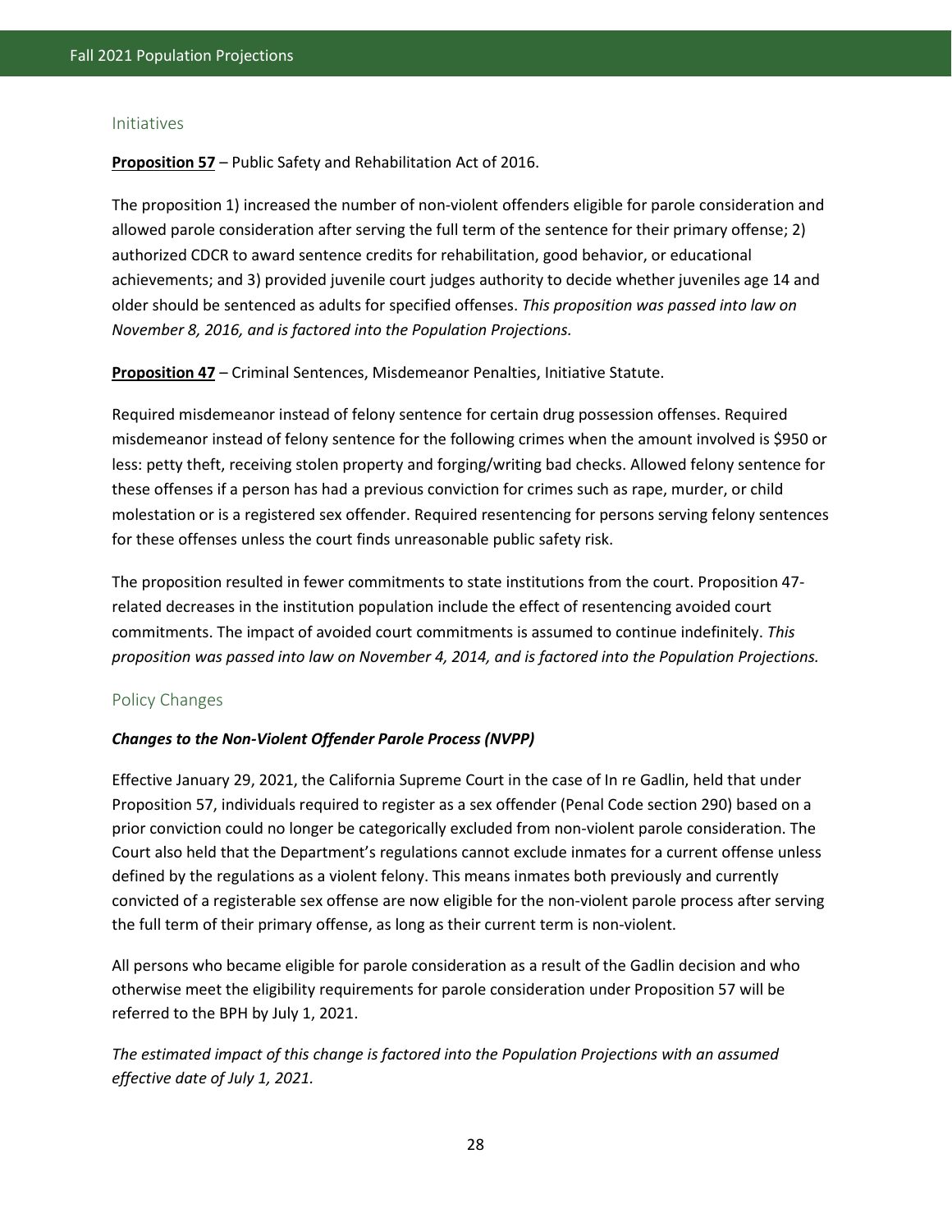## Initiatives

**Proposition 57** – Public Safety and Rehabilitation Act of 2016.

The proposition 1) increased the number of non-violent offenders eligible for parole consideration and allowed parole consideration after serving the full term of the sentence for their primary offense; 2) authorized CDCR to award sentence credits for rehabilitation, good behavior, or educational achievements; and 3) provided juvenile court judges authority to decide whether juveniles age 14 and older should be sentenced as adults for specified offenses. *This proposition was passed into law on November 8, 2016, and is factored into the Population Projections.*

**Proposition 47** – Criminal Sentences, Misdemeanor Penalties, Initiative Statute.

Required misdemeanor instead of felony sentence for certain drug possession offenses. Required misdemeanor instead of felony sentence for the following crimes when the amount involved is $950 or less: petty theft, receiving stolen property and forging/writing bad checks. Allowed felony sentence for these offenses if a person has had a previous conviction for crimes such as rape, murder, or child molestation or is a registered sex offender. Required resentencing for persons serving felony sentences for these offenses unless the court finds unreasonable public safety risk.

The proposition resulted in fewer commitments to state institutions from the court. Proposition 47-related decreases in the institution population include the effect of resentencing avoided court commitments. The impact of avoided court commitments is assumed to continue indefinitely. *This proposition was passed into law on November 4, 2014, and is factored into the Population Projections.*

## Policy Changes

***Changes to the Non-Violent Offender Parole Process (NVPP)***

Effective January 29, 2021, the California Supreme Court in the case of In re Gadlin, held that under Proposition 57, individuals required to register as a sex offender (Penal Code section 290) based on a prior conviction could no longer be categorically excluded from non-violent parole consideration. The Court also held that the Department's regulations cannot exclude inmates for a current offense unless defined by the regulations as a violent felony. This means inmates both previously and currently convicted of a registerable sex offense are now eligible for the non-violent parole process after serving the full term of their primary offense, as long as their current term is non-violent.

All persons who became eligible for parole consideration as a result of the Gadlin decision and who otherwise meet the eligibility requirements for parole consideration under Proposition 57 will be referred to the BPH by July 1, 2021.

*The estimated impact of this change is factored into the Population Projections with an assumed effective date of July 1, 2021.*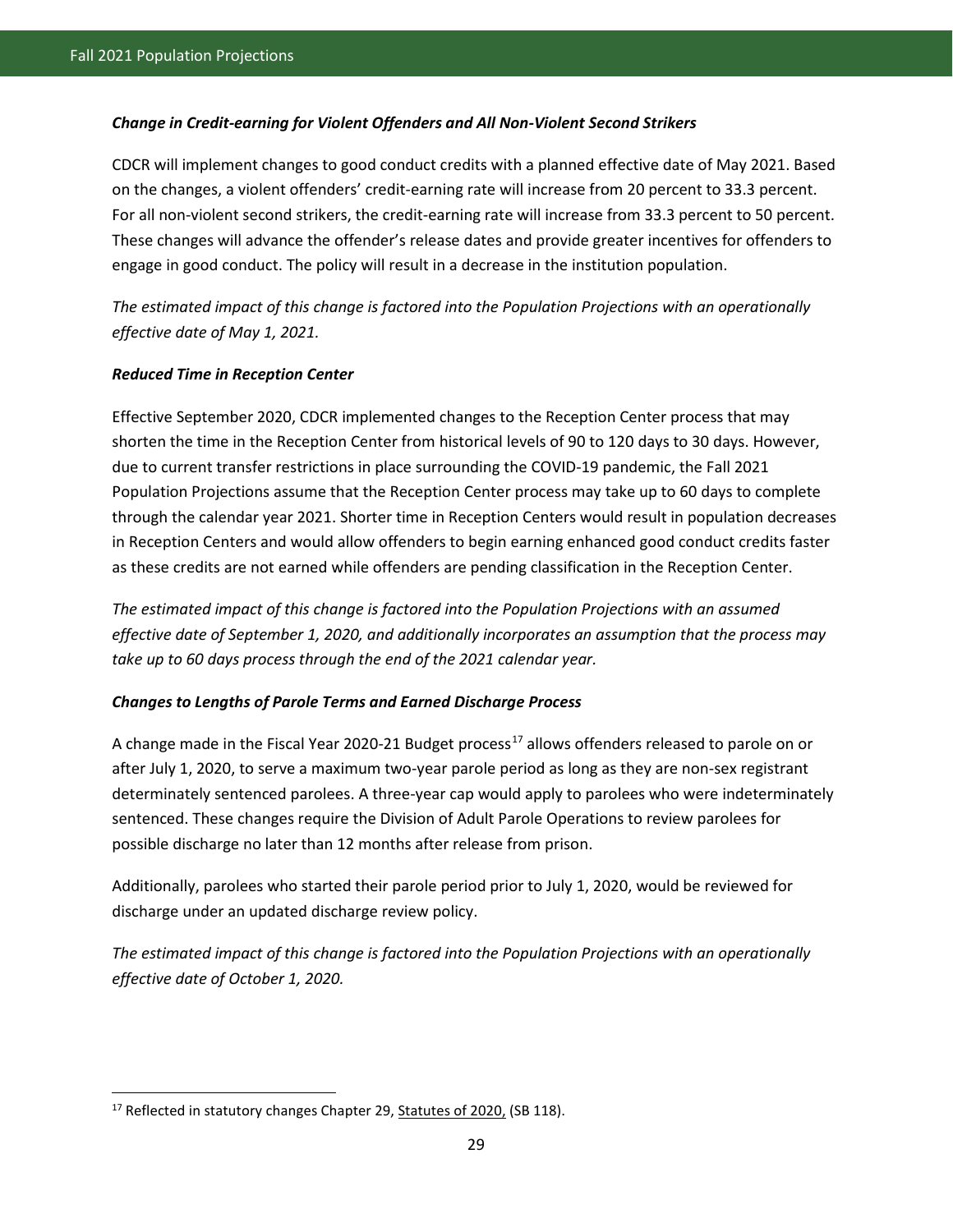***Change in Credit-earning for Violent Offenders and All Non-Violent Second Strikers***

CDCR will implement changes to good conduct credits with a planned effective date of May 2021. Based on the changes, a violent offenders' credit-earning rate will increase from 20 percent to 33.3 percent. For all non-violent second strikers, the credit-earning rate will increase from 33.3 percent to 50 percent. These changes will advance the offender's release dates and provide greater incentives for offenders to engage in good conduct. The policy will result in a decrease in the institution population.

*The estimated impact of this change is factored into the Population Projections with an operationally effective date of May 1, 2021.*

***Reduced Time in Reception Center***

Effective September 2020, CDCR implemented changes to the Reception Center process that may shorten the time in the Reception Center from historical levels of 90 to 120 days to 30 days. However, due to current transfer restrictions in place surrounding the COVID-19 pandemic, the Fall 2021 Population Projections assume that the Reception Center process may take up to 60 days to complete through the calendar year 2021. Shorter time in Reception Centers would result in population decreases in Reception Centers and would allow offenders to begin earning enhanced good conduct credits faster as these credits are not earned while offenders are pending classification in the Reception Center.

*The estimated impact of this change is factored into the Population Projections with an assumed effective date of September 1, 2020, and additionally incorporates an assumption that the process may take up to 60 days process through the end of the 2021 calendar year.*

***Changes to Lengths of Parole Terms and Earned Discharge Process***

A change made in the Fiscal Year 2020-21 Budget process[17] allows offenders released to parole on or after July 1, 2020, to serve a maximum two-year parole period as long as they are non-sex registrant determinately sentenced parolees. A three-year cap would apply to parolees who were indeterminately sentenced. These changes require the Division of Adult Parole Operations to review parolees for possible discharge no later than 12 months after release from prison.

Additionally, parolees who started their parole period prior to July 1, 2020, would be reviewed for discharge under an updated discharge review policy.

*The estimated impact of this change is factored into the Population Projections with an operationally effective date of October 1, 2020.*

[17] Reflected in statutory changes Chapter 29, Statutes of 2020, (SB 118).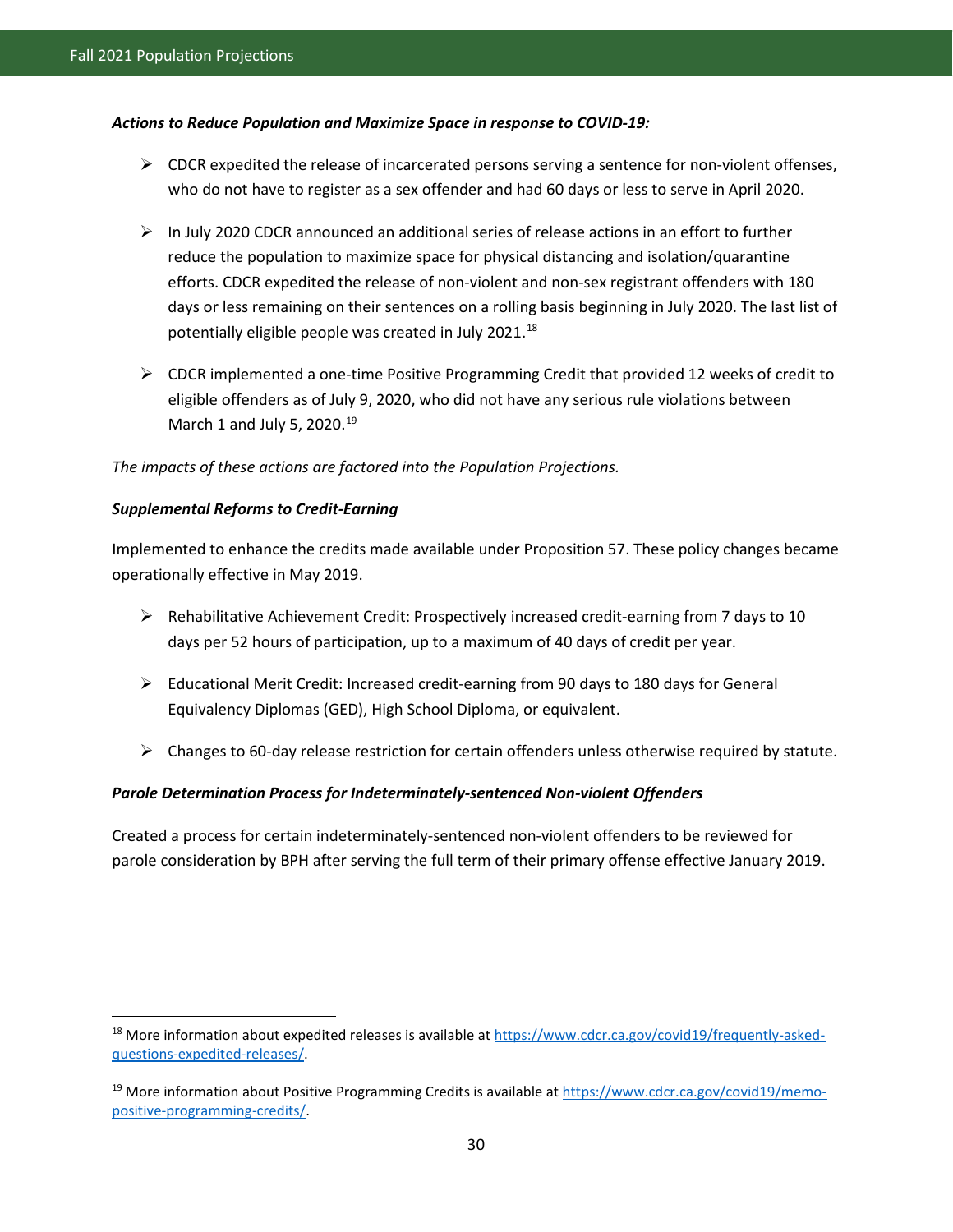***Actions to Reduce Population and Maximize Space in response to COVID-19:***

- CDCR expedited the release of incarcerated persons serving a sentence for non-violent offenses, who do not have to register as a sex offender and had 60 days or less to serve in April 2020.
- In July 2020 CDCR announced an additional series of release actions in an effort to further reduce the population to maximize space for physical distancing and isolation/quarantine efforts. CDCR expedited the release of non-violent and non-sex registrant offenders with 180 days or less remaining on their sentences on a rolling basis beginning in July 2020. The last list of potentially eligible people was created in July 2021.[18]
- CDCR implemented a one-time Positive Programming Credit that provided 12 weeks of credit to eligible offenders as of July 9, 2020, who did not have any serious rule violations between March 1 and July 5, 2020.[19]

*The impacts of these actions are factored into the Population Projections.*

***Supplemental Reforms to Credit-Earning***

Implemented to enhance the credits made available under Proposition 57. These policy changes became operationally effective in May 2019.

- Rehabilitative Achievement Credit: Prospectively increased credit-earning from 7 days to 10 days per 52 hours of participation, up to a maximum of 40 days of credit per year.
- Educational Merit Credit: Increased credit-earning from 90 days to 180 days for General Equivalency Diplomas (GED), High School Diploma, or equivalent.
- Changes to 60-day release restriction for certain offenders unless otherwise required by statute.

***Parole Determination Process for Indeterminately-sentenced Non-violent Offenders***

Created a process for certain indeterminately-sentenced non-violent offenders to be reviewed for parole consideration by BPH after serving the full term of their primary offense effective January 2019.

---

[18] More information about expedited releases is available at [https://www.cdcr.ca.gov/covid19/frequently-asked-questions-expedited-releases/](https://www.cdcr.ca.gov/covid19/frequently-asked-questions-expedited-releases/).

[19] More information about Positive Programming Credits is available at [https://www.cdcr.ca.gov/covid19/memo-positive-programming-credits/](https://www.cdcr.ca.gov/covid19/memo-positive-programming-credits/).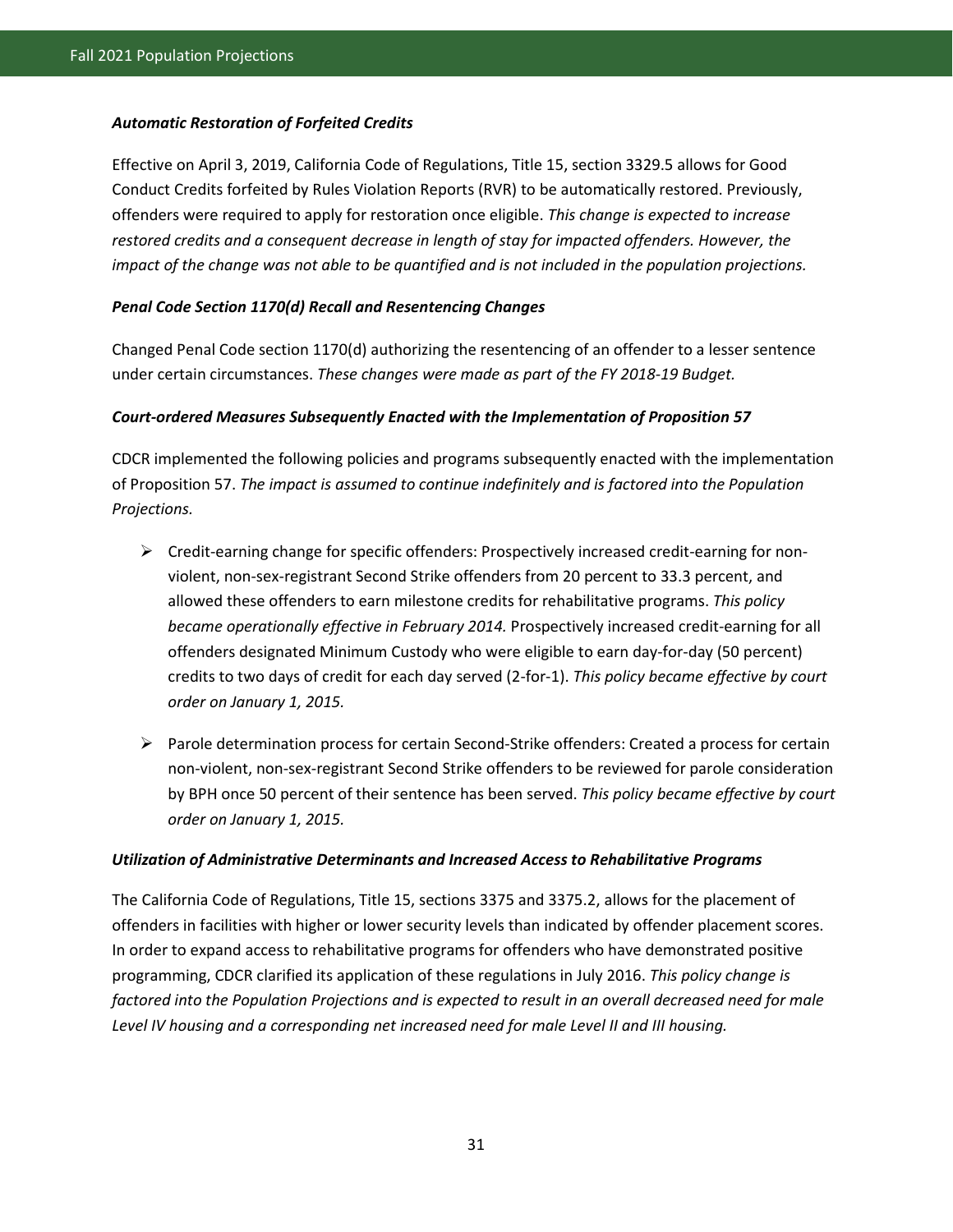***Automatic Restoration of Forfeited Credits***

Effective on April 3, 2019, California Code of Regulations, Title 15, section 3329.5 allows for Good Conduct Credits forfeited by Rules Violation Reports (RVR) to be automatically restored. Previously, offenders were required to apply for restoration once eligible. *This change is expected to increase restored credits and a consequent decrease in length of stay for impacted offenders. However, the impact of the change was not able to be quantified and is not included in the population projections.*

***Penal Code Section 1170(d) Recall and Resentencing Changes***

Changed Penal Code section 1170(d) authorizing the resentencing of an offender to a lesser sentence under certain circumstances. *These changes were made as part of the FY 2018-19 Budget.*

***Court-ordered Measures Subsequently Enacted with the Implementation of Proposition 57***

CDCR implemented the following policies and programs subsequently enacted with the implementation of Proposition 57. *The impact is assumed to continue indefinitely and is factored into the Population Projections.*

- Credit-earning change for specific offenders: Prospectively increased credit-earning for non-violent, non-sex-registrant Second Strike offenders from 20 percent to 33.3 percent, and allowed these offenders to earn milestone credits for rehabilitative programs. *This policy became operationally effective in February 2014.* Prospectively increased credit-earning for all offenders designated Minimum Custody who were eligible to earn day-for-day (50 percent) credits to two days of credit for each day served (2-for-1). *This policy became effective by court order on January 1, 2015.*
- Parole determination process for certain Second-Strike offenders: Created a process for certain non-violent, non-sex-registrant Second Strike offenders to be reviewed for parole consideration by BPH once 50 percent of their sentence has been served. *This policy became effective by court order on January 1, 2015.*

***Utilization of Administrative Determinants and Increased Access to Rehabilitative Programs***

The California Code of Regulations, Title 15, sections 3375 and 3375.2, allows for the placement of offenders in facilities with higher or lower security levels than indicated by offender placement scores. In order to expand access to rehabilitative programs for offenders who have demonstrated positive programming, CDCR clarified its application of these regulations in July 2016. *This policy change is factored into the Population Projections and is expected to result in an overall decreased need for male Level IV housing and a corresponding net increased need for male Level II and III housing.*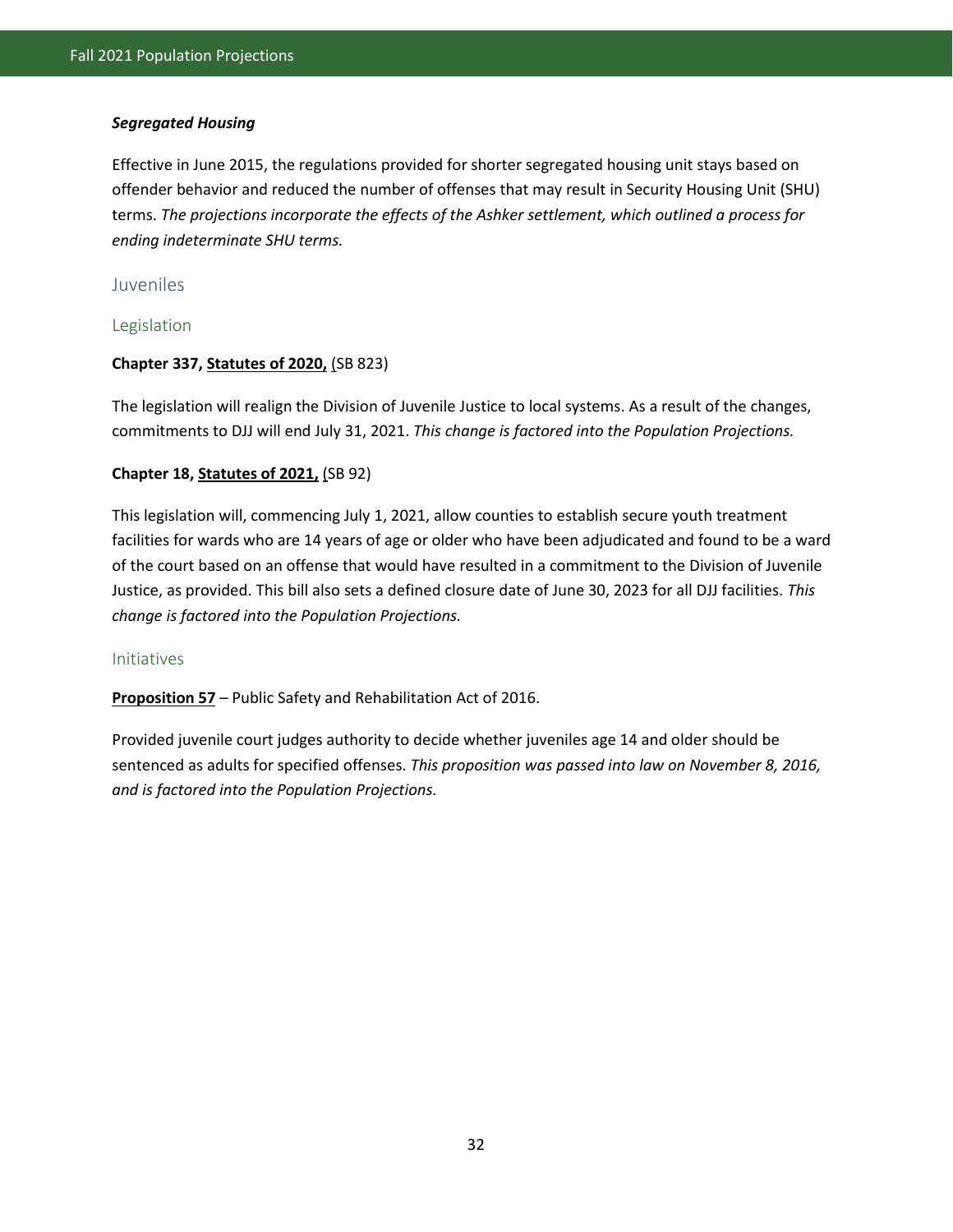#### ***Segregated Housing***

Effective in June 2015, the regulations provided for shorter segregated housing unit stays based on offender behavior and reduced the number of offenses that may result in Security Housing Unit (SHU) terms. *The projections incorporate the effects of the Ashker settlement, which outlined a process for ending indeterminate SHU terms.*

## Juveniles

### Legislation

**Chapter 337, Statutes of 2020,** (SB 823)

The legislation will realign the Division of Juvenile Justice to local systems. As a result of the changes, commitments to DJJ will end July 31, 2021. *This change is factored into the Population Projections.*

**Chapter 18, Statutes of 2021,** (SB 92)

This legislation will, commencing July 1, 2021, allow counties to establish secure youth treatment facilities for wards who are 14 years of age or older who have been adjudicated and found to be a ward of the court based on an offense that would have resulted in a commitment to the Division of Juvenile Justice, as provided. This bill also sets a defined closure date of June 30, 2023 for all DJJ facilities. *This change is factored into the Population Projections.*

### Initiatives

**Proposition 57** – Public Safety and Rehabilitation Act of 2016.

Provided juvenile court judges authority to decide whether juveniles age 14 and older should be sentenced as adults for specified offenses. *This proposition was passed into law on November 8, 2016, and is factored into the Population Projections.*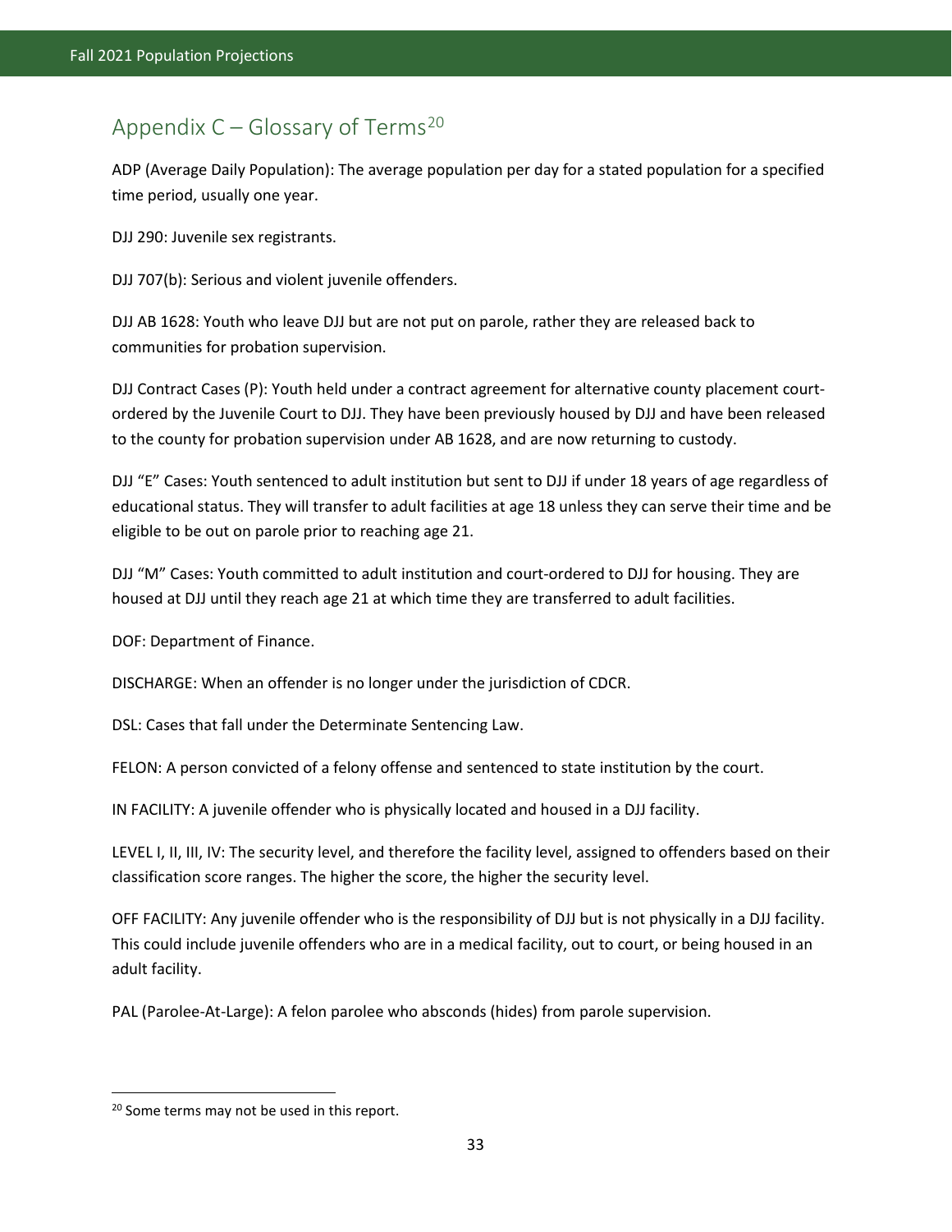## Appendix C – Glossary of Terms[20]

ADP (Average Daily Population): The average population per day for a stated population for a specified time period, usually one year.

DJJ 290: Juvenile sex registrants.

DJJ 707(b): Serious and violent juvenile offenders.

DJJ AB 1628: Youth who leave DJJ but are not put on parole, rather they are released back to communities for probation supervision.

DJJ Contract Cases (P): Youth held under a contract agreement for alternative county placement court-ordered by the Juvenile Court to DJJ. They have been previously housed by DJJ and have been released to the county for probation supervision under AB 1628, and are now returning to custody.

DJJ "E" Cases: Youth sentenced to adult institution but sent to DJJ if under 18 years of age regardless of educational status. They will transfer to adult facilities at age 18 unless they can serve their time and be eligible to be out on parole prior to reaching age 21.

DJJ "M" Cases: Youth committed to adult institution and court-ordered to DJJ for housing. They are housed at DJJ until they reach age 21 at which time they are transferred to adult facilities.

DOF: Department of Finance.

DISCHARGE: When an offender is no longer under the jurisdiction of CDCR.

DSL: Cases that fall under the Determinate Sentencing Law.

FELON: A person convicted of a felony offense and sentenced to state institution by the court.

IN FACILITY: A juvenile offender who is physically located and housed in a DJJ facility.

LEVEL I, II, III, IV: The security level, and therefore the facility level, assigned to offenders based on their classification score ranges. The higher the score, the higher the security level.

OFF FACILITY: Any juvenile offender who is the responsibility of DJJ but is not physically in a DJJ facility. This could include juvenile offenders who are in a medical facility, out to court, or being housed in an adult facility.

PAL (Parolee-At-Large): A felon parolee who absconds (hides) from parole supervision.

---

[20] Some terms may not be used in this report.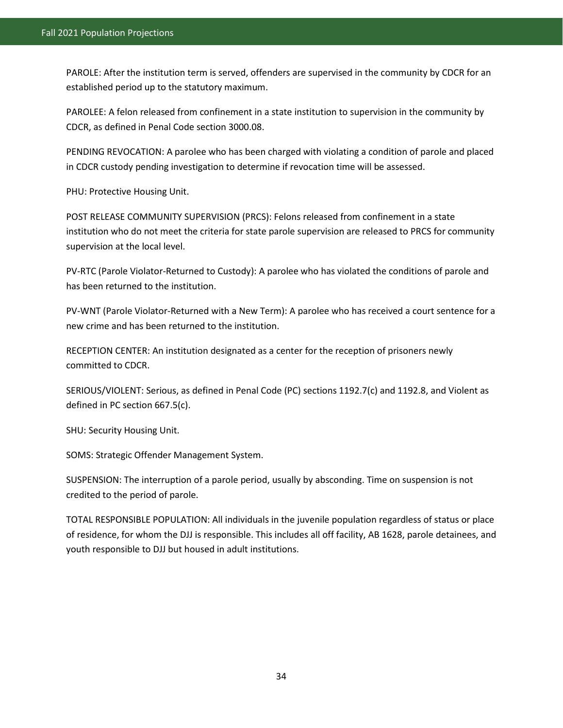PAROLE: After the institution term is served, offenders are supervised in the community by CDCR for an established period up to the statutory maximum.

PAROLEE: A felon released from confinement in a state institution to supervision in the community by CDCR, as defined in Penal Code section 3000.08.

PENDING REVOCATION: A parolee who has been charged with violating a condition of parole and placed in CDCR custody pending investigation to determine if revocation time will be assessed.

PHU: Protective Housing Unit.

POST RELEASE COMMUNITY SUPERVISION (PRCS): Felons released from confinement in a state institution who do not meet the criteria for state parole supervision are released to PRCS for community supervision at the local level.

PV-RTC (Parole Violator-Returned to Custody): A parolee who has violated the conditions of parole and has been returned to the institution.

PV-WNT (Parole Violator-Returned with a New Term): A parolee who has received a court sentence for a new crime and has been returned to the institution.

RECEPTION CENTER: An institution designated as a center for the reception of prisoners newly committed to CDCR.

SERIOUS/VIOLENT: Serious, as defined in Penal Code (PC) sections 1192.7(c) and 1192.8, and Violent as defined in PC section 667.5(c).

SHU: Security Housing Unit.

SOMS: Strategic Offender Management System.

SUSPENSION: The interruption of a parole period, usually by absconding. Time on suspension is not credited to the period of parole.

TOTAL RESPONSIBLE POPULATION: All individuals in the juvenile population regardless of status or place of residence, for whom the DJJ is responsible. This includes all off facility, AB 1628, parole detainees, and youth responsible to DJJ but housed in adult institutions.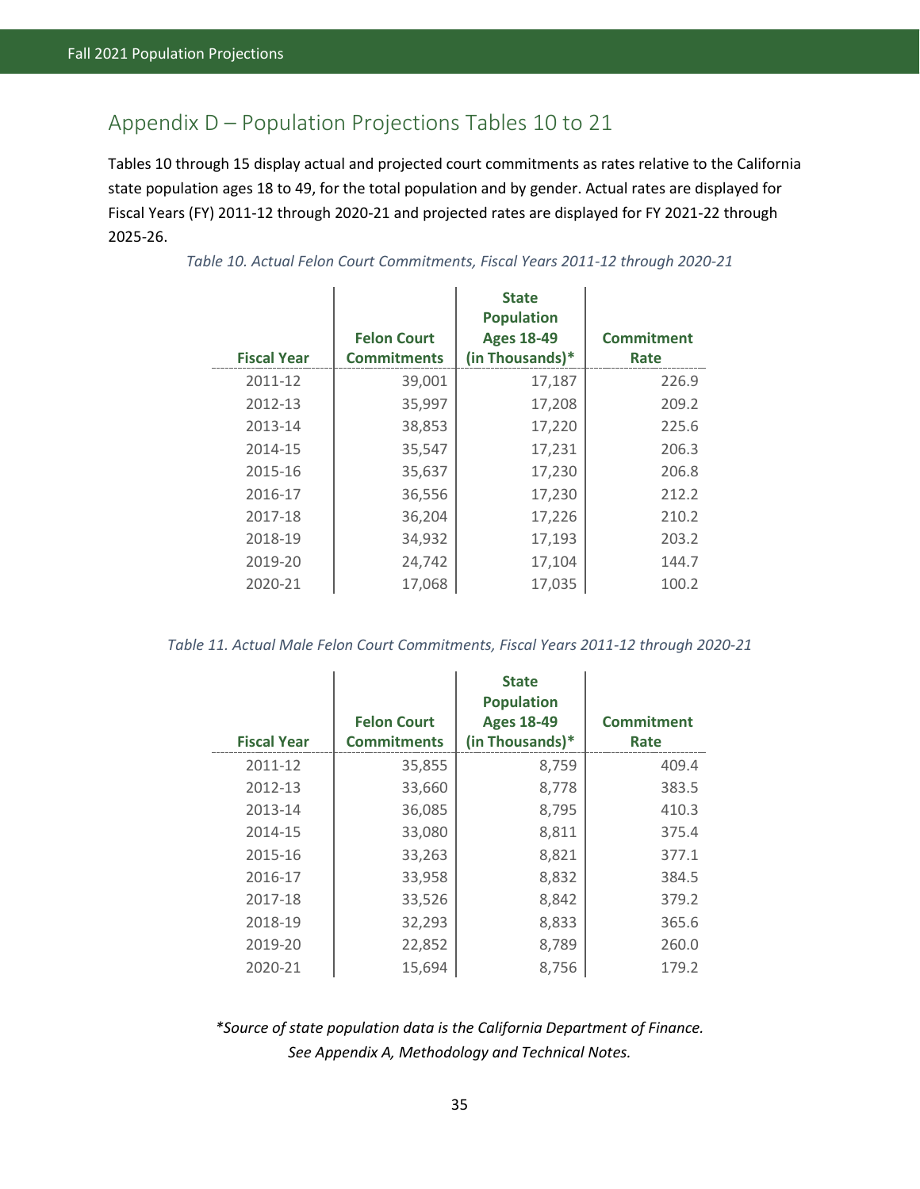## Appendix D – Population Projections Tables 10 to 21

Tables 10 through 15 display actual and projected court commitments as rates relative to the California state population ages 18 to 49, for the total population and by gender. Actual rates are displayed for Fiscal Years (FY) 2011-12 through 2020-21 and projected rates are displayed for FY 2021-22 through 2025-26.

*Table 10. Actual Felon Court Commitments, Fiscal Years 2011-12 through 2020-21*

| Fiscal Year | Felon Court Commitments | State Population Ages 18-49 (in Thousands)* | Commitment Rate |
|---|---|---|---|
| 2011-12 | 39,001 | 17,187 | 226.9 |
| 2012-13 | 35,997 | 17,208 | 209.2 |
| 2013-14 | 38,853 | 17,220 | 225.6 |
| 2014-15 | 35,547 | 17,231 | 206.3 |
| 2015-16 | 35,637 | 17,230 | 206.8 |
| 2016-17 | 36,556 | 17,230 | 212.2 |
| 2017-18 | 36,204 | 17,226 | 210.2 |
| 2018-19 | 34,932 | 17,193 | 203.2 |
| 2019-20 | 24,742 | 17,104 | 144.7 |
| 2020-21 | 17,068 | 17,035 | 100.2 |

*Table 11. Actual Male Felon Court Commitments, Fiscal Years 2011-12 through 2020-21*

| Fiscal Year | Felon Court Commitments | State Population Ages 18-49 (in Thousands)* | Commitment Rate |
|---|---|---|---|
| 2011-12 | 35,855 | 8,759 | 409.4 |
| 2012-13 | 33,660 | 8,778 | 383.5 |
| 2013-14 | 36,085 | 8,795 | 410.3 |
| 2014-15 | 33,080 | 8,811 | 375.4 |
| 2015-16 | 33,263 | 8,821 | 377.1 |
| 2016-17 | 33,958 | 8,832 | 384.5 |
| 2017-18 | 33,526 | 8,842 | 379.2 |
| 2018-19 | 32,293 | 8,833 | 365.6 |
| 2019-20 | 22,852 | 8,789 | 260.0 |
| 2020-21 | 15,694 | 8,756 | 179.2 |

*\*Source of state population data is the California Department of Finance.*
*See Appendix A, Methodology and Technical Notes.*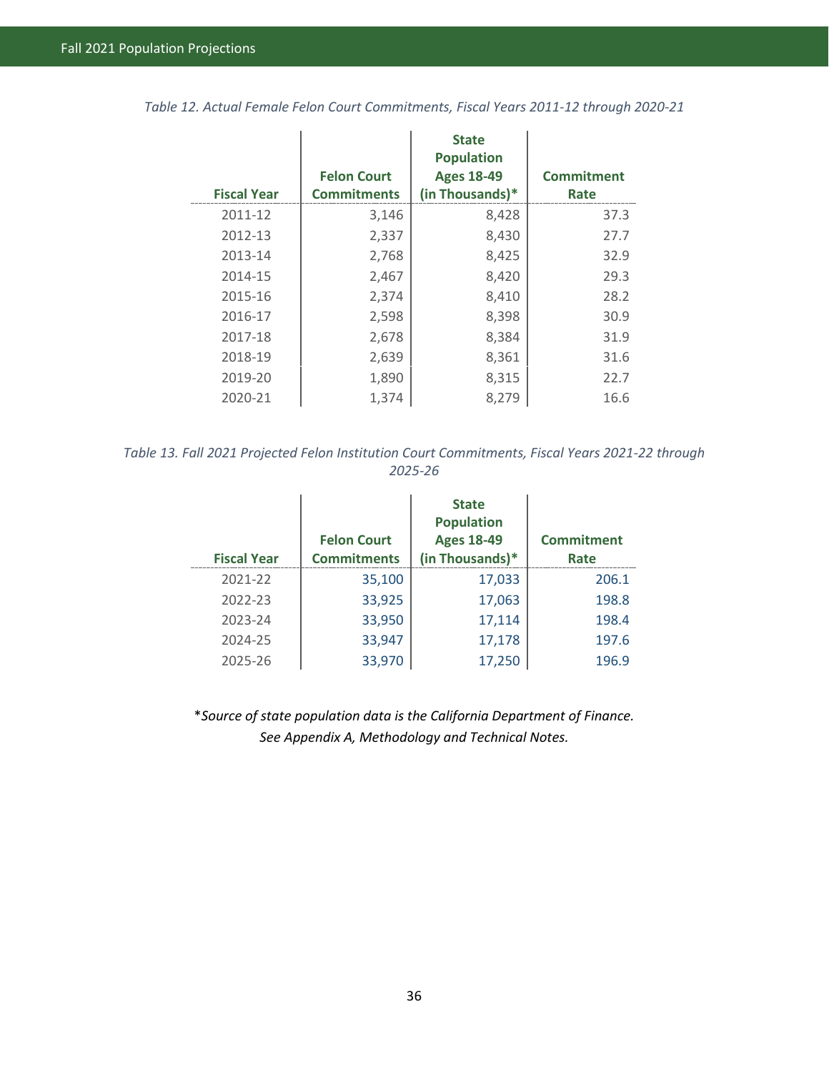*Table 12. Actual Female Felon Court Commitments, Fiscal Years 2011-12 through 2020-21*

| Fiscal Year | Felon Court Commitments | State Population Ages 18-49 (in Thousands)* | Commitment Rate |
|---|---|---|---|
| 2011-12 | 3,146 | 8,428 | 37.3 |
| 2012-13 | 2,337 | 8,430 | 27.7 |
| 2013-14 | 2,768 | 8,425 | 32.9 |
| 2014-15 | 2,467 | 8,420 | 29.3 |
| 2015-16 | 2,374 | 8,410 | 28.2 |
| 2016-17 | 2,598 | 8,398 | 30.9 |
| 2017-18 | 2,678 | 8,384 | 31.9 |
| 2018-19 | 2,639 | 8,361 | 31.6 |
| 2019-20 | 1,890 | 8,315 | 22.7 |
| 2020-21 | 1,374 | 8,279 | 16.6 |

*Table 13. Fall 2021 Projected Felon Institution Court Commitments, Fiscal Years 2021-22 through 2025-26*

| Fiscal Year | Felon Court Commitments | State Population Ages 18-49 (in Thousands)* | Commitment Rate |
|---|---|---|---|
| 2021-22 | 35,100 | 17,033 | 206.1 |
| 2022-23 | 33,925 | 17,063 | 198.8 |
| 2023-24 | 33,950 | 17,114 | 198.4 |
| 2024-25 | 33,947 | 17,178 | 197.6 |
| 2025-26 | 33,970 | 17,250 | 196.9 |

*\*Source of state population data is the California Department of Finance. See Appendix A, Methodology and Technical Notes.*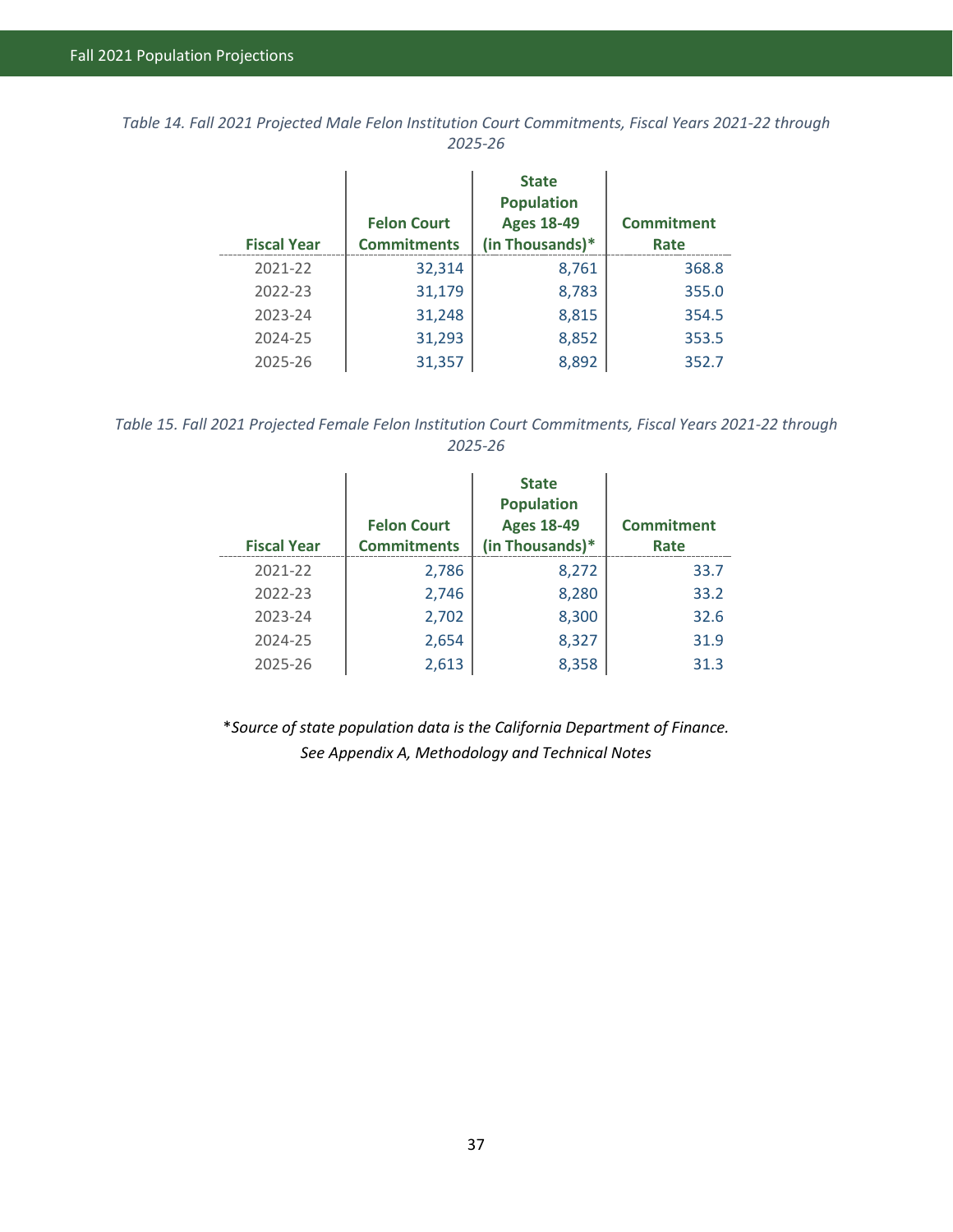*Table 14. Fall 2021 Projected Male Felon Institution Court Commitments, Fiscal Years 2021-22 through 2025-26*

| Fiscal Year | Felon Court Commitments | State Population Ages 18-49 (in Thousands)* | Commitment Rate |
|---|---|---|---|
| 2021-22 | 32,314 | 8,761 | 368.8 |
| 2022-23 | 31,179 | 8,783 | 355.0 |
| 2023-24 | 31,248 | 8,815 | 354.5 |
| 2024-25 | 31,293 | 8,852 | 353.5 |
| 2025-26 | 31,357 | 8,892 | 352.7 |

*Table 15. Fall 2021 Projected Female Felon Institution Court Commitments, Fiscal Years 2021-22 through 2025-26*

| Fiscal Year | Felon Court Commitments | State Population Ages 18-49 (in Thousands)* | Commitment Rate |
|---|---|---|---|
| 2021-22 | 2,786 | 8,272 | 33.7 |
| 2022-23 | 2,746 | 8,280 | 33.2 |
| 2023-24 | 2,702 | 8,300 | 32.6 |
| 2024-25 | 2,654 | 8,327 | 31.9 |
| 2025-26 | 2,613 | 8,358 | 31.3 |

**Source of state population data is the California Department of Finance.*
*See Appendix A, Methodology and Technical Notes*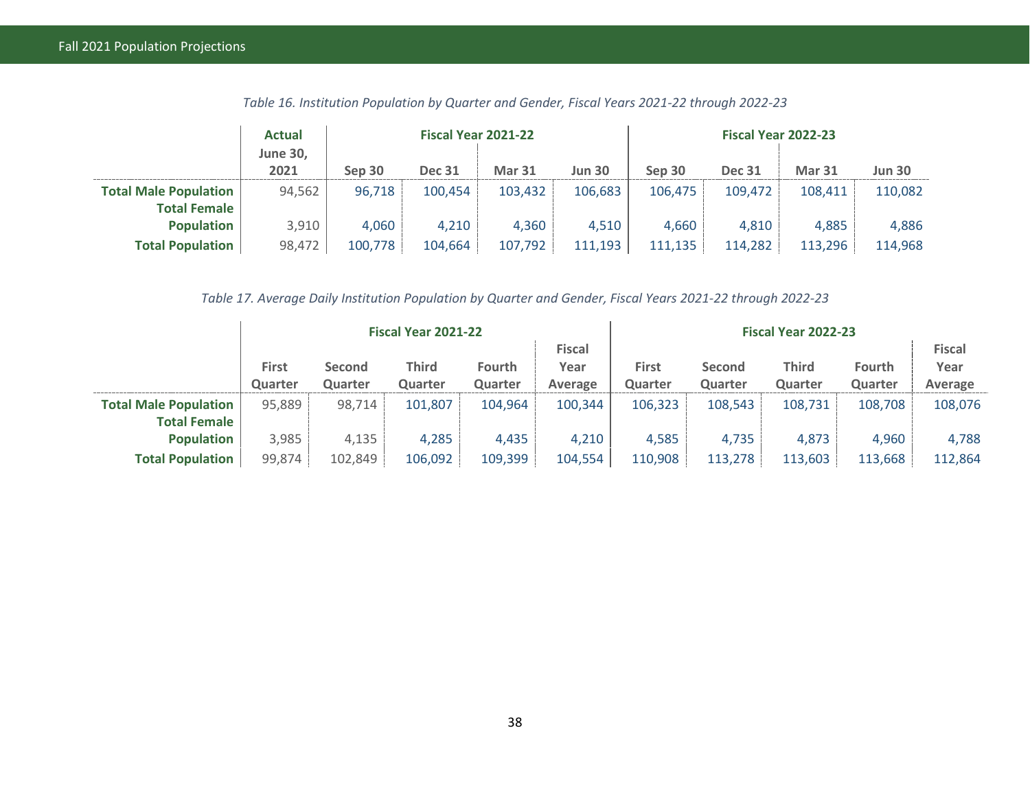*Table 16. Institution Population by Quarter and Gender, Fiscal Years 2021-22 through 2022-23*

| | Actual | Fiscal Year 2021-22 | | | | Fiscal Year 2022-23 | | | |
|---|---|---|---|---|---|---|---|---|---|
| | June 30, 2021 | Sep 30 | Dec 31 | Mar 31 | Jun 30 | Sep 30 | Dec 31 | Mar 31 | Jun 30 |
| **Total Male Population** | 94,562 | 96,718 | 100,454 | 103,432 | 106,683 | 106,475 | 109,472 | 108,411 | 110,082 |
| **Total Female Population** | 3,910 | 4,060 | 4,210 | 4,360 | 4,510 | 4,660 | 4,810 | 4,885 | 4,886 |
| **Total Population** | 98,472 | 100,778 | 104,664 | 107,792 | 111,193 | 111,135 | 114,282 | 113,296 | 114,968 |

*Table 17. Average Daily Institution Population by Quarter and Gender, Fiscal Years 2021-22 through 2022-23*

| | Fiscal Year 2021-22 | | | | | Fiscal Year 2022-23 | | | | |
|---|---|---|---|---|---|---|---|---|---|---|
| | First Quarter | Second Quarter | Third Quarter | Fourth Quarter | Fiscal Year Average | First Quarter | Second Quarter | Third Quarter | Fourth Quarter | Fiscal Year Average |
| **Total Male Population** | 95,889 | 98,714 | 101,807 | 104,964 | 100,344 | 106,323 | 108,543 | 108,731 | 108,708 | 108,076 |
| **Total Female Population** | 3,985 | 4,135 | 4,285 | 4,435 | 4,210 | 4,585 | 4,735 | 4,873 | 4,960 | 4,788 |
| **Total Population** | 99,874 | 102,849 | 106,092 | 109,399 | 104,554 | 110,908 | 113,278 | 113,603 | 113,668 | 112,864 |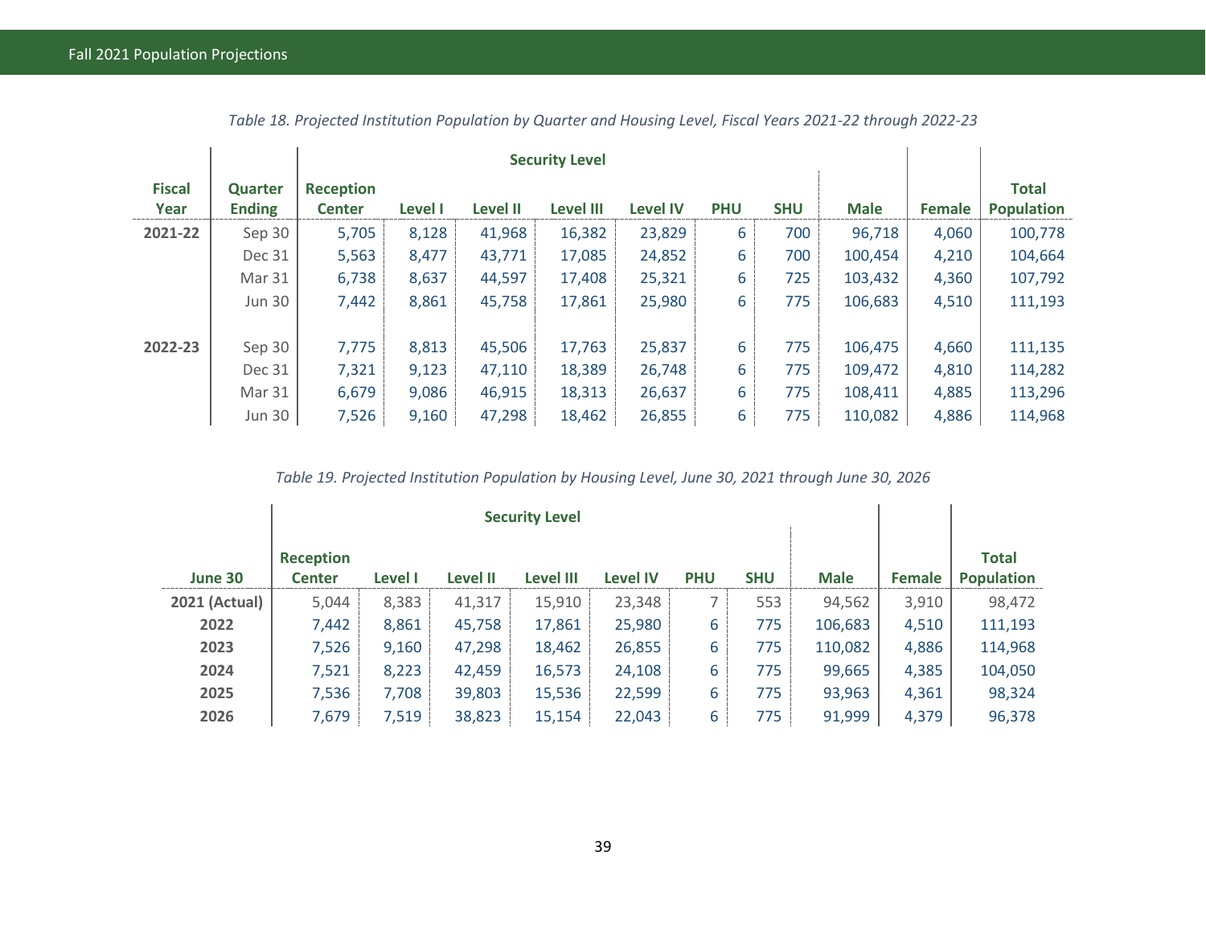*Table 18. Projected Institution Population by Quarter and Housing Level, Fiscal Years 2021-22 through 2022-23*

| Fiscal Year | Quarter Ending | Security Level | | | | | | | Male | Female | Total Population |
|---|---|---|---|---|---|---|---|---|---|---|---|
| | | Reception Center | Level I | Level II | Level III | Level IV | PHU | SHU | | | |
| **2021-22** | Sep 30 | 5,705 | 8,128 | 41,968 | 16,382 | 23,829 | 6 | 700 | 96,718 | 4,060 | 100,778 |
| | Dec 31 | 5,563 | 8,477 | 43,771 | 17,085 | 24,852 | 6 | 700 | 100,454 | 4,210 | 104,664 |
| | Mar 31 | 6,738 | 8,637 | 44,597 | 17,408 | 25,321 | 6 | 725 | 103,432 | 4,360 | 107,792 |
| | Jun 30 | 7,442 | 8,861 | 45,758 | 17,861 | 25,980 | 6 | 775 | 106,683 | 4,510 | 111,193 |
| **2022-23** | Sep 30 | 7,775 | 8,813 | 45,506 | 17,763 | 25,837 | 6 | 775 | 106,475 | 4,660 | 111,135 |
| | Dec 31 | 7,321 | 9,123 | 47,110 | 18,389 | 26,748 | 6 | 775 | 109,472 | 4,810 | 114,282 |
| | Mar 31 | 6,679 | 9,086 | 46,915 | 18,313 | 26,637 | 6 | 775 | 108,411 | 4,885 | 113,296 |
| | Jun 30 | 7,526 | 9,160 | 47,298 | 18,462 | 26,855 | 6 | 775 | 110,082 | 4,886 | 114,968 |

*Table 19. Projected Institution Population by Housing Level, June 30, 2021 through June 30, 2026*

| June 30 | Security Level | | | | | | | Male | Female | Total Population |
|---|---|---|---|---|---|---|---|---|---|---|
| | Reception Center | Level I | Level II | Level III | Level IV | PHU | SHU | | | |
| **2021 (Actual)** | 5,044 | 8,383 | 41,317 | 15,910 | 23,348 | 7 | 553 | 94,562 | 3,910 | 98,472 |
| **2022** | 7,442 | 8,861 | 45,758 | 17,861 | 25,980 | 6 | 775 | 106,683 | 4,510 | 111,193 |
| **2023** | 7,526 | 9,160 | 47,298 | 18,462 | 26,855 | 6 | 775 | 110,082 | 4,886 | 114,968 |
| **2024** | 7,521 | 8,223 | 42,459 | 16,573 | 24,108 | 6 | 775 | 99,665 | 4,385 | 104,050 |
| **2025** | 7,536 | 7,708 | 39,803 | 15,536 | 22,599 | 6 | 775 | 93,963 | 4,361 | 98,324 |
| **2026** | 7,679 | 7,519 | 38,823 | 15,154 | 22,043 | 6 | 775 | 91,999 | 4,379 | 96,378 |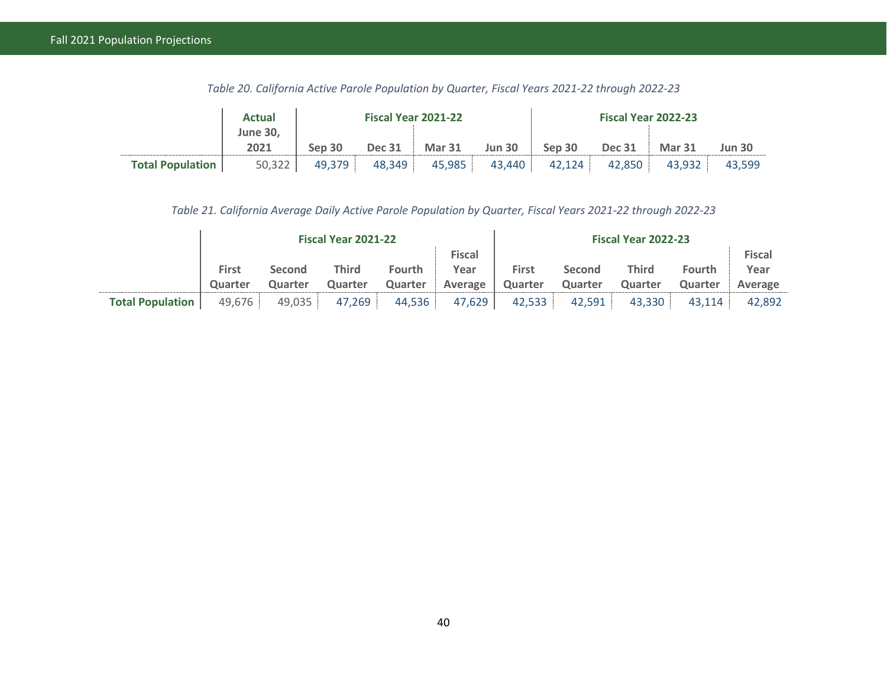*Table 20. California Active Parole Population by Quarter, Fiscal Years 2021-22 through 2022-23*

| | Actual | Fiscal Year 2021-22 | | | | Fiscal Year 2022-23 | | | |
|---|---|---|---|---|---|---|---|---|---|
| | June 30, 2021 | Sep 30 | Dec 31 | Mar 31 | Jun 30 | Sep 30 | Dec 31 | Mar 31 | Jun 30 |
| **Total Population** | 50,322 | 49,379 | 48,349 | 45,985 | 43,440 | 42,124 | 42,850 | 43,932 | 43,599 |

*Table 21. California Average Daily Active Parole Population by Quarter, Fiscal Years 2021-22 through 2022-23*

| | Fiscal Year 2021-22 | | | | | Fiscal Year 2022-23 | | | | |
|---|---|---|---|---|---|---|---|---|---|---|
| | First Quarter | Second Quarter | Third Quarter | Fourth Quarter | Fiscal Year Average | First Quarter | Second Quarter | Third Quarter | Fourth Quarter | Fiscal Year Average |
| **Total Population** | 49,676 | 49,035 | 47,269 | 44,536 | 47,629 | 42,533 | 42,591 | 43,330 | 43,114 | 42,892 |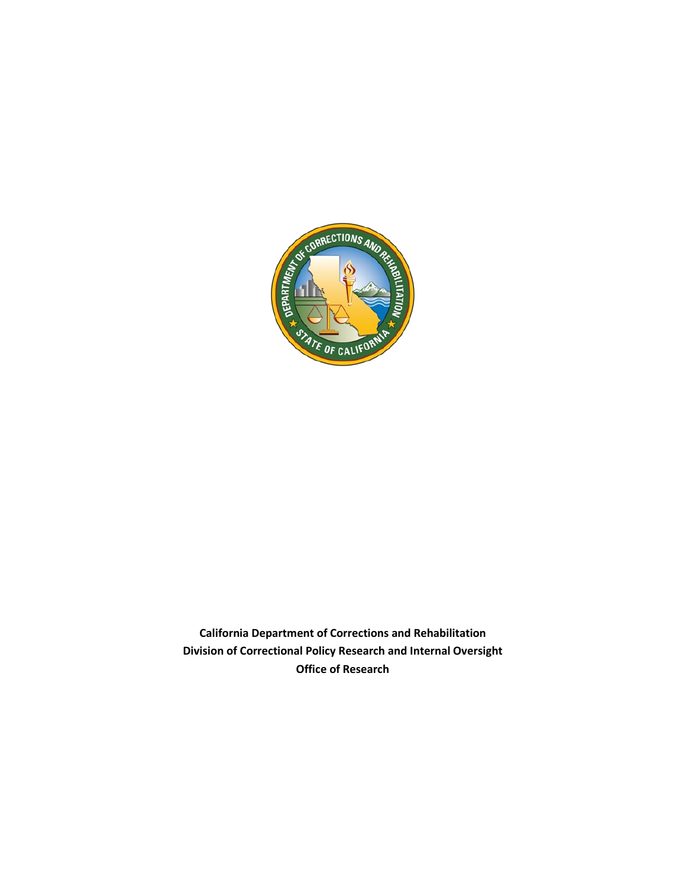**California Department of Corrections and Rehabilitation**
**Division of Correctional Policy Research and Internal Oversight**
**Office of Research**